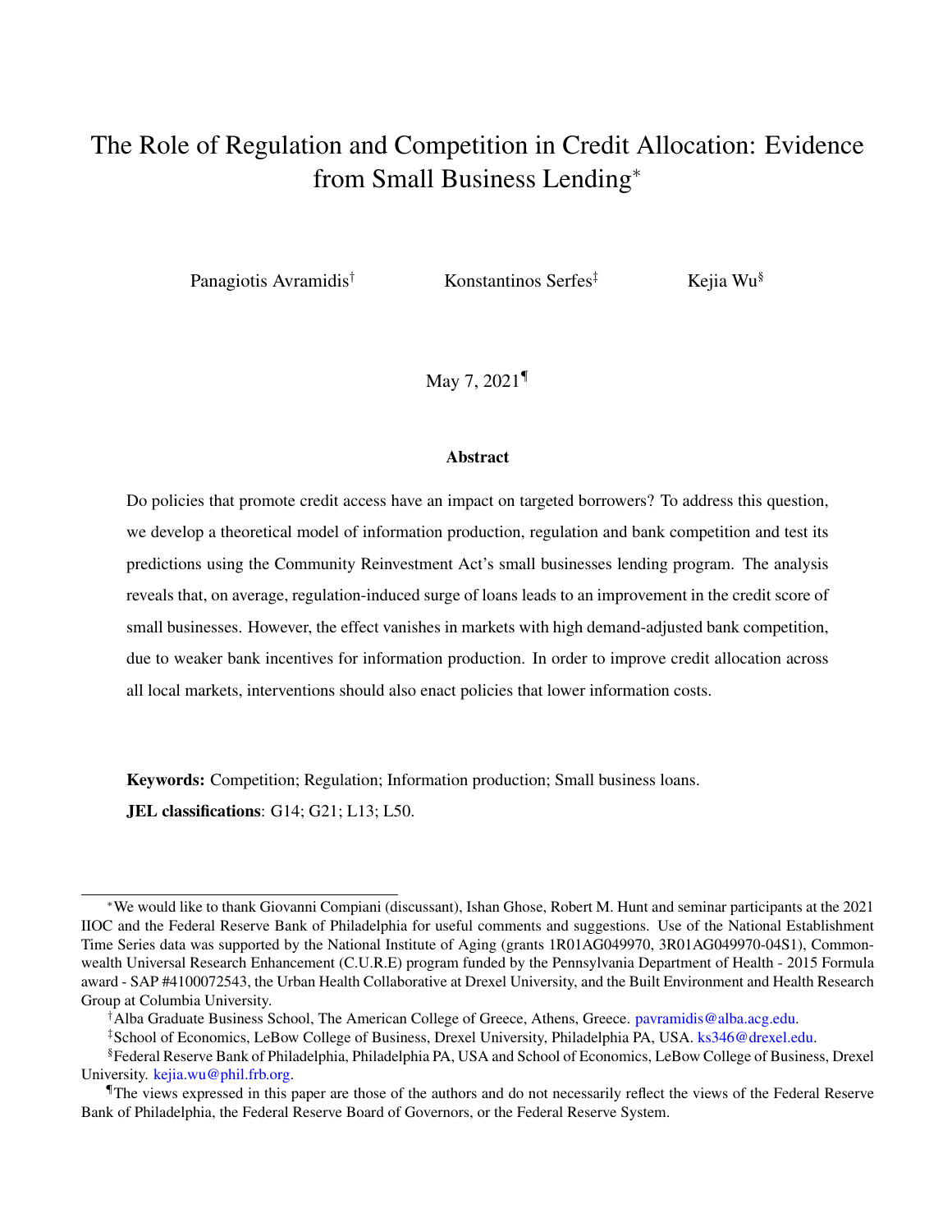# The Role of Regulation and Competition in Credit Allocation: Evidence from Small Business Lending[*]

Panagiotis Avramidis[†] Konstantinos Serfes[‡] Kejia Wu[§]

May 7, 2021[¶]

### Abstract

Do policies that promote credit access have an impact on targeted borrowers? To address this question, we develop a theoretical model of information production, regulation and bank competition and test its predictions using the Community Reinvestment Act's small businesses lending program. The analysis reveals that, on average, regulation-induced surge of loans leads to an improvement in the credit score of small businesses. However, the effect vanishes in markets with high demand-adjusted bank competition, due to weaker bank incentives for information production. In order to improve credit allocation across all local markets, interventions should also enact policies that lower information costs.

**Keywords:** Competition; Regulation; Information production; Small business loans.

**JEL classifications**: G14; G21; L13; L50.

---

[*] We would like to thank Giovanni Compiani (discussant), Ishan Ghose, Robert M. Hunt and seminar participants at the 2021 IIOC and the Federal Reserve Bank of Philadelphia for useful comments and suggestions. Use of the National Establishment Time Series data was supported by the National Institute of Aging (grants 1R01AG049970, 3R01AG049970-04S1), Commonwealth Universal Research Enhancement (C.U.R.E) program funded by the Pennsylvania Department of Health - 2015 Formula award - SAP #4100072543, the Urban Health Collaborative at Drexel University, and the Built Environment and Health Research Group at Columbia University.

[†] Alba Graduate Business School, The American College of Greece, Athens, Greece. pavramidis@alba.acg.edu.

[‡] School of Economics, LeBow College of Business, Drexel University, Philadelphia PA, USA. ks346@drexel.edu.

[§] Federal Reserve Bank of Philadelphia, Philadelphia PA, USA and School of Economics, LeBow College of Business, Drexel University. kejia.wu@phil.frb.org.

[¶] The views expressed in this paper are those of the authors and do not necessarily reflect the views of the Federal Reserve Bank of Philadelphia, the Federal Reserve Board of Governors, or the Federal Reserve System.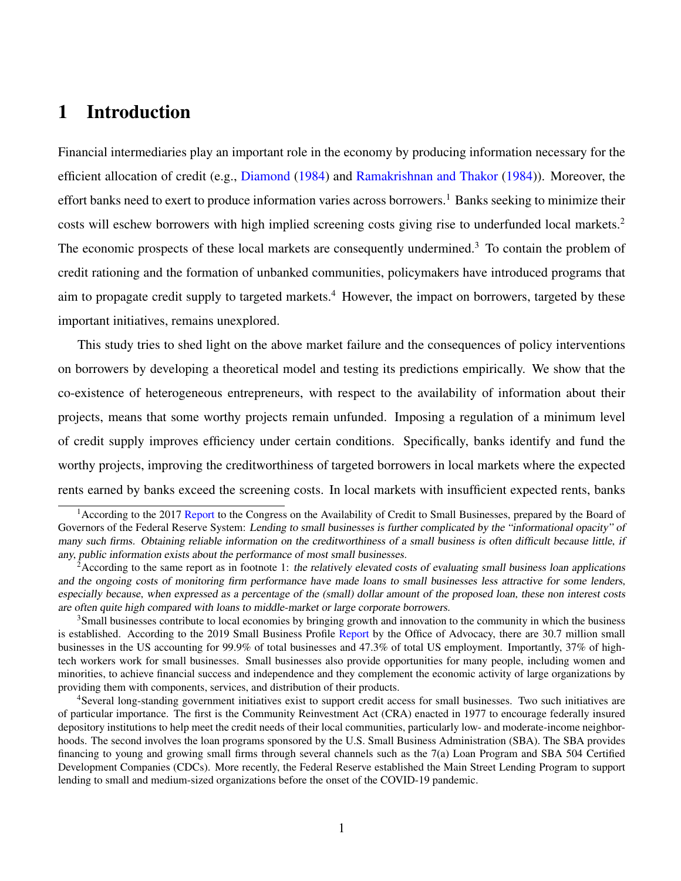# 1 Introduction

Financial intermediaries play an important role in the economy by producing information necessary for the efficient allocation of credit (e.g., Diamond (1984) and Ramakrishnan and Thakor (1984)). Moreover, the effort banks need to exert to produce information varies across borrowers.[1] Banks seeking to minimize their costs will eschew borrowers with high implied screening costs giving rise to underfunded local markets.[2] The economic prospects of these local markets are consequently undermined.[3] To contain the problem of credit rationing and the formation of unbanked communities, policymakers have introduced programs that aim to propagate credit supply to targeted markets.[4] However, the impact on borrowers, targeted by these important initiatives, remains unexplored.

This study tries to shed light on the above market failure and the consequences of policy interventions on borrowers by developing a theoretical model and testing its predictions empirically. We show that the co-existence of heterogeneous entrepreneurs, with respect to the availability of information about their projects, means that some worthy projects remain unfunded. Imposing a regulation of a minimum level of credit supply improves efficiency under certain conditions. Specifically, banks identify and fund the worthy projects, improving the creditworthiness of targeted borrowers in local markets where the expected rents earned by banks exceed the screening costs. In local markets with insufficient expected rents, banks

---

[1] According to the 2017 Report to the Congress on the Availability of Credit to Small Businesses, prepared by the Board of Governors of the Federal Reserve System: *Lending to small businesses is further complicated by the "informational opacity" of many such firms. Obtaining reliable information on the creditworthiness of a small business is often difficult because little, if any, public information exists about the performance of most small businesses.*

[2] According to the same report as in footnote 1: *the relatively elevated costs of evaluating small business loan applications and the ongoing costs of monitoring firm performance have made loans to small businesses less attractive for some lenders, especially because, when expressed as a percentage of the (small) dollar amount of the proposed loan, these non interest costs are often quite high compared with loans to middle-market or large corporate borrowers.*

[3] Small businesses contribute to local economies by bringing growth and innovation to the community in which the business is established. According to the 2019 Small Business Profile Report by the Office of Advocacy, there are 30.7 million small businesses in the US accounting for 99.9% of total businesses and 47.3% of total US employment. Importantly, 37% of high-tech workers work for small businesses. Small businesses also provide opportunities for many people, including women and minorities, to achieve financial success and independence and they complement the economic activity of large organizations by providing them with components, services, and distribution of their products.

[4] Several long-standing government initiatives exist to support credit access for small businesses. Two such initiatives are of particular importance. The first is the Community Reinvestment Act (CRA) enacted in 1977 to encourage federally insured depository institutions to help meet the credit needs of their local communities, particularly low- and moderate-income neighborhoods. The second involves the loan programs sponsored by the U.S. Small Business Administration (SBA). The SBA provides financing to young and growing small firms through several channels such as the 7(a) Loan Program and SBA 504 Certified Development Companies (CDCs). More recently, the Federal Reserve established the Main Street Lending Program to support lending to small and medium-sized organizations before the onset of the COVID-19 pandemic.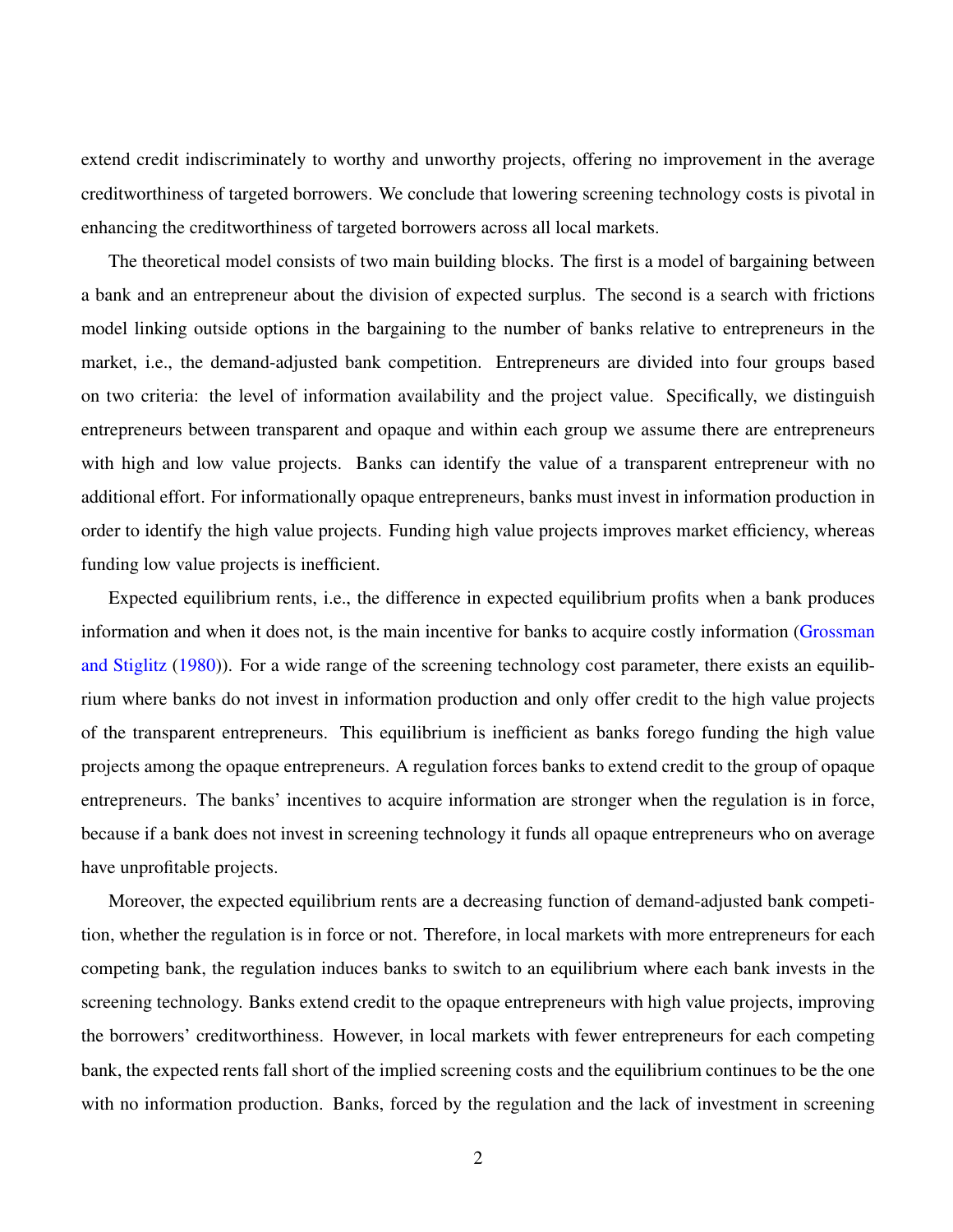extend credit indiscriminately to worthy and unworthy projects, offering no improvement in the average creditworthiness of targeted borrowers. We conclude that lowering screening technology costs is pivotal in enhancing the creditworthiness of targeted borrowers across all local markets.

The theoretical model consists of two main building blocks. The first is a model of bargaining between a bank and an entrepreneur about the division of expected surplus. The second is a search with frictions model linking outside options in the bargaining to the number of banks relative to entrepreneurs in the market, i.e., the demand-adjusted bank competition. Entrepreneurs are divided into four groups based on two criteria: the level of information availability and the project value. Specifically, we distinguish entrepreneurs between transparent and opaque and within each group we assume there are entrepreneurs with high and low value projects. Banks can identify the value of a transparent entrepreneur with no additional effort. For informationally opaque entrepreneurs, banks must invest in information production in order to identify the high value projects. Funding high value projects improves market efficiency, whereas funding low value projects is inefficient.

Expected equilibrium rents, i.e., the difference in expected equilibrium profits when a bank produces information and when it does not, is the main incentive for banks to acquire costly information (Grossman and Stiglitz (1980)). For a wide range of the screening technology cost parameter, there exists an equilibrium where banks do not invest in information production and only offer credit to the high value projects of the transparent entrepreneurs. This equilibrium is inefficient as banks forego funding the high value projects among the opaque entrepreneurs. A regulation forces banks to extend credit to the group of opaque entrepreneurs. The banks' incentives to acquire information are stronger when the regulation is in force, because if a bank does not invest in screening technology it funds all opaque entrepreneurs who on average have unprofitable projects.

Moreover, the expected equilibrium rents are a decreasing function of demand-adjusted bank competition, whether the regulation is in force or not. Therefore, in local markets with more entrepreneurs for each competing bank, the regulation induces banks to switch to an equilibrium where each bank invests in the screening technology. Banks extend credit to the opaque entrepreneurs with high value projects, improving the borrowers' creditworthiness. However, in local markets with fewer entrepreneurs for each competing bank, the expected rents fall short of the implied screening costs and the equilibrium continues to be the one with no information production. Banks, forced by the regulation and the lack of investment in screening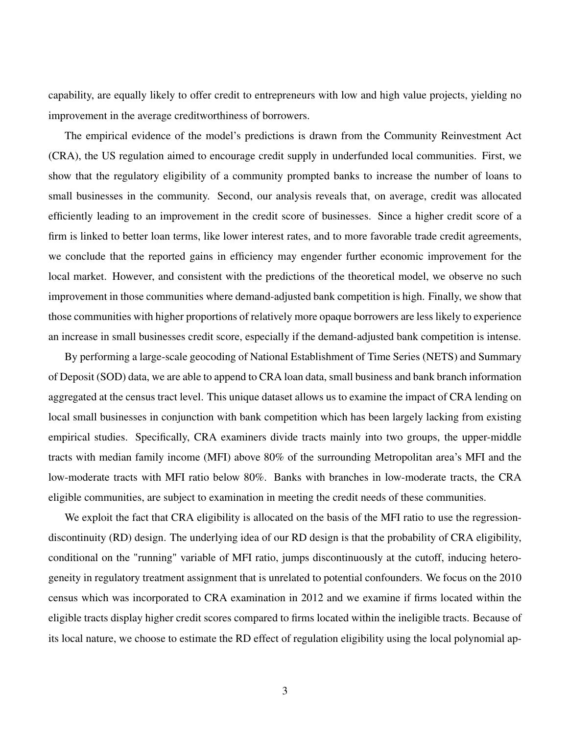capability, are equally likely to offer credit to entrepreneurs with low and high value projects, yielding no improvement in the average creditworthiness of borrowers.

The empirical evidence of the model's predictions is drawn from the Community Reinvestment Act (CRA), the US regulation aimed to encourage credit supply in underfunded local communities. First, we show that the regulatory eligibility of a community prompted banks to increase the number of loans to small businesses in the community. Second, our analysis reveals that, on average, credit was allocated efficiently leading to an improvement in the credit score of businesses. Since a higher credit score of a firm is linked to better loan terms, like lower interest rates, and to more favorable trade credit agreements, we conclude that the reported gains in efficiency may engender further economic improvement for the local market. However, and consistent with the predictions of the theoretical model, we observe no such improvement in those communities where demand-adjusted bank competition is high. Finally, we show that those communities with higher proportions of relatively more opaque borrowers are less likely to experience an increase in small businesses credit score, especially if the demand-adjusted bank competition is intense.

By performing a large-scale geocoding of National Establishment of Time Series (NETS) and Summary of Deposit (SOD) data, we are able to append to CRA loan data, small business and bank branch information aggregated at the census tract level. This unique dataset allows us to examine the impact of CRA lending on local small businesses in conjunction with bank competition which has been largely lacking from existing empirical studies. Specifically, CRA examiners divide tracts mainly into two groups, the upper-middle tracts with median family income (MFI) above 80% of the surrounding Metropolitan area's MFI and the low-moderate tracts with MFI ratio below 80%. Banks with branches in low-moderate tracts, the CRA eligible communities, are subject to examination in meeting the credit needs of these communities.

We exploit the fact that CRA eligibility is allocated on the basis of the MFI ratio to use the regression-discontinuity (RD) design. The underlying idea of our RD design is that the probability of CRA eligibility, conditional on the "running" variable of MFI ratio, jumps discontinuously at the cutoff, inducing heterogeneity in regulatory treatment assignment that is unrelated to potential confounders. We focus on the 2010 census which was incorporated to CRA examination in 2012 and we examine if firms located within the eligible tracts display higher credit scores compared to firms located within the ineligible tracts. Because of its local nature, we choose to estimate the RD effect of regulation eligibility using the local polynomial ap-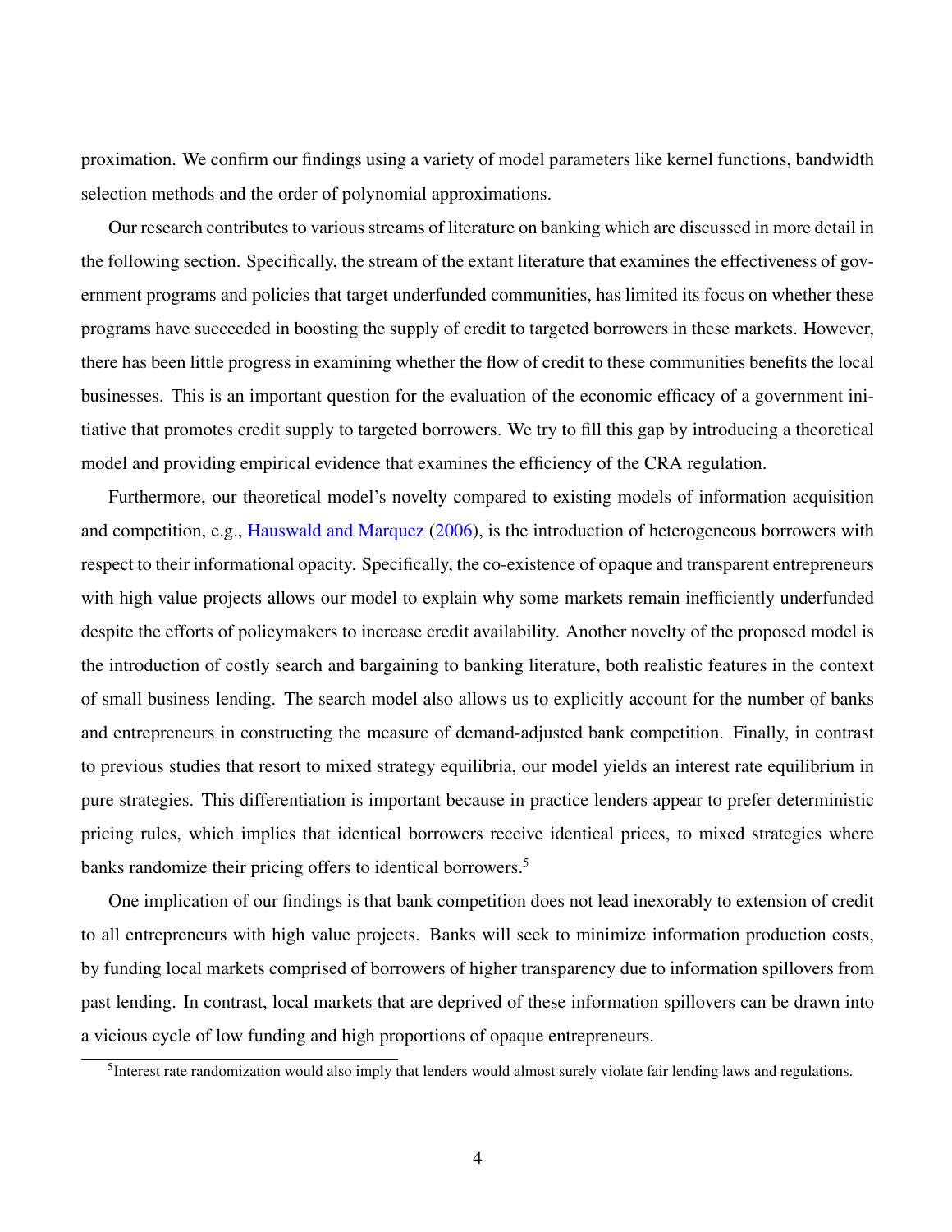proximation. We confirm our findings using a variety of model parameters like kernel functions, bandwidth selection methods and the order of polynomial approximations.

Our research contributes to various streams of literature on banking which are discussed in more detail in the following section. Specifically, the stream of the extant literature that examines the effectiveness of government programs and policies that target underfunded communities, has limited its focus on whether these programs have succeeded in boosting the supply of credit to targeted borrowers in these markets. However, there has been little progress in examining whether the flow of credit to these communities benefits the local businesses. This is an important question for the evaluation of the economic efficacy of a government initiative that promotes credit supply to targeted borrowers. We try to fill this gap by introducing a theoretical model and providing empirical evidence that examines the efficiency of the CRA regulation.

Furthermore, our theoretical model's novelty compared to existing models of information acquisition and competition, e.g., Hauswald and Marquez (2006), is the introduction of heterogeneous borrowers with respect to their informational opacity. Specifically, the co-existence of opaque and transparent entrepreneurs with high value projects allows our model to explain why some markets remain inefficiently underfunded despite the efforts of policymakers to increase credit availability. Another novelty of the proposed model is the introduction of costly search and bargaining to banking literature, both realistic features in the context of small business lending. The search model also allows us to explicitly account for the number of banks and entrepreneurs in constructing the measure of demand-adjusted bank competition. Finally, in contrast to previous studies that resort to mixed strategy equilibria, our model yields an interest rate equilibrium in pure strategies. This differentiation is important because in practice lenders appear to prefer deterministic pricing rules, which implies that identical borrowers receive identical prices, to mixed strategies where banks randomize their pricing offers to identical borrowers.[5]

One implication of our findings is that bank competition does not lead inexorably to extension of credit to all entrepreneurs with high value projects. Banks will seek to minimize information production costs, by funding local markets comprised of borrowers of higher transparency due to information spillovers from past lending. In contrast, local markets that are deprived of these information spillovers can be drawn into a vicious cycle of low funding and high proportions of opaque entrepreneurs.

[5] Interest rate randomization would also imply that lenders would almost surely violate fair lending laws and regulations.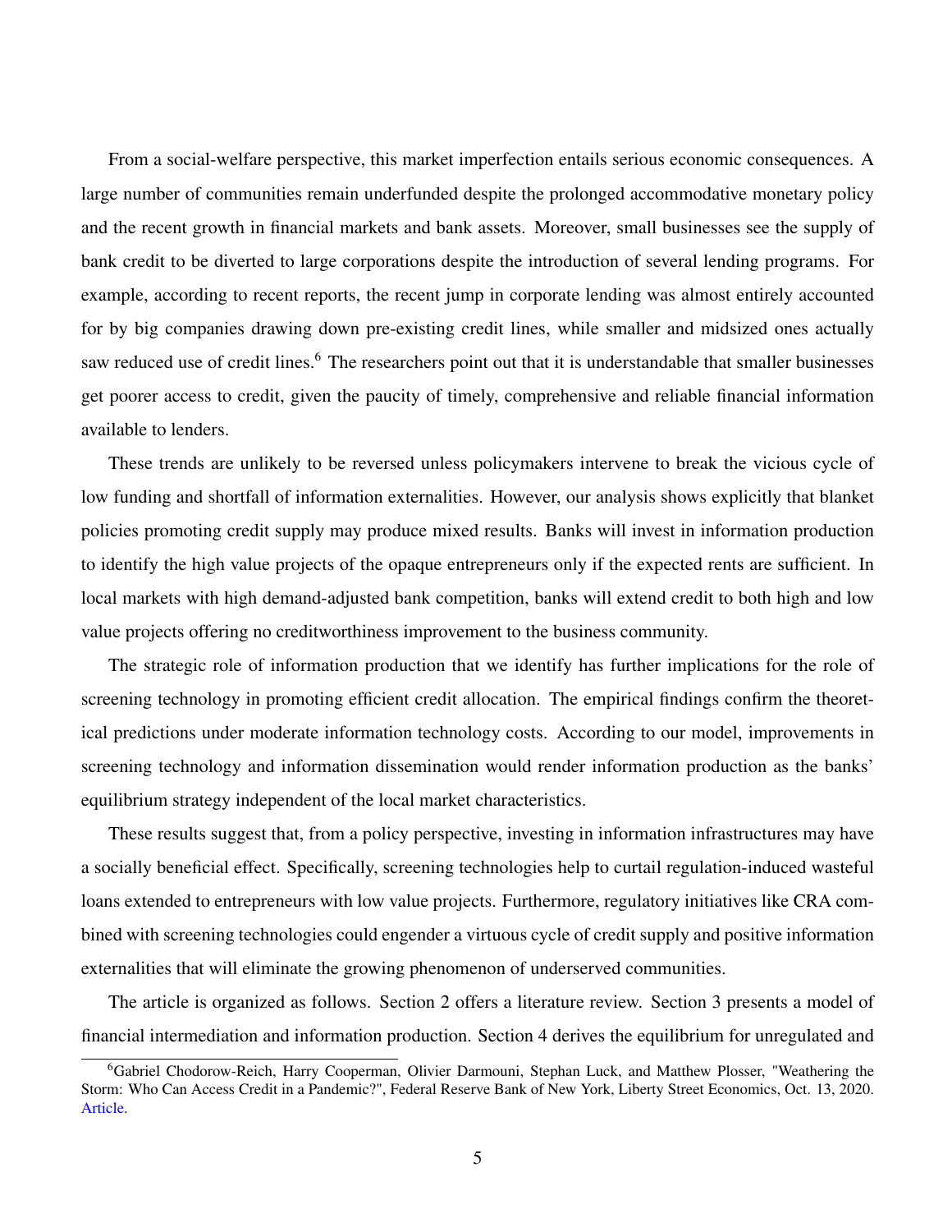From a social-welfare perspective, this market imperfection entails serious economic consequences. A large number of communities remain underfunded despite the prolonged accommodative monetary policy and the recent growth in financial markets and bank assets. Moreover, small businesses see the supply of bank credit to be diverted to large corporations despite the introduction of several lending programs. For example, according to recent reports, the recent jump in corporate lending was almost entirely accounted for by big companies drawing down pre-existing credit lines, while smaller and midsized ones actually saw reduced use of credit lines.[6] The researchers point out that it is understandable that smaller businesses get poorer access to credit, given the paucity of timely, comprehensive and reliable financial information available to lenders.

These trends are unlikely to be reversed unless policymakers intervene to break the vicious cycle of low funding and shortfall of information externalities. However, our analysis shows explicitly that blanket policies promoting credit supply may produce mixed results. Banks will invest in information production to identify the high value projects of the opaque entrepreneurs only if the expected rents are sufficient. In local markets with high demand-adjusted bank competition, banks will extend credit to both high and low value projects offering no creditworthiness improvement to the business community.

The strategic role of information production that we identify has further implications for the role of screening technology in promoting efficient credit allocation. The empirical findings confirm the theoretical predictions under moderate information technology costs. According to our model, improvements in screening technology and information dissemination would render information production as the banks' equilibrium strategy independent of the local market characteristics.

These results suggest that, from a policy perspective, investing in information infrastructures may have a socially beneficial effect. Specifically, screening technologies help to curtail regulation-induced wasteful loans extended to entrepreneurs with low value projects. Furthermore, regulatory initiatives like CRA combined with screening technologies could engender a virtuous cycle of credit supply and positive information externalities that will eliminate the growing phenomenon of underserved communities.

The article is organized as follows. Section 2 offers a literature review. Section 3 presents a model of financial intermediation and information production. Section 4 derives the equilibrium for unregulated and

[6] Gabriel Chodorow-Reich, Harry Cooperman, Olivier Darmouni, Stephan Luck, and Matthew Plosser, "Weathering the Storm: Who Can Access Credit in a Pandemic?", Federal Reserve Bank of New York, Liberty Street Economics, Oct. 13, 2020. Article.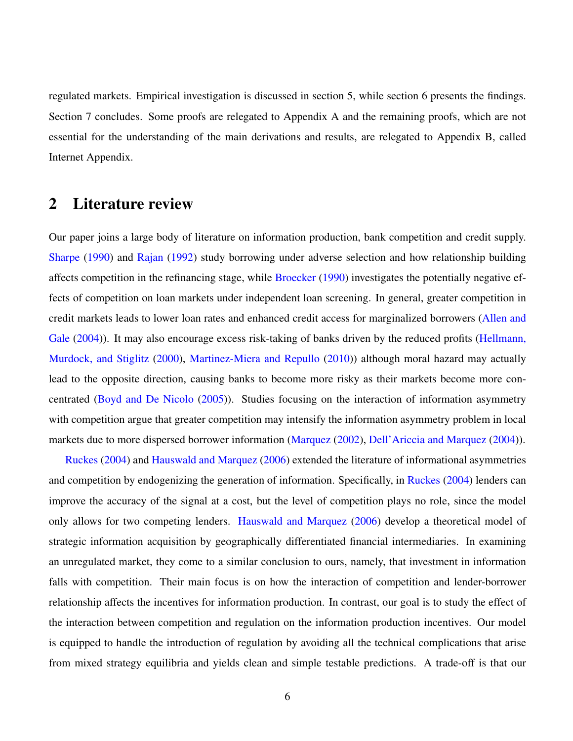regulated markets. Empirical investigation is discussed in section 5, while section 6 presents the findings. Section 7 concludes. Some proofs are relegated to Appendix A and the remaining proofs, which are not essential for the understanding of the main derivations and results, are relegated to Appendix B, called Internet Appendix.

## 2 Literature review

Our paper joins a large body of literature on information production, bank competition and credit supply. Sharpe (1990) and Rajan (1992) study borrowing under adverse selection and how relationship building affects competition in the refinancing stage, while Broecker (1990) investigates the potentially negative effects of competition on loan markets under independent loan screening. In general, greater competition in credit markets leads to lower loan rates and enhanced credit access for marginalized borrowers (Allen and Gale (2004)). It may also encourage excess risk-taking of banks driven by the reduced profits (Hellmann, Murdock, and Stiglitz (2000), Martinez-Miera and Repullo (2010)) although moral hazard may actually lead to the opposite direction, causing banks to become more risky as their markets become more concentrated (Boyd and De Nicolo (2005)). Studies focusing on the interaction of information asymmetry with competition argue that greater competition may intensify the information asymmetry problem in local markets due to more dispersed borrower information (Marquez (2002), Dell'Ariccia and Marquez (2004)).

Ruckes (2004) and Hauswald and Marquez (2006) extended the literature of informational asymmetries and competition by endogenizing the generation of information. Specifically, in Ruckes (2004) lenders can improve the accuracy of the signal at a cost, but the level of competition plays no role, since the model only allows for two competing lenders. Hauswald and Marquez (2006) develop a theoretical model of strategic information acquisition by geographically differentiated financial intermediaries. In examining an unregulated market, they come to a similar conclusion to ours, namely, that investment in information falls with competition. Their main focus is on how the interaction of competition and lender-borrower relationship affects the incentives for information production. In contrast, our goal is to study the effect of the interaction between competition and regulation on the information production incentives. Our model is equipped to handle the introduction of regulation by avoiding all the technical complications that arise from mixed strategy equilibria and yields clean and simple testable predictions. A trade-off is that our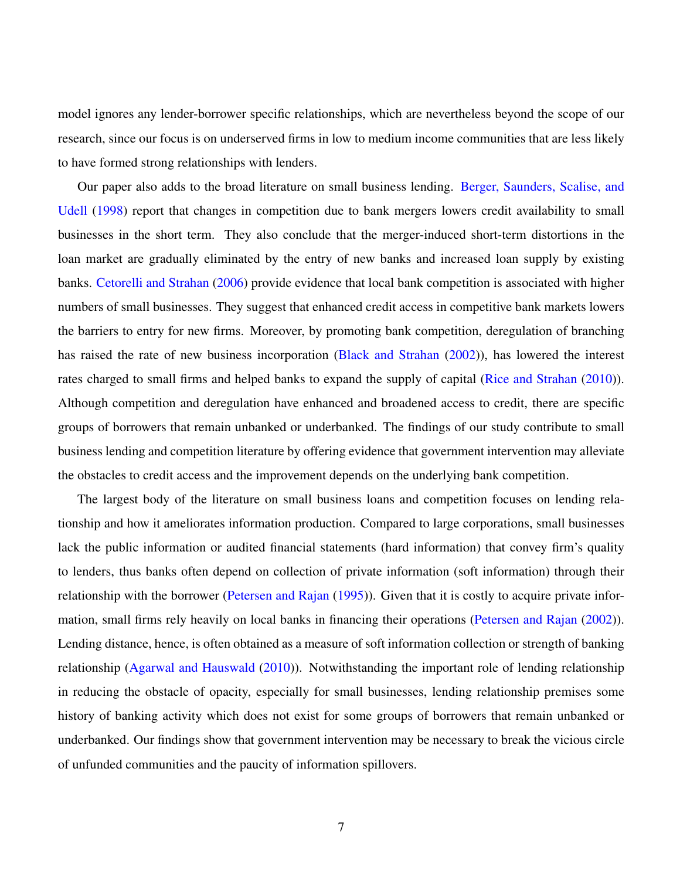model ignores any lender-borrower specific relationships, which are nevertheless beyond the scope of our research, since our focus is on underserved firms in low to medium income communities that are less likely to have formed strong relationships with lenders.

Our paper also adds to the broad literature on small business lending. Berger, Saunders, Scalise, and Udell (1998) report that changes in competition due to bank mergers lowers credit availability to small businesses in the short term. They also conclude that the merger-induced short-term distortions in the loan market are gradually eliminated by the entry of new banks and increased loan supply by existing banks. Cetorelli and Strahan (2006) provide evidence that local bank competition is associated with higher numbers of small businesses. They suggest that enhanced credit access in competitive bank markets lowers the barriers to entry for new firms. Moreover, by promoting bank competition, deregulation of branching has raised the rate of new business incorporation (Black and Strahan (2002)), has lowered the interest rates charged to small firms and helped banks to expand the supply of capital (Rice and Strahan (2010)). Although competition and deregulation have enhanced and broadened access to credit, there are specific groups of borrowers that remain unbanked or underbanked. The findings of our study contribute to small business lending and competition literature by offering evidence that government intervention may alleviate the obstacles to credit access and the improvement depends on the underlying bank competition.

The largest body of the literature on small business loans and competition focuses on lending relationship and how it ameliorates information production. Compared to large corporations, small businesses lack the public information or audited financial statements (hard information) that convey firm's quality to lenders, thus banks often depend on collection of private information (soft information) through their relationship with the borrower (Petersen and Rajan (1995)). Given that it is costly to acquire private information, small firms rely heavily on local banks in financing their operations (Petersen and Rajan (2002)). Lending distance, hence, is often obtained as a measure of soft information collection or strength of banking relationship (Agarwal and Hauswald (2010)). Notwithstanding the important role of lending relationship in reducing the obstacle of opacity, especially for small businesses, lending relationship premises some history of banking activity which does not exist for some groups of borrowers that remain unbanked or underbanked. Our findings show that government intervention may be necessary to break the vicious circle of unfunded communities and the paucity of information spillovers.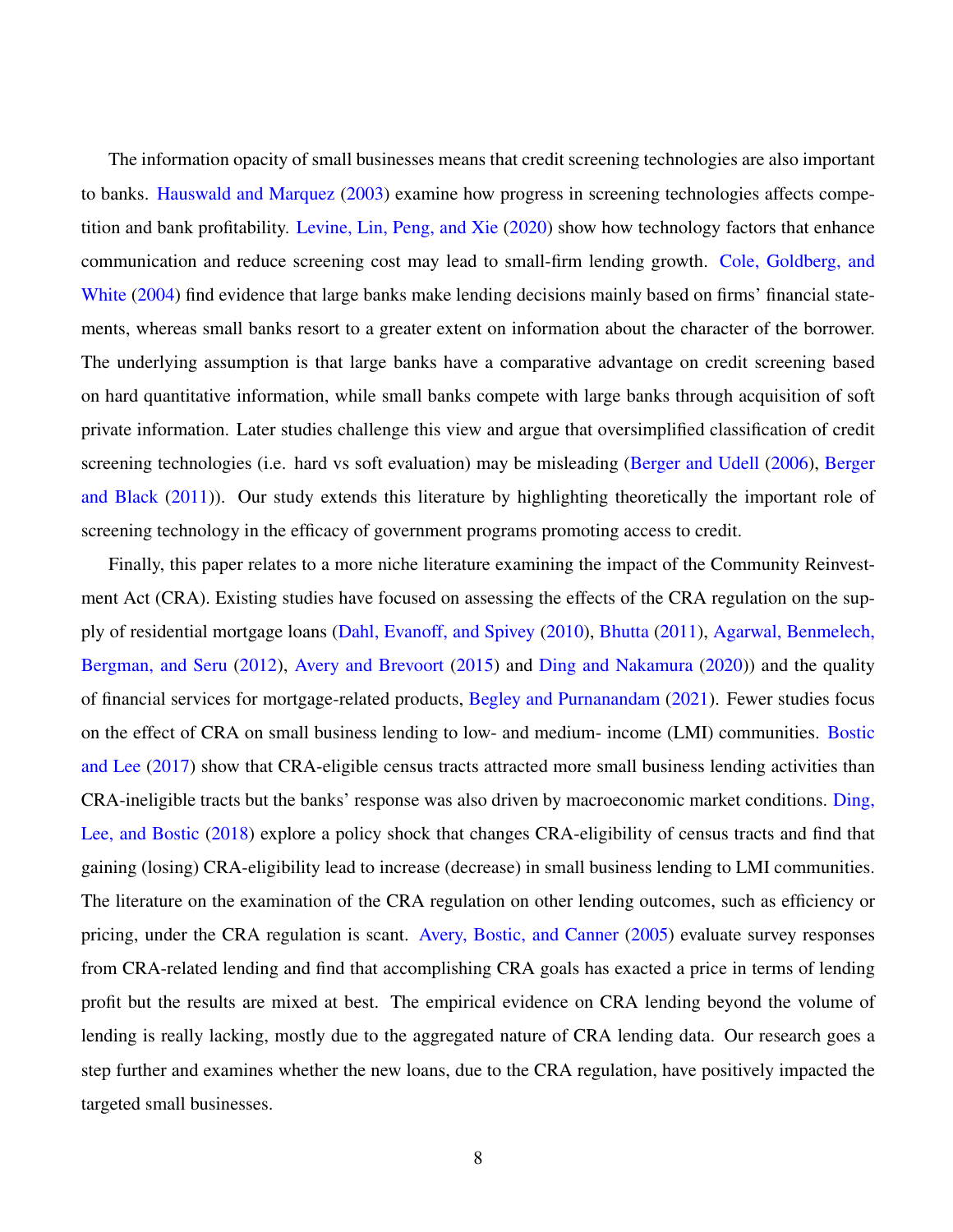The information opacity of small businesses means that credit screening technologies are also important to banks. Hauswald and Marquez (2003) examine how progress in screening technologies affects competition and bank profitability. Levine, Lin, Peng, and Xie (2020) show how technology factors that enhance communication and reduce screening cost may lead to small-firm lending growth. Cole, Goldberg, and White (2004) find evidence that large banks make lending decisions mainly based on firms' financial statements, whereas small banks resort to a greater extent on information about the character of the borrower. The underlying assumption is that large banks have a comparative advantage on credit screening based on hard quantitative information, while small banks compete with large banks through acquisition of soft private information. Later studies challenge this view and argue that oversimplified classification of credit screening technologies (i.e. hard vs soft evaluation) may be misleading (Berger and Udell (2006), Berger and Black (2011)). Our study extends this literature by highlighting theoretically the important role of screening technology in the efficacy of government programs promoting access to credit.

Finally, this paper relates to a more niche literature examining the impact of the Community Reinvestment Act (CRA). Existing studies have focused on assessing the effects of the CRA regulation on the supply of residential mortgage loans (Dahl, Evanoff, and Spivey (2010), Bhutta (2011), Agarwal, Benmelech, Bergman, and Seru (2012), Avery and Brevoort (2015) and Ding and Nakamura (2020)) and the quality of financial services for mortgage-related products, Begley and Purnanandam (2021). Fewer studies focus on the effect of CRA on small business lending to low- and medium- income (LMI) communities. Bostic and Lee (2017) show that CRA-eligible census tracts attracted more small business lending activities than CRA-ineligible tracts but the banks' response was also driven by macroeconomic market conditions. Ding, Lee, and Bostic (2018) explore a policy shock that changes CRA-eligibility of census tracts and find that gaining (losing) CRA-eligibility lead to increase (decrease) in small business lending to LMI communities. The literature on the examination of the CRA regulation on other lending outcomes, such as efficiency or pricing, under the CRA regulation is scant. Avery, Bostic, and Canner (2005) evaluate survey responses from CRA-related lending and find that accomplishing CRA goals has exacted a price in terms of lending profit but the results are mixed at best. The empirical evidence on CRA lending beyond the volume of lending is really lacking, mostly due to the aggregated nature of CRA lending data. Our research goes a step further and examines whether the new loans, due to the CRA regulation, have positively impacted the targeted small businesses.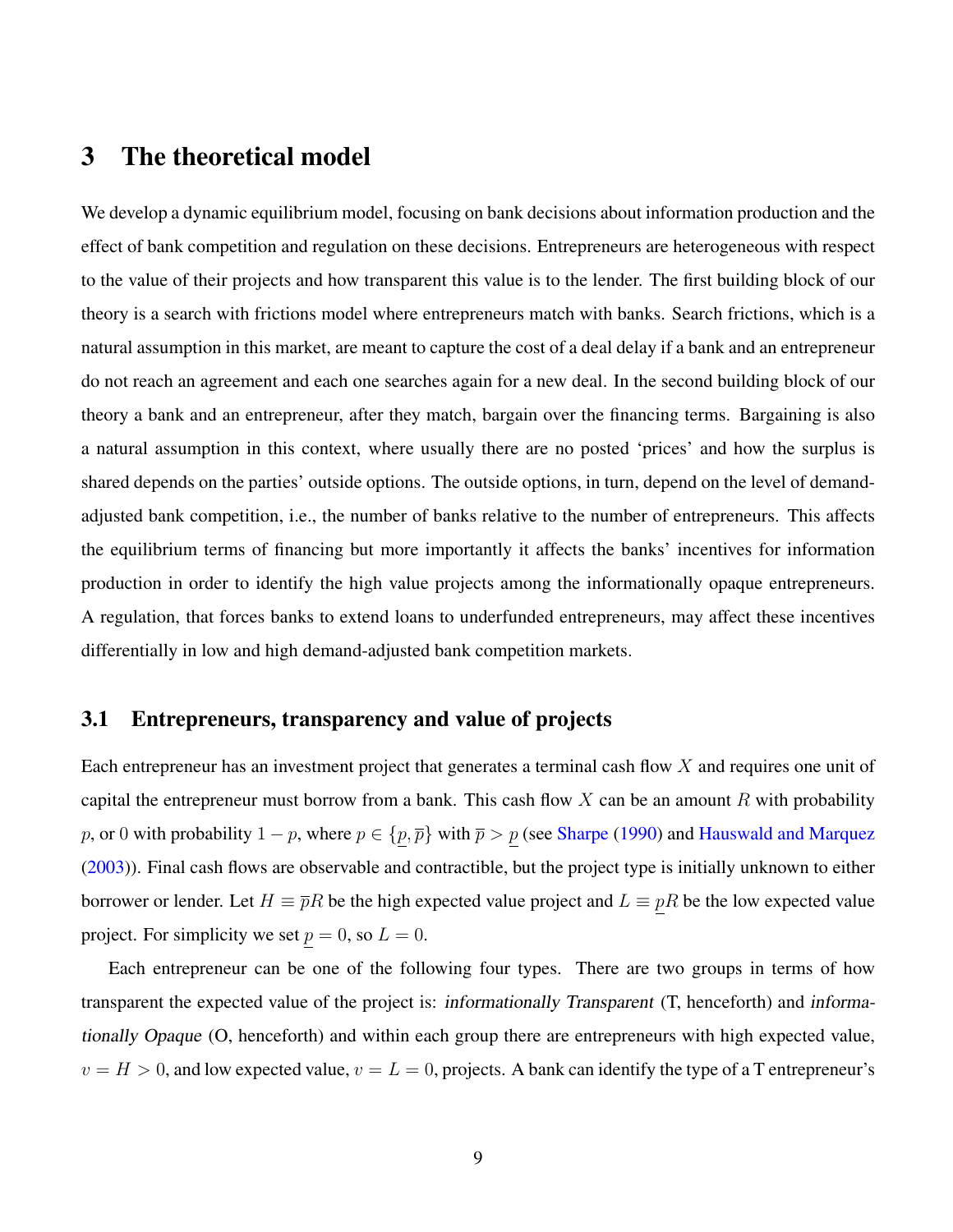# 3 The theoretical model

We develop a dynamic equilibrium model, focusing on bank decisions about information production and the effect of bank competition and regulation on these decisions. Entrepreneurs are heterogeneous with respect to the value of their projects and how transparent this value is to the lender. The first building block of our theory is a search with frictions model where entrepreneurs match with banks. Search frictions, which is a natural assumption in this market, are meant to capture the cost of a deal delay if a bank and an entrepreneur do not reach an agreement and each one searches again for a new deal. In the second building block of our theory a bank and an entrepreneur, after they match, bargain over the financing terms. Bargaining is also a natural assumption in this context, where usually there are no posted 'prices' and how the surplus is shared depends on the parties' outside options. The outside options, in turn, depend on the level of demand-adjusted bank competition, i.e., the number of banks relative to the number of entrepreneurs. This affects the equilibrium terms of financing but more importantly it affects the banks' incentives for information production in order to identify the high value projects among the informationally opaque entrepreneurs. A regulation, that forces banks to extend loans to underfunded entrepreneurs, may affect these incentives differentially in low and high demand-adjusted bank competition markets.

## 3.1 Entrepreneurs, transparency and value of projects

Each entrepreneur has an investment project that generates a terminal cash flow $X$ and requires one unit of capital the entrepreneur must borrow from a bank. This cash flow $X$ can be an amount $R$ with probability $p$, or $0$ with probability $1-p$, where $p \in \{\underline{p}, \overline{p}\}$ with $\overline{p} > \underline{p}$ (see Sharpe (1990) and Hauswald and Marquez (2003)). Final cash flows are observable and contractible, but the project type is initially unknown to either borrower or lender. Let $H \equiv \overline{p}R$ be the high expected value project and $L \equiv \underline{p}R$ be the low expected value project. For simplicity we set $\underline{p} = 0$, so $L = 0$.

Each entrepreneur can be one of the following four types. There are two groups in terms of how transparent the expected value of the project is: *informationally Transparent* (T, henceforth) and *informationally Opaque* (O, henceforth) and within each group there are entrepreneurs with high expected value, $v = H > 0$, and low expected value, $v = L = 0$, projects. A bank can identify the type of a T entrepreneur's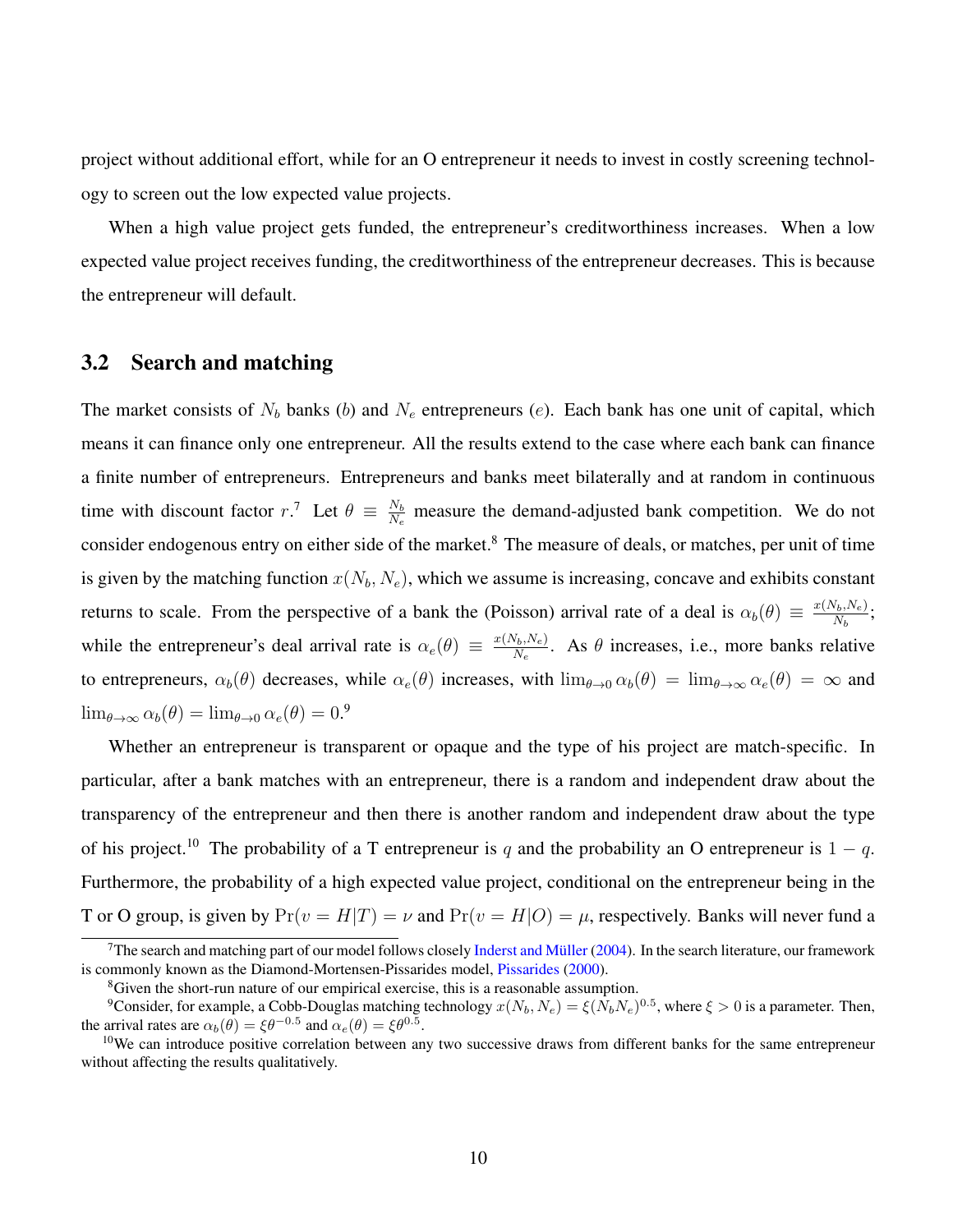project without additional effort, while for an O entrepreneur it needs to invest in costly screening technology to screen out the low expected value projects.

When a high value project gets funded, the entrepreneur's creditworthiness increases. When a low expected value project receives funding, the creditworthiness of the entrepreneur decreases. This is because the entrepreneur will default.

## 3.2 Search and matching

The market consists of $N_b$ banks ($b$) and $N_e$ entrepreneurs ($e$). Each bank has one unit of capital, which means it can finance only one entrepreneur. All the results extend to the case where each bank can finance a finite number of entrepreneurs. Entrepreneurs and banks meet bilaterally and at random in continuous time with discount factor $r$.[7] Let $\theta \equiv \frac{N_b}{N_e}$ measure the demand-adjusted bank competition. We do not consider endogenous entry on either side of the market.[8] The measure of deals, or matches, per unit of time is given by the matching function $x(N_b, N_e)$, which we assume is increasing, concave and exhibits constant returns to scale. From the perspective of a bank the (Poisson) arrival rate of a deal is $\alpha_b(\theta) \equiv \frac{x(N_b,N_e)}{N_b}$; while the entrepreneur's deal arrival rate is $\alpha_e(\theta) \equiv \frac{x(N_b,N_e)}{N_e}$. As $\theta$ increases, i.e., more banks relative to entrepreneurs, $\alpha_b(\theta)$ decreases, while $\alpha_e(\theta)$ increases, with $\lim_{\theta\to 0} \alpha_b(\theta) = \lim_{\theta\to\infty} \alpha_e(\theta) = \infty$ and $\lim_{\theta\to\infty} \alpha_b(\theta) = \lim_{\theta\to 0} \alpha_e(\theta) = 0$.[9]

Whether an entrepreneur is transparent or opaque and the type of his project are match-specific. In particular, after a bank matches with an entrepreneur, there is a random and independent draw about the transparency of the entrepreneur and then there is another random and independent draw about the type of his project.[10] The probability of a T entrepreneur is $q$ and the probability an O entrepreneur is $1 - q$. Furthermore, the probability of a high expected value project, conditional on the entrepreneur being in the T or O group, is given by $\Pr(v = H|T) = \nu$ and $\Pr(v = H|O) = \mu$, respectively. Banks will never fund a

[7]The search and matching part of our model follows closely Inderst and Müller (2004). In the search literature, our framework is commonly known as the Diamond-Mortensen-Pissarides model, Pissarides (2000).

[8]Given the short-run nature of our empirical exercise, this is a reasonable assumption.

[9]Consider, for example, a Cobb-Douglas matching technology $x(N_b, N_e) = \xi(N_b N_e)^{0.5}$, where $\xi > 0$ is a parameter. Then, the arrival rates are $\alpha_b(\theta) = \xi\theta^{-0.5}$ and $\alpha_e(\theta) = \xi\theta^{0.5}$.

[10]We can introduce positive correlation between any two successive draws from different banks for the same entrepreneur without affecting the results qualitatively.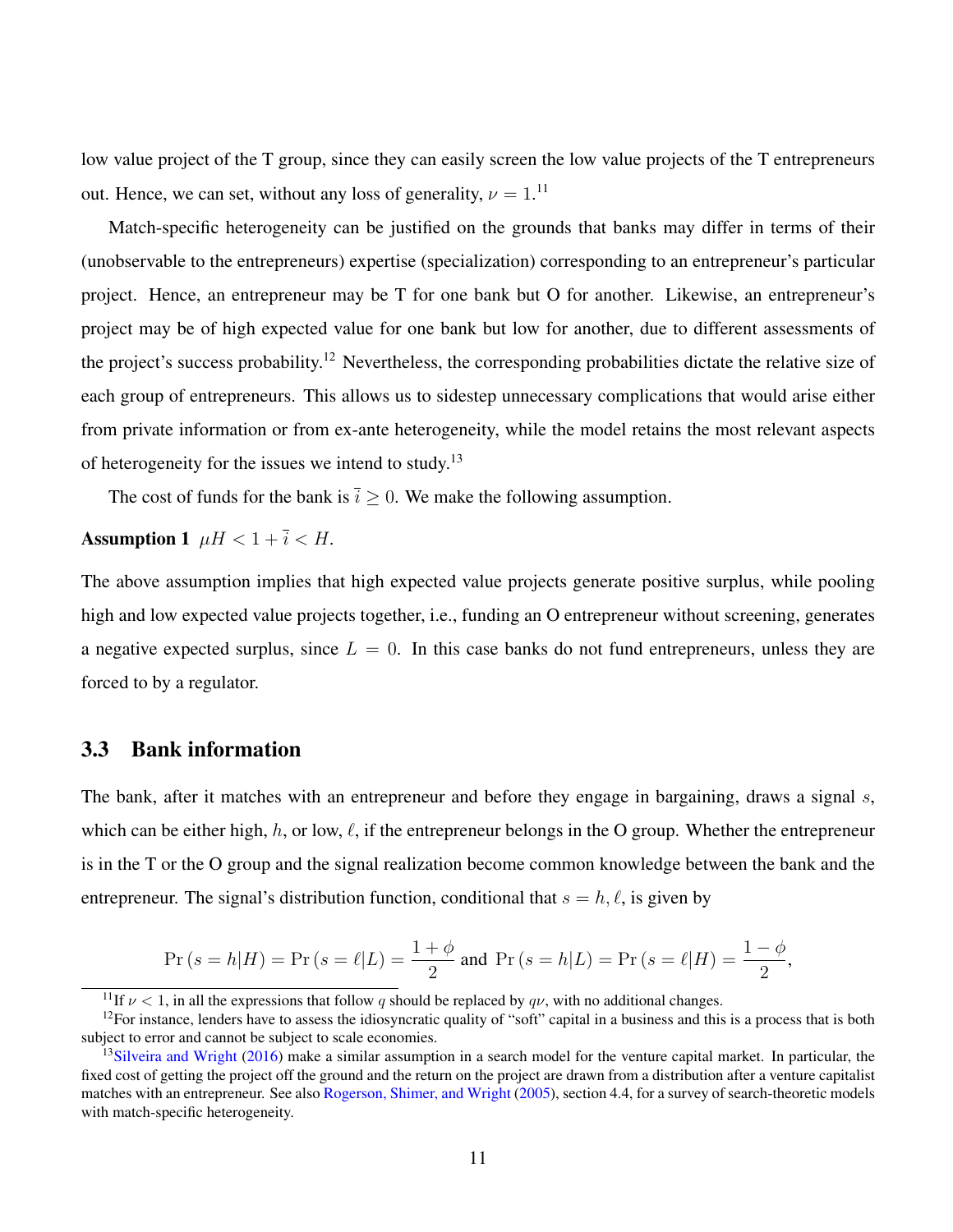low value project of the T group, since they can easily screen the low value projects of the T entrepreneurs out. Hence, we can set, without any loss of generality, $\nu = 1$.[11]

Match-specific heterogeneity can be justified on the grounds that banks may differ in terms of their (unobservable to the entrepreneurs) expertise (specialization) corresponding to an entrepreneur's particular project. Hence, an entrepreneur may be T for one bank but O for another. Likewise, an entrepreneur's project may be of high expected value for one bank but low for another, due to different assessments of the project's success probability.[12] Nevertheless, the corresponding probabilities dictate the relative size of each group of entrepreneurs. This allows us to sidestep unnecessary complications that would arise either from private information or from ex-ante heterogeneity, while the model retains the most relevant aspects of heterogeneity for the issues we intend to study.[13]

The cost of funds for the bank is $\bar{i} \geq 0$. We make the following assumption.

**Assumption 1** $\mu H < 1 + \bar{i} < H$.

The above assumption implies that high expected value projects generate positive surplus, while pooling high and low expected value projects together, i.e., funding an O entrepreneur without screening, generates a negative expected surplus, since $L = 0$. In this case banks do not fund entrepreneurs, unless they are forced to by a regulator.

## 3.3 Bank information

The bank, after it matches with an entrepreneur and before they engage in bargaining, draws a signal $s$, which can be either high, $h$, or low, $\ell$, if the entrepreneur belongs in the O group. Whether the entrepreneur is in the T or the O group and the signal realization become common knowledge between the bank and the entrepreneur. The signal's distribution function, conditional that $s = h, \ell$, is given by

$$\Pr(s = h|H) = \Pr(s = \ell|L) = \frac{1+\phi}{2} \text{ and } \Pr(s = h|L) = \Pr(s = \ell|H) = \frac{1-\phi}{2},$$

[11] If $\nu < 1$, in all the expressions that follow $q$ should be replaced by $q\nu$, with no additional changes.

[12] For instance, lenders have to assess the idiosyncratic quality of "soft" capital in a business and this is a process that is both subject to error and cannot be subject to scale economies.

[13] Silveira and Wright (2016) make a similar assumption in a search model for the venture capital market. In particular, the fixed cost of getting the project off the ground and the return on the project are drawn from a distribution after a venture capitalist matches with an entrepreneur. See also Rogerson, Shimer, and Wright (2005), section 4.4, for a survey of search-theoretic models with match-specific heterogeneity.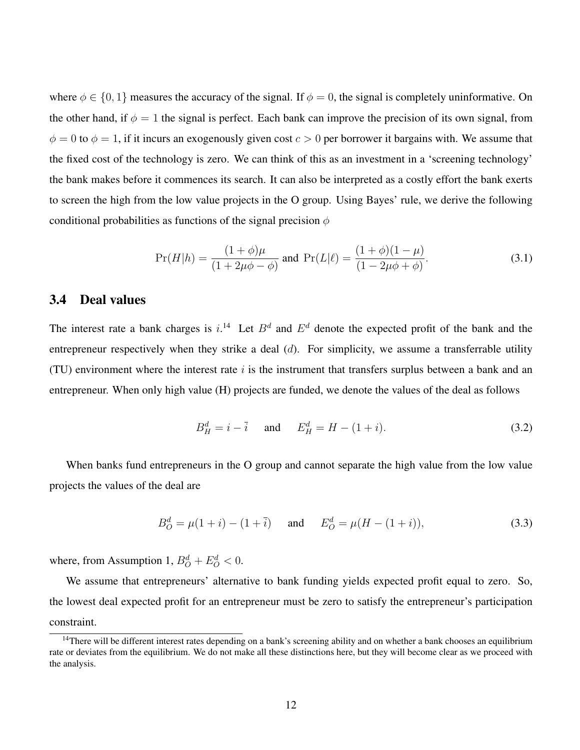where $\phi \in \{0, 1\}$ measures the accuracy of the signal. If $\phi = 0$, the signal is completely uninformative. On the other hand, if $\phi = 1$ the signal is perfect. Each bank can improve the precision of its own signal, from $\phi = 0$ to $\phi = 1$, if it incurs an exogenously given cost $c > 0$ per borrower it bargains with. We assume that the fixed cost of the technology is zero. We can think of this as an investment in a 'screening technology' the bank makes before it commences its search. It can also be interpreted as a costly effort the bank exerts to screen the high from the low value projects in the O group. Using Bayes' rule, we derive the following conditional probabilities as functions of the signal precision $\phi$

$$\Pr(H|h) = \frac{(1+\phi)\mu}{(1+2\mu\phi-\phi)} \text{ and } \Pr(L|\ell) = \frac{(1+\phi)(1-\mu)}{(1-2\mu\phi+\phi)}. \tag{3.1}$$

### 3.4 Deal values

The interest rate a bank charges is $i$.[14] Let $B^d$ and $E^d$ denote the expected profit of the bank and the entrepreneur respectively when they strike a deal ($d$). For simplicity, we assume a transferrable utility (TU) environment where the interest rate $i$ is the instrument that transfers surplus between a bank and an entrepreneur. When only high value (H) projects are funded, we denote the values of the deal as follows

$$B^d_H = i - \bar{i} \quad \text{and} \quad E^d_H = H - (1+i). \tag{3.2}$$

When banks fund entrepreneurs in the O group and cannot separate the high value from the low value projects the values of the deal are

$$B^d_O = \mu(1+i) - (1+\bar{i}) \quad \text{and} \quad E^d_O = \mu(H - (1+i)), \tag{3.3}$$

where, from Assumption 1, $B^d_O + E^d_O < 0$.

We assume that entrepreneurs' alternative to bank funding yields expected profit equal to zero. So, the lowest deal expected profit for an entrepreneur must be zero to satisfy the entrepreneur's participation constraint.

[14] There will be different interest rates depending on a bank's screening ability and on whether a bank chooses an equilibrium rate or deviates from the equilibrium. We do not make all these distinctions here, but they will become clear as we proceed with the analysis.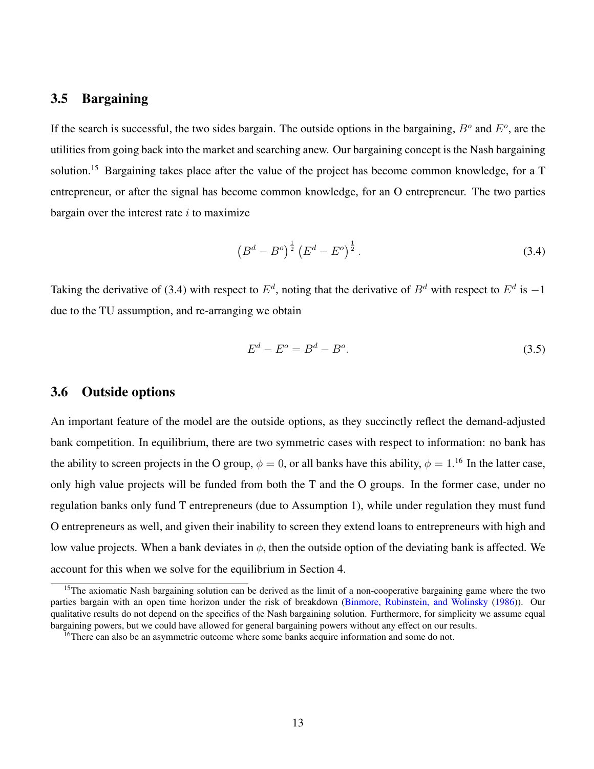### 3.5 Bargaining

If the search is successful, the two sides bargain. The outside options in the bargaining, $B^o$ and $E^o$, are the utilities from going back into the market and searching anew. Our bargaining concept is the Nash bargaining solution.[15] Bargaining takes place after the value of the project has become common knowledge, for a T entrepreneur, or after the signal has become common knowledge, for an O entrepreneur. The two parties bargain over the interest rate $i$ to maximize

$$\left(B^d - B^o\right)^{\frac{1}{2}} \left(E^d - E^o\right)^{\frac{1}{2}}. \tag{3.4}$$

Taking the derivative of (3.4) with respect to $E^d$, noting that the derivative of $B^d$ with respect to $E^d$ is $-1$ due to the TU assumption, and re-arranging we obtain

$$E^d - E^o = B^d - B^o. \tag{3.5}$$

### 3.6 Outside options

An important feature of the model are the outside options, as they succinctly reflect the demand-adjusted bank competition. In equilibrium, there are two symmetric cases with respect to information: no bank has the ability to screen projects in the O group, $\phi = 0$, or all banks have this ability, $\phi = 1$.[16] In the latter case, only high value projects will be funded from both the T and the O groups. In the former case, under no regulation banks only fund T entrepreneurs (due to Assumption 1), while under regulation they must fund O entrepreneurs as well, and given their inability to screen they extend loans to entrepreneurs with high and low value projects. When a bank deviates in $\phi$, then the outside option of the deviating bank is affected. We account for this when we solve for the equilibrium in Section 4.

[15] The axiomatic Nash bargaining solution can be derived as the limit of a non-cooperative bargaining game where the two parties bargain with an open time horizon under the risk of breakdown (Binmore, Rubinstein, and Wolinsky (1986)). Our qualitative results do not depend on the specifics of the Nash bargaining solution. Furthermore, for simplicity we assume equal bargaining powers, but we could have allowed for general bargaining powers without any effect on our results.

[16] There can also be an asymmetric outcome where some banks acquire information and some do not.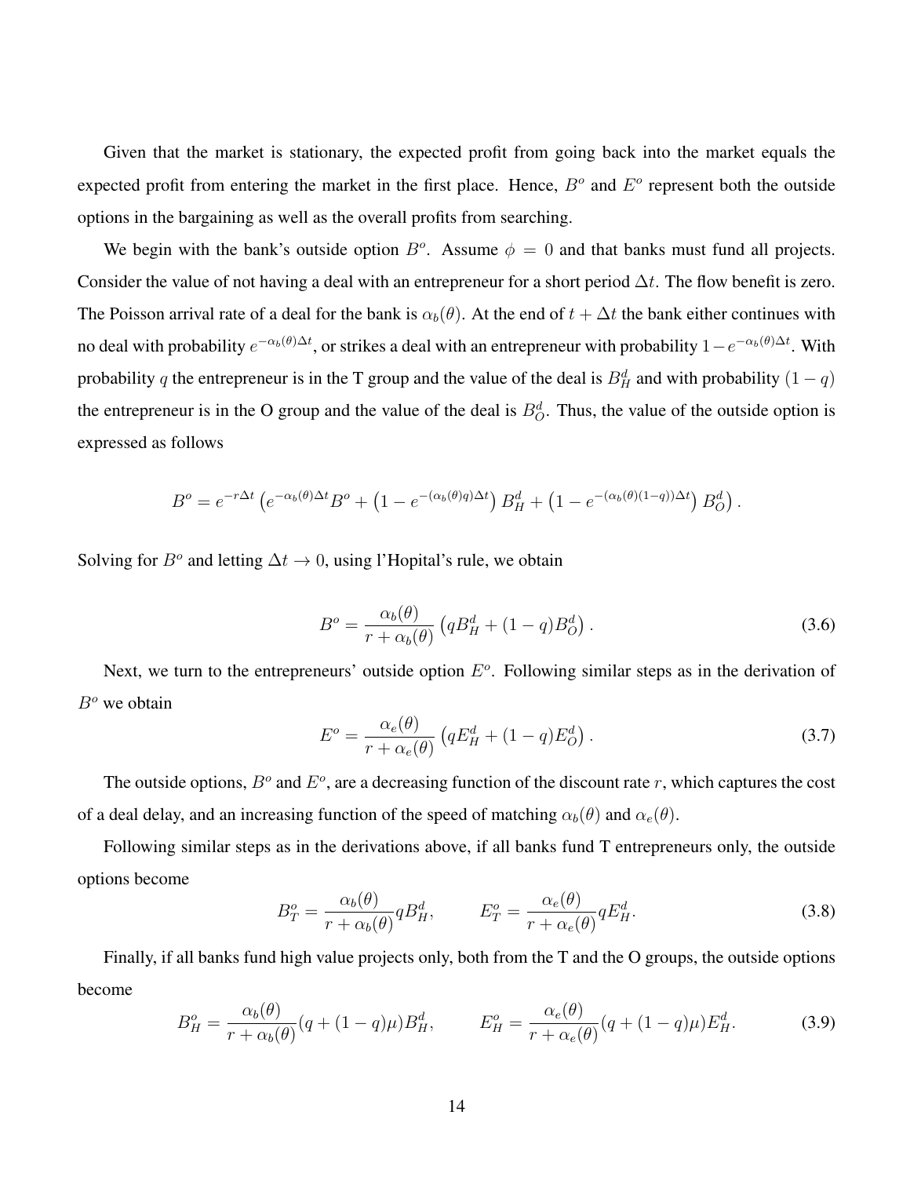Given that the market is stationary, the expected profit from going back into the market equals the expected profit from entering the market in the first place. Hence, $B^o$ and $E^o$ represent both the outside options in the bargaining as well as the overall profits from searching.

We begin with the bank's outside option $B^o$. Assume $\phi = 0$ and that banks must fund all projects. Consider the value of not having a deal with an entrepreneur for a short period $\Delta t$. The flow benefit is zero. The Poisson arrival rate of a deal for the bank is $\alpha_b(\theta)$. At the end of $t + \Delta t$ the bank either continues with no deal with probability $e^{-\alpha_b(\theta)\Delta t}$, or strikes a deal with an entrepreneur with probability $1 - e^{-\alpha_b(\theta)\Delta t}$. With probability $q$ the entrepreneur is in the T group and the value of the deal is $B^d_H$ and with probability $(1-q)$ the entrepreneur is in the O group and the value of the deal is $B^d_O$. Thus, the value of the outside option is expressed as follows

$$B^o = e^{-r\Delta t}\left(e^{-\alpha_b(\theta)\Delta t}B^o + \left(1 - e^{-(\alpha_b(\theta)q)\Delta t}\right)B^d_H + \left(1 - e^{-(\alpha_b(\theta)(1-q))\Delta t}\right)B^d_O\right).$$

Solving for $B^o$ and letting $\Delta t \to 0$, using l'Hopital's rule, we obtain

$$B^o = \frac{\alpha_b(\theta)}{r + \alpha_b(\theta)}\left(qB^d_H + (1-q)B^d_O\right). \tag{3.6}$$

Next, we turn to the entrepreneurs' outside option $E^o$. Following similar steps as in the derivation of $B^o$ we obtain

$$E^o = \frac{\alpha_e(\theta)}{r + \alpha_e(\theta)}\left(qE^d_H + (1-q)E^d_O\right). \tag{3.7}$$

The outside options, $B^o$ and $E^o$, are a decreasing function of the discount rate $r$, which captures the cost of a deal delay, and an increasing function of the speed of matching $\alpha_b(\theta)$ and $\alpha_e(\theta)$.

Following similar steps as in the derivations above, if all banks fund T entrepreneurs only, the outside options become

$$B^o_T = \frac{\alpha_b(\theta)}{r + \alpha_b(\theta)}qB^d_H, \qquad E^o_T = \frac{\alpha_e(\theta)}{r + \alpha_e(\theta)}qE^d_H. \tag{3.8}$$

Finally, if all banks fund high value projects only, both from the T and the O groups, the outside options become

$$B^o_H = \frac{\alpha_b(\theta)}{r + \alpha_b(\theta)}(q + (1-q)\mu)B^d_H, \qquad E^o_H = \frac{\alpha_e(\theta)}{r + \alpha_e(\theta)}(q + (1-q)\mu)E^d_H. \tag{3.9}$$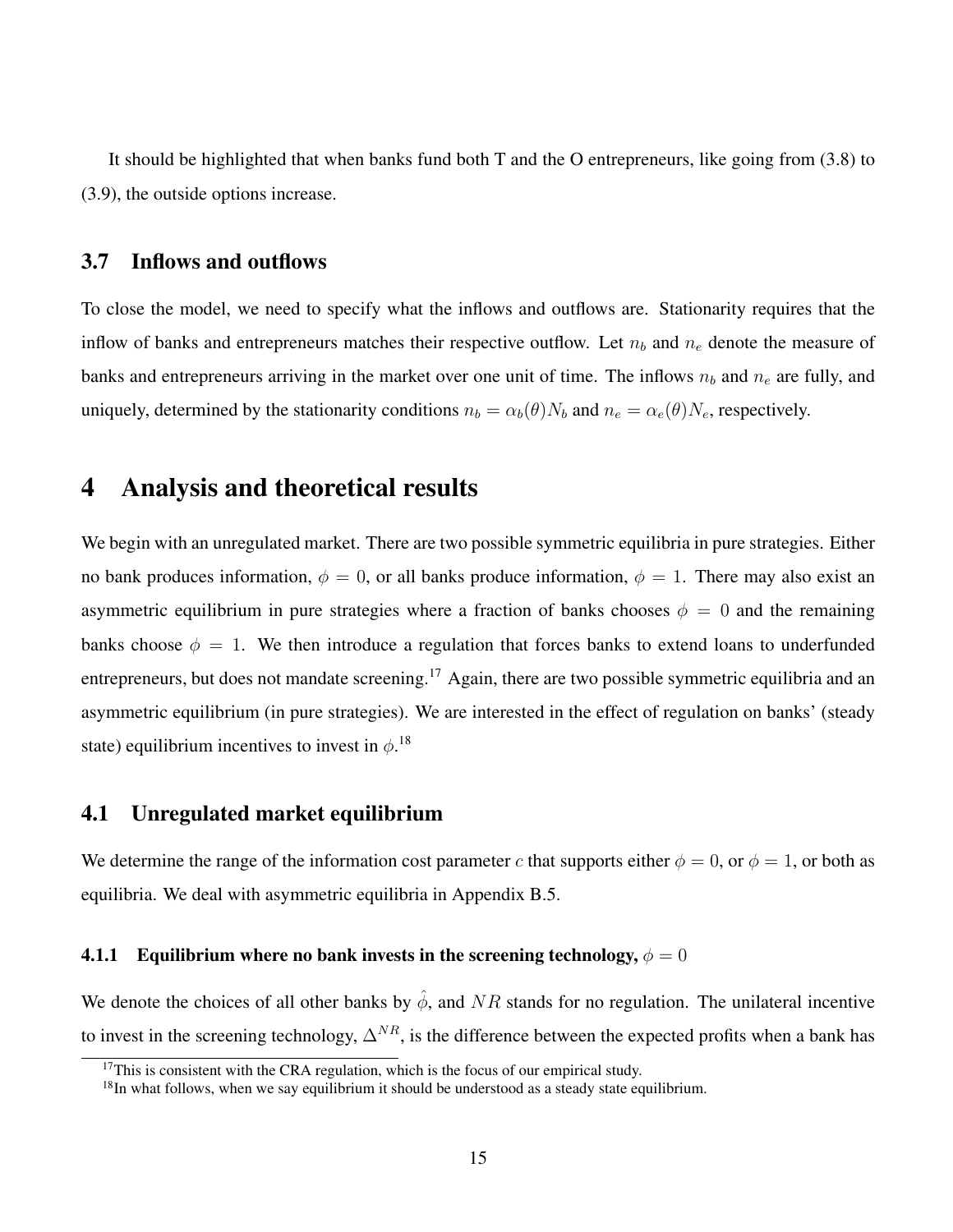It should be highlighted that when banks fund both T and the O entrepreneurs, like going from (3.8) to (3.9), the outside options increase.

### 3.7 Inflows and outflows

To close the model, we need to specify what the inflows and outflows are. Stationarity requires that the inflow of banks and entrepreneurs matches their respective outflow. Let $n_b$ and $n_e$ denote the measure of banks and entrepreneurs arriving in the market over one unit of time. The inflows $n_b$ and $n_e$ are fully, and uniquely, determined by the stationarity conditions $n_b = \alpha_b(\theta)N_b$ and $n_e = \alpha_e(\theta)N_e$, respectively.

## 4 Analysis and theoretical results

We begin with an unregulated market. There are two possible symmetric equilibria in pure strategies. Either no bank produces information, $\phi = 0$, or all banks produce information, $\phi = 1$. There may also exist an asymmetric equilibrium in pure strategies where a fraction of banks chooses $\phi = 0$ and the remaining banks choose $\phi = 1$. We then introduce a regulation that forces banks to extend loans to underfunded entrepreneurs, but does not mandate screening.[17] Again, there are two possible symmetric equilibria and an asymmetric equilibrium (in pure strategies). We are interested in the effect of regulation on banks' (steady state) equilibrium incentives to invest in $\phi$.[18]

### 4.1 Unregulated market equilibrium

We determine the range of the information cost parameter $c$ that supports either $\phi = 0$, or $\phi = 1$, or both as equilibria. We deal with asymmetric equilibria in Appendix B.5.

#### 4.1.1 Equilibrium where no bank invests in the screening technology, $\phi = 0$

We denote the choices of all other banks by $\hat{\phi}$, and $NR$ stands for no regulation. The unilateral incentive to invest in the screening technology, $\Delta^{NR}$, is the difference between the expected profits when a bank has

[17] This is consistent with the CRA regulation, which is the focus of our empirical study.

[18] In what follows, when we say equilibrium it should be understood as a steady state equilibrium.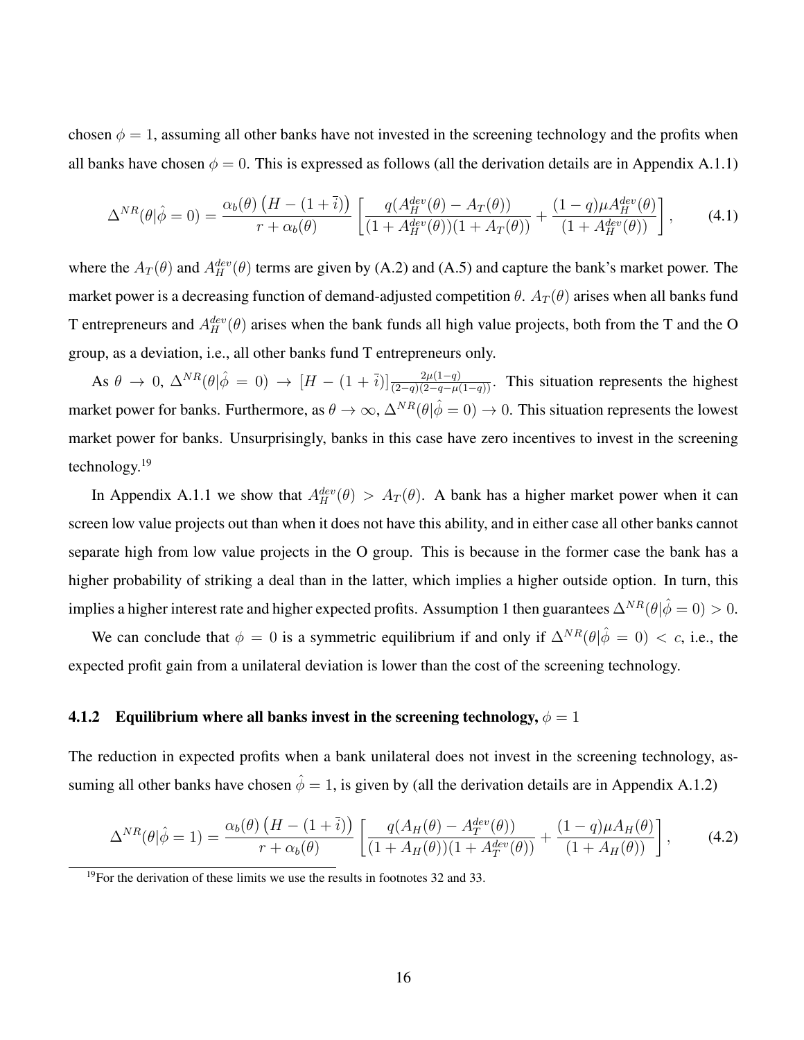chosen $\phi = 1$, assuming all other banks have not invested in the screening technology and the profits when all banks have chosen $\phi = 0$. This is expressed as follows (all the derivation details are in Appendix A.1.1)

$$\Delta^{NR}(\theta|\hat{\phi} = 0) = \frac{\alpha_b(\theta)\left(H - (1+\bar{i})\right)}{r + \alpha_b(\theta)} \left[\frac{q(A_H^{dev}(\theta) - A_T(\theta))}{(1 + A_H^{dev}(\theta))(1 + A_T(\theta))} + \frac{(1-q)\mu A_H^{dev}(\theta)}{(1 + A_H^{dev}(\theta))}\right], \tag{4.1}$$

where the $A_T(\theta)$ and $A_H^{dev}(\theta)$ terms are given by (A.2) and (A.5) and capture the bank's market power. The market power is a decreasing function of demand-adjusted competition $\theta$. $A_T(\theta)$ arises when all banks fund T entrepreneurs and $A_H^{dev}(\theta)$ arises when the bank funds all high value projects, both from the T and the O group, as a deviation, i.e., all other banks fund T entrepreneurs only.

As $\theta \to 0$, $\Delta^{NR}(\theta|\hat{\phi} = 0) \to [H - (1+\bar{i})]\frac{2\mu(1-q)}{(2-q)(2-q-\mu(1-q))}$. This situation represents the highest market power for banks. Furthermore, as $\theta \to \infty$, $\Delta^{NR}(\theta|\hat{\phi} = 0) \to 0$. This situation represents the lowest market power for banks. Unsurprisingly, banks in this case have zero incentives to invest in the screening technology.[19]

In Appendix A.1.1 we show that $A_H^{dev}(\theta) > A_T(\theta)$. A bank has a higher market power when it can screen low value projects out than when it does not have this ability, and in either case all other banks cannot separate high from low value projects in the O group. This is because in the former case the bank has a higher probability of striking a deal than in the latter, which implies a higher outside option. In turn, this implies a higher interest rate and higher expected profits. Assumption 1 then guarantees $\Delta^{NR}(\theta|\hat{\phi} = 0) > 0$.

We can conclude that $\phi = 0$ is a symmetric equilibrium if and only if $\Delta^{NR}(\theta|\hat{\phi} = 0) < c$, i.e., the expected profit gain from a unilateral deviation is lower than the cost of the screening technology.

### 4.1.2 Equilibrium where all banks invest in the screening technology, $\phi = 1$

The reduction in expected profits when a bank unilateral does not invest in the screening technology, assuming all other banks have chosen $\hat{\phi} = 1$, is given by (all the derivation details are in Appendix A.1.2)

$$\Delta^{NR}(\theta|\hat{\phi} = 1) = \frac{\alpha_b(\theta)\left(H - (1+\bar{i})\right)}{r + \alpha_b(\theta)} \left[\frac{q(A_H(\theta) - A_T^{dev}(\theta))}{(1 + A_H(\theta))(1 + A_T^{dev}(\theta))} + \frac{(1-q)\mu A_H(\theta)}{(1 + A_H(\theta))}\right], \tag{4.2}$$

[19] For the derivation of these limits we use the results in footnotes 32 and 33.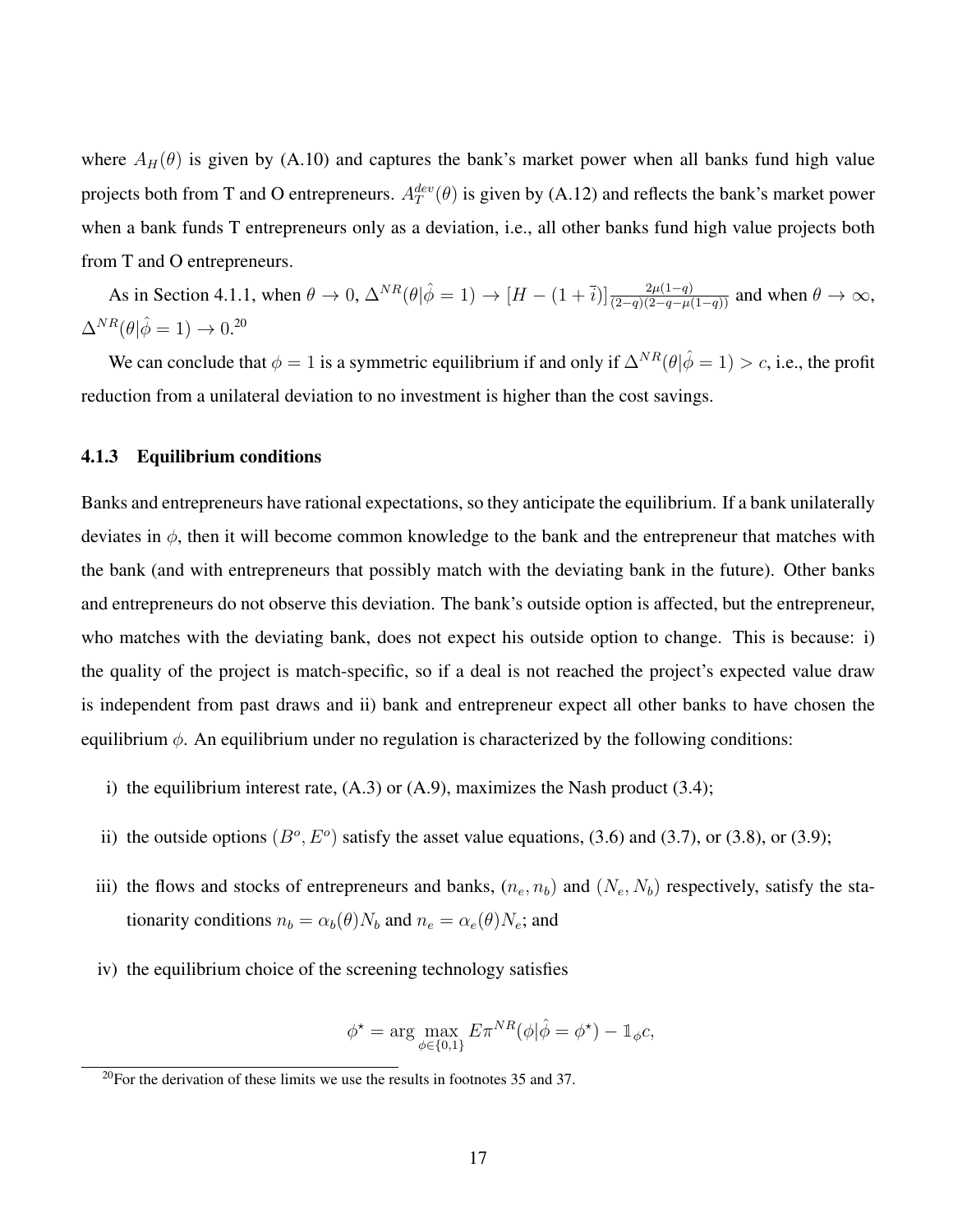where $A_H(\theta)$ is given by (A.10) and captures the bank's market power when all banks fund high value projects both from T and O entrepreneurs. $A_T^{dev}(\theta)$ is given by (A.12) and reflects the bank's market power when a bank funds T entrepreneurs only as a deviation, i.e., all other banks fund high value projects both from T and O entrepreneurs.

As in Section 4.1.1, when $\theta \to 0$, $\Delta^{NR}(\theta|\hat{\phi} = 1) \to [H - (1 + \bar{i})]\frac{2\mu(1-q)}{(2-q)(2-q-\mu(1-q))}$ and when $\theta \to \infty$, $\Delta^{NR}(\theta|\hat{\phi} = 1) \to 0$.[20]

We can conclude that $\phi = 1$ is a symmetric equilibrium if and only if $\Delta^{NR}(\theta|\hat{\phi} = 1) > c$, i.e., the profit reduction from a unilateral deviation to no investment is higher than the cost savings.

### 4.1.3 Equilibrium conditions

Banks and entrepreneurs have rational expectations, so they anticipate the equilibrium. If a bank unilaterally deviates in $\phi$, then it will become common knowledge to the bank and the entrepreneur that matches with the bank (and with entrepreneurs that possibly match with the deviating bank in the future). Other banks and entrepreneurs do not observe this deviation. The bank's outside option is affected, but the entrepreneur, who matches with the deviating bank, does not expect his outside option to change. This is because: i) the quality of the project is match-specific, so if a deal is not reached the project's expected value draw is independent from past draws and ii) bank and entrepreneur expect all other banks to have chosen the equilibrium $\phi$. An equilibrium under no regulation is characterized by the following conditions:

i) the equilibrium interest rate, (A.3) or (A.9), maximizes the Nash product (3.4);

ii) the outside options $(B^o, E^o)$ satisfy the asset value equations, (3.6) and (3.7), or (3.8), or (3.9);

iii) the flows and stocks of entrepreneurs and banks, $(n_e, n_b)$ and $(N_e, N_b)$ respectively, satisfy the stationarity conditions $n_b = \alpha_b(\theta)N_b$ and $n_e = \alpha_e(\theta)N_e$; and

iv) the equilibrium choice of the screening technology satisfies

$$\phi^\star = \arg\max_{\phi \in \{0,1\}} E\pi^{NR}(\phi|\hat{\phi} = \phi^\star) - \mathbb{1}_\phi c,$$

[20] For the derivation of these limits we use the results in footnotes 35 and 37.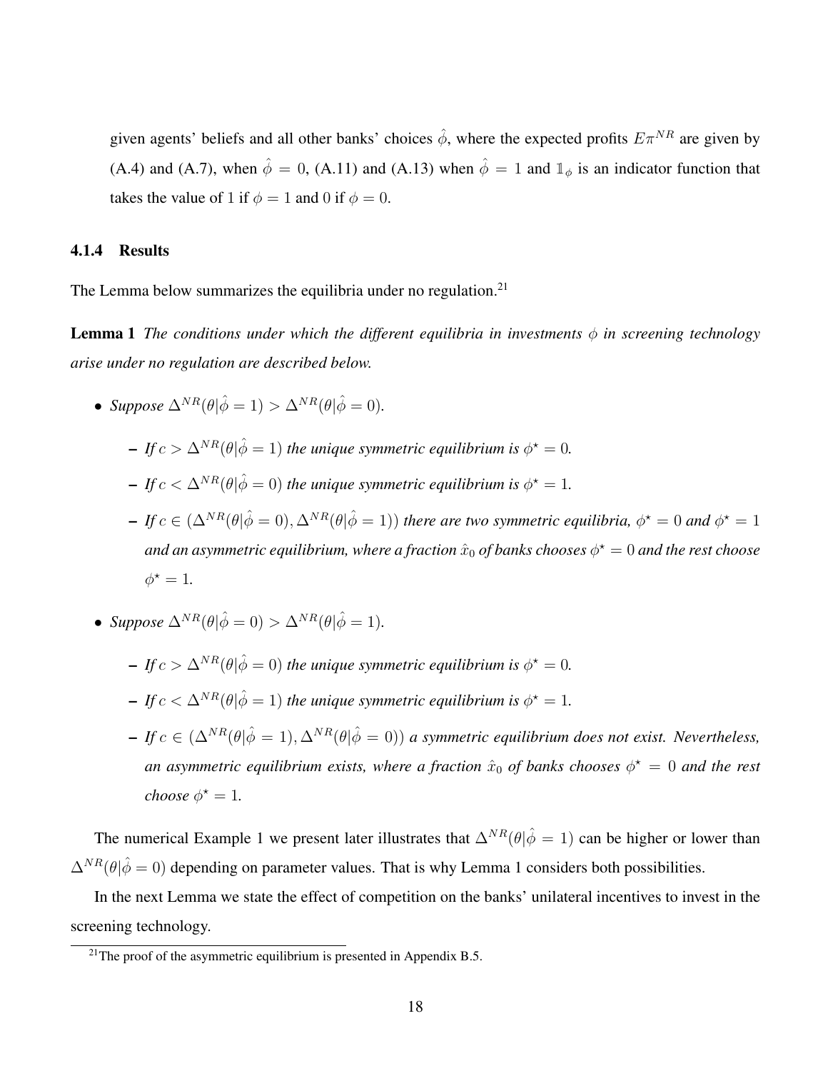given agents' beliefs and all other banks' choices $\hat{\phi}$, where the expected profits $E\pi^{NR}$ are given by (A.4) and (A.7), when $\hat{\phi} = 0$, (A.11) and (A.13) when $\hat{\phi} = 1$ and $\mathbb{1}_{\phi}$ is an indicator function that takes the value of 1 if $\phi = 1$ and 0 if $\phi = 0$.

#### 4.1.4 Results

The Lemma below summarizes the equilibria under no regulation.[21]

**Lemma 1** *The conditions under which the different equilibria in investments $\phi$ in screening technology arise under no regulation are described below.*

- *Suppose $\Delta^{NR}(\theta|\hat{\phi} = 1) > \Delta^{NR}(\theta|\hat{\phi} = 0)$.*
  - *If $c > \Delta^{NR}(\theta|\hat{\phi} = 1)$ the unique symmetric equilibrium is $\phi^{\star} = 0$.*
  - *If $c < \Delta^{NR}(\theta|\hat{\phi} = 0)$ the unique symmetric equilibrium is $\phi^{\star} = 1$.*
  - *If $c \in (\Delta^{NR}(\theta|\hat{\phi} = 0), \Delta^{NR}(\theta|\hat{\phi} = 1))$ there are two symmetric equilibria, $\phi^{\star} = 0$ and $\phi^{\star} = 1$ and an asymmetric equilibrium, where a fraction $\hat{x}_0$ of banks chooses $\phi^{\star} = 0$ and the rest choose $\phi^{\star} = 1$.*
- *Suppose $\Delta^{NR}(\theta|\hat{\phi} = 0) > \Delta^{NR}(\theta|\hat{\phi} = 1)$.*
  - *If $c > \Delta^{NR}(\theta|\hat{\phi} = 0)$ the unique symmetric equilibrium is $\phi^{\star} = 0$.*
  - *If $c < \Delta^{NR}(\theta|\hat{\phi} = 1)$ the unique symmetric equilibrium is $\phi^{\star} = 1$.*
  - *If $c \in (\Delta^{NR}(\theta|\hat{\phi} = 1), \Delta^{NR}(\theta|\hat{\phi} = 0))$ a symmetric equilibrium does not exist. Nevertheless, an asymmetric equilibrium exists, where a fraction $\hat{x}_0$ of banks chooses $\phi^{\star} = 0$ and the rest choose $\phi^{\star} = 1$.*

The numerical Example 1 we present later illustrates that $\Delta^{NR}(\theta|\hat{\phi} = 1)$ can be higher or lower than $\Delta^{NR}(\theta|\hat{\phi} = 0)$ depending on parameter values. That is why Lemma 1 considers both possibilities.

In the next Lemma we state the effect of competition on the banks' unilateral incentives to invest in the screening technology.

[21] The proof of the asymmetric equilibrium is presented in Appendix B.5.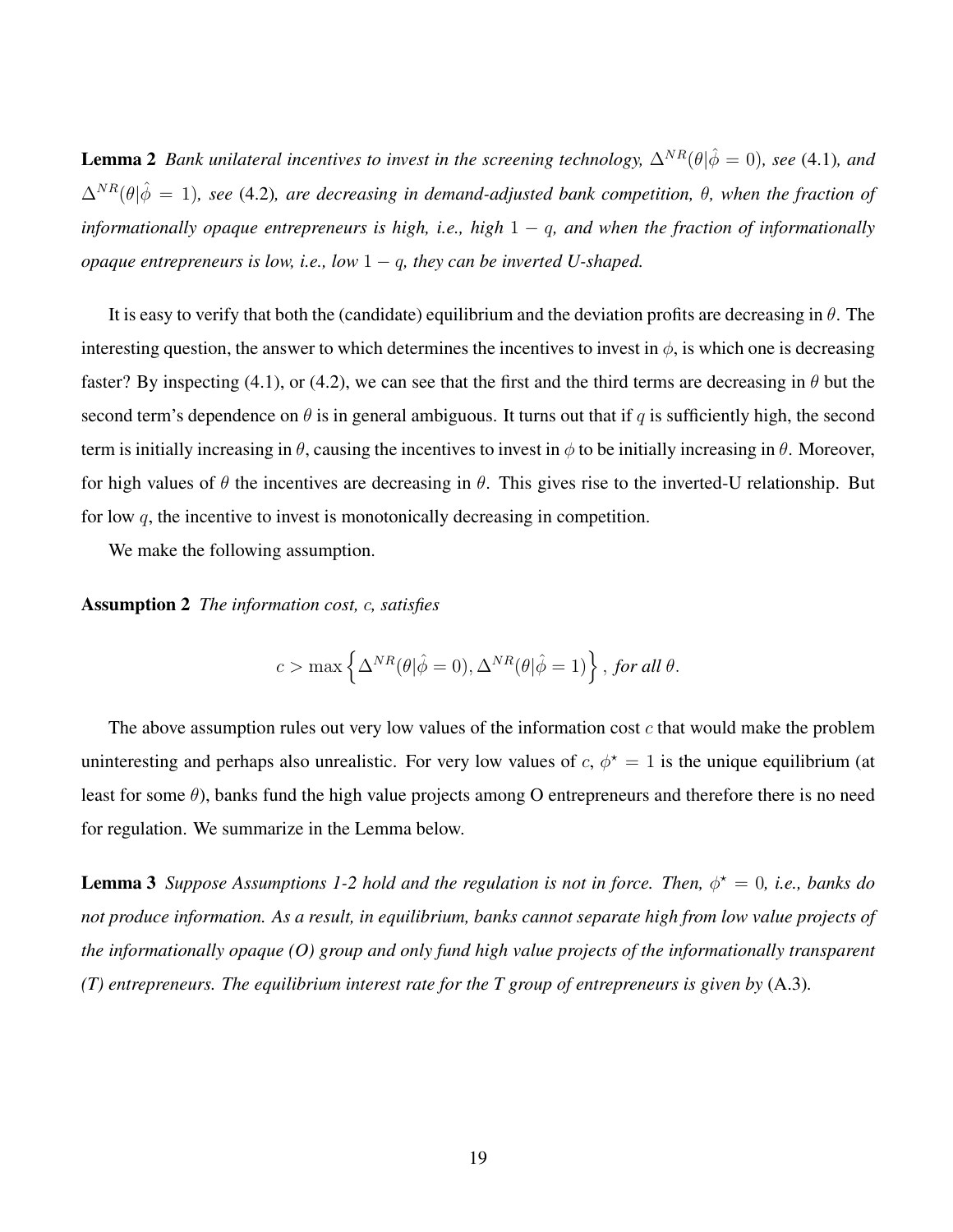**Lemma 2** *Bank unilateral incentives to invest in the screening technology, $\Delta^{NR}(\theta|\hat{\phi}=0)$, see* (4.1)*, and $\Delta^{NR}(\theta|\hat{\phi}=1)$, see* (4.2)*, are decreasing in demand-adjusted bank competition, $\theta$, when the fraction of informationally opaque entrepreneurs is high, i.e., high $1-q$, and when the fraction of informationally opaque entrepreneurs is low, i.e., low $1-q$, they can be inverted U-shaped.*

It is easy to verify that both the (candidate) equilibrium and the deviation profits are decreasing in $\theta$. The interesting question, the answer to which determines the incentives to invest in $\phi$, is which one is decreasing faster? By inspecting (4.1), or (4.2), we can see that the first and the third terms are decreasing in $\theta$ but the second term's dependence on $\theta$ is in general ambiguous. It turns out that if $q$ is sufficiently high, the second term is initially increasing in $\theta$, causing the incentives to invest in $\phi$ to be initially increasing in $\theta$. Moreover, for high values of $\theta$ the incentives are decreasing in $\theta$. This gives rise to the inverted-U relationship. But for low $q$, the incentive to invest is monotonically decreasing in competition.

We make the following assumption.

**Assumption 2** *The information cost, $c$, satisfies*

$$c > \max\left\{\Delta^{NR}(\theta|\hat{\phi}=0), \Delta^{NR}(\theta|\hat{\phi}=1)\right\}, \text{ for all } \theta.$$

The above assumption rules out very low values of the information cost $c$ that would make the problem uninteresting and perhaps also unrealistic. For very low values of $c$, $\phi^{\star}=1$ is the unique equilibrium (at least for some $\theta$), banks fund the high value projects among O entrepreneurs and therefore there is no need for regulation. We summarize in the Lemma below.

**Lemma 3** *Suppose Assumptions 1-2 hold and the regulation is not in force. Then, $\phi^{\star}=0$, i.e., banks do not produce information. As a result, in equilibrium, banks cannot separate high from low value projects of the informationally opaque (O) group and only fund high value projects of the informationally transparent (T) entrepreneurs. The equilibrium interest rate for the T group of entrepreneurs is given by* (A.3)*.*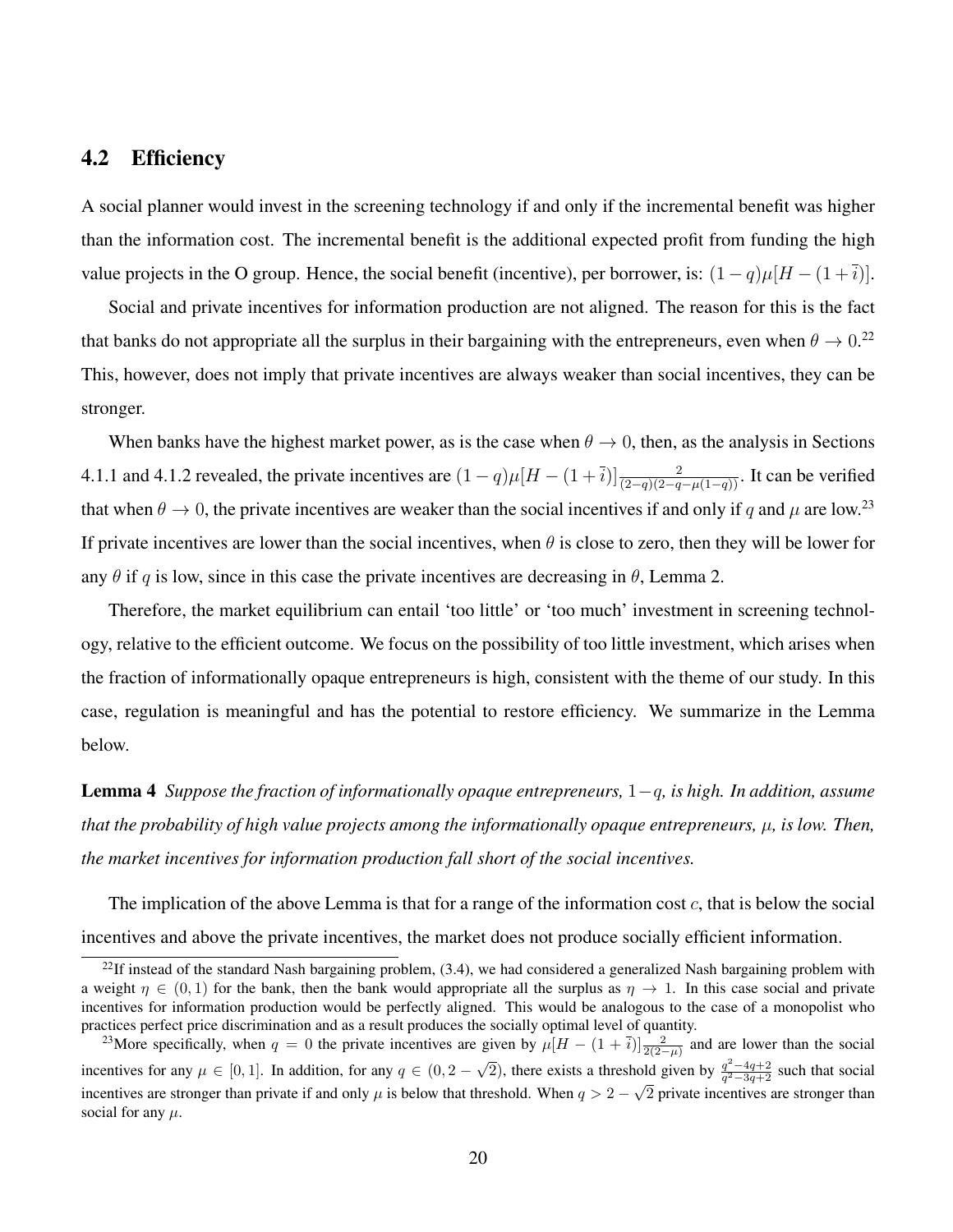## 4.2 Efficiency

A social planner would invest in the screening technology if and only if the incremental benefit was higher than the information cost. The incremental benefit is the additional expected profit from funding the high value projects in the O group. Hence, the social benefit (incentive), per borrower, is: $(1-q)\mu[H-(1+\bar{i})]$.

Social and private incentives for information production are not aligned. The reason for this is the fact that banks do not appropriate all the surplus in their bargaining with the entrepreneurs, even when $\theta \to 0$.[22] This, however, does not imply that private incentives are always weaker than social incentives, they can be stronger.

When banks have the highest market power, as is the case when $\theta \to 0$, then, as the analysis in Sections 4.1.1 and 4.1.2 revealed, the private incentives are $(1-q)\mu[H-(1+\bar{i})]\frac{2}{(2-q)(2-q-\mu(1-q))}$. It can be verified that when $\theta \to 0$, the private incentives are weaker than the social incentives if and only if $q$ and $\mu$ are low.[23] If private incentives are lower than the social incentives, when $\theta$ is close to zero, then they will be lower for any $\theta$ if $q$ is low, since in this case the private incentives are decreasing in $\theta$, Lemma 2.

Therefore, the market equilibrium can entail 'too little' or 'too much' investment in screening technology, relative to the efficient outcome. We focus on the possibility of too little investment, which arises when the fraction of informationally opaque entrepreneurs is high, consistent with the theme of our study. In this case, regulation is meaningful and has the potential to restore efficiency. We summarize in the Lemma below.

**Lemma 4** *Suppose the fraction of informationally opaque entrepreneurs, $1-q$, is high. In addition, assume that the probability of high value projects among the informationally opaque entrepreneurs, $\mu$, is low. Then, the market incentives for information production fall short of the social incentives.*

The implication of the above Lemma is that for a range of the information cost $c$, that is below the social incentives and above the private incentives, the market does not produce socially efficient information.

[22] If instead of the standard Nash bargaining problem, (3.4), we had considered a generalized Nash bargaining problem with a weight $\eta \in (0,1)$ for the bank, then the bank would appropriate all the surplus as $\eta \to 1$. In this case social and private incentives for information production would be perfectly aligned. This would be analogous to the case of a monopolist who practices perfect price discrimination and as a result produces the socially optimal level of quantity.

[23] More specifically, when $q = 0$ the private incentives are given by $\mu[H-(1+\bar{i})]\frac{2}{2(2-\mu)}$ and are lower than the social incentives for any $\mu \in [0,1]$. In addition, for any $q \in (0, 2-\sqrt{2})$, there exists a threshold given by $\frac{q^2-4q+2}{q^2-3q+2}$ such that social incentives are stronger than private if and only $\mu$ is below that threshold. When $q > 2-\sqrt{2}$ private incentives are stronger than social for any $\mu$.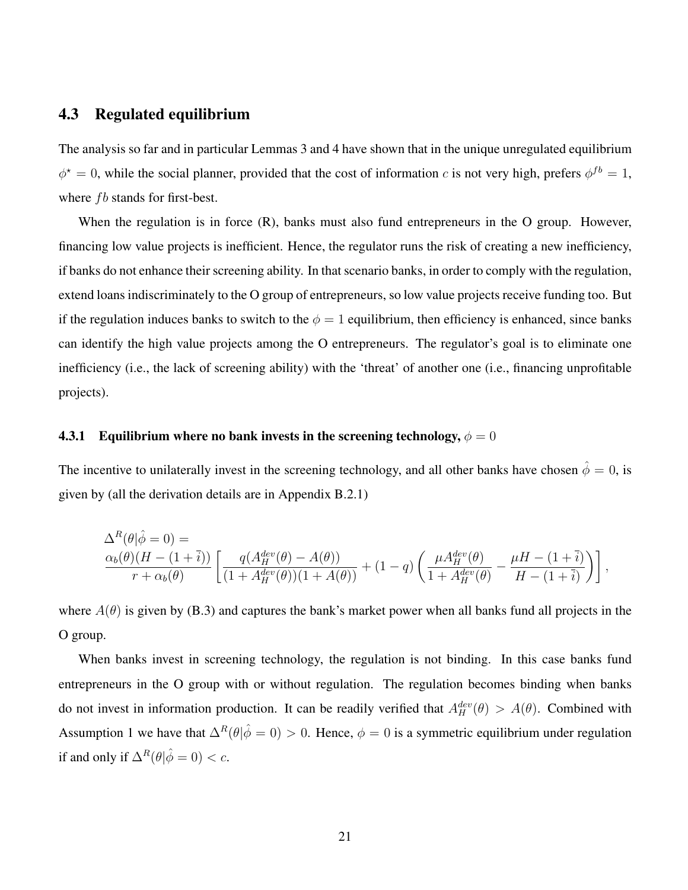## 4.3 Regulated equilibrium

The analysis so far and in particular Lemmas 3 and 4 have shown that in the unique unregulated equilibrium $\phi^{\star} = 0$, while the social planner, provided that the cost of information $c$ is not very high, prefers $\phi^{fb} = 1$, where $fb$ stands for first-best.

When the regulation is in force (R), banks must also fund entrepreneurs in the O group. However, financing low value projects is inefficient. Hence, the regulator runs the risk of creating a new inefficiency, if banks do not enhance their screening ability. In that scenario banks, in order to comply with the regulation, extend loans indiscriminately to the O group of entrepreneurs, so low value projects receive funding too. But if the regulation induces banks to switch to the $\phi = 1$ equilibrium, then efficiency is enhanced, since banks can identify the high value projects among the O entrepreneurs. The regulator's goal is to eliminate one inefficiency (i.e., the lack of screening ability) with the 'threat' of another one (i.e., financing unprofitable projects).

### 4.3.1 Equilibrium where no bank invests in the screening technology, $\phi = 0$

The incentive to unilaterally invest in the screening technology, and all other banks have chosen $\hat{\phi} = 0$, is given by (all the derivation details are in Appendix B.2.1)

$$\Delta^R(\theta|\hat{\phi} = 0) = \frac{\alpha_b(\theta)(H - (1 + \bar{i}))}{r + \alpha_b(\theta)} \left[ \frac{q(A_H^{dev}(\theta) - A(\theta))}{(1 + A_H^{dev}(\theta))(1 + A(\theta))} + (1 - q) \left( \frac{\mu A_H^{dev}(\theta)}{1 + A_H^{dev}(\theta)} - \frac{\mu H - (1 + \bar{i})}{H - (1 + \bar{i})} \right) \right],$$

where $A(\theta)$ is given by (B.3) and captures the bank's market power when all banks fund all projects in the O group.

When banks invest in screening technology, the regulation is not binding. In this case banks fund entrepreneurs in the O group with or without regulation. The regulation becomes binding when banks do not invest in information production. It can be readily verified that $A_H^{dev}(\theta) > A(\theta)$. Combined with Assumption 1 we have that $\Delta^R(\theta|\hat{\phi} = 0) > 0$. Hence, $\phi = 0$ is a symmetric equilibrium under regulation if and only if $\Delta^R(\theta|\hat{\phi} = 0) < c$.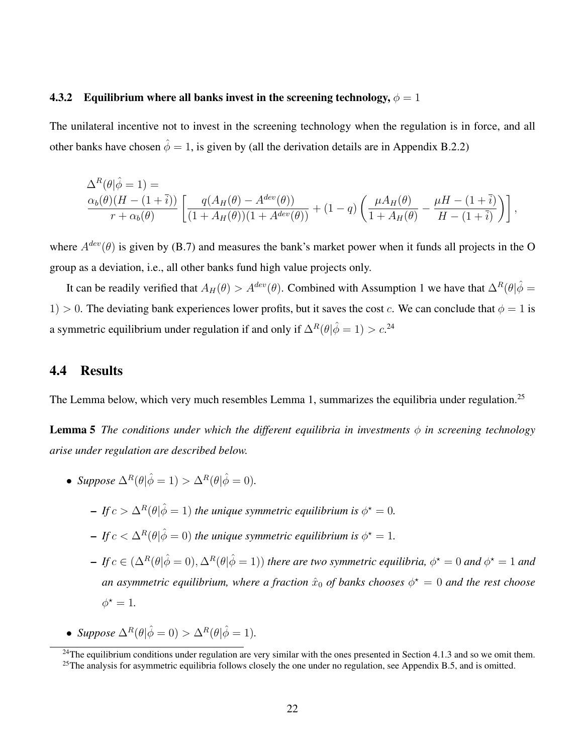### 4.3.2 Equilibrium where all banks invest in the screening technology, $\phi = 1$

The unilateral incentive not to invest in the screening technology when the regulation is in force, and all other banks have chosen $\hat{\phi} = 1$, is given by (all the derivation details are in Appendix B.2.2)

$$
\begin{aligned}
&\Delta^R(\theta|\hat{\phi} = 1) = \\
&\frac{\alpha_b(\theta)(H - (1 + \bar{i}))}{r + \alpha_b(\theta)} \left[ \frac{q(A_H(\theta) - A^{dev}(\theta))}{(1 + A_H(\theta))(1 + A^{dev}(\theta))} + (1 - q) \left( \frac{\mu A_H(\theta)}{1 + A_H(\theta)} - \frac{\mu H - (1 + \bar{i})}{H - (1 + \bar{i})} \right) \right],
\end{aligned}
$$

where $A^{dev}(\theta)$ is given by (B.7) and measures the bank's market power when it funds all projects in the O group as a deviation, i.e., all other banks fund high value projects only.

It can be readily verified that $A_H(\theta) > A^{dev}(\theta)$. Combined with Assumption 1 we have that $\Delta^R(\theta|\hat{\phi} = 1) > 0$. The deviating bank experiences lower profits, but it saves the cost $c$. We can conclude that $\phi = 1$ is a symmetric equilibrium under regulation if and only if $\Delta^R(\theta|\hat{\phi} = 1) > c$.[24]

## 4.4 Results

The Lemma below, which very much resembles Lemma 1, summarizes the equilibria under regulation.[25]

**Lemma 5** *The conditions under which the different equilibria in investments $\phi$ in screening technology arise under regulation are described below.*

- *Suppose $\Delta^R(\theta|\hat{\phi} = 1) > \Delta^R(\theta|\hat{\phi} = 0)$.*
  - *If $c > \Delta^R(\theta|\hat{\phi} = 1)$ the unique symmetric equilibrium is $\phi^\star = 0$.*
  - *If $c < \Delta^R(\theta|\hat{\phi} = 0)$ the unique symmetric equilibrium is $\phi^\star = 1$.*
  - *If $c \in (\Delta^R(\theta|\hat{\phi} = 0), \Delta^R(\theta|\hat{\phi} = 1))$ there are two symmetric equilibria, $\phi^\star = 0$ and $\phi^\star = 1$ and an asymmetric equilibrium, where a fraction $\hat{x}_0$ of banks chooses $\phi^\star = 0$ and the rest choose $\phi^\star = 1$.*
- *Suppose $\Delta^R(\theta|\hat{\phi} = 0) > \Delta^R(\theta|\hat{\phi} = 1)$.*

[24] The equilibrium conditions under regulation are very similar with the ones presented in Section 4.1.3 and so we omit them.

[25] The analysis for asymmetric equilibria follows closely the one under no regulation, see Appendix B.5, and is omitted.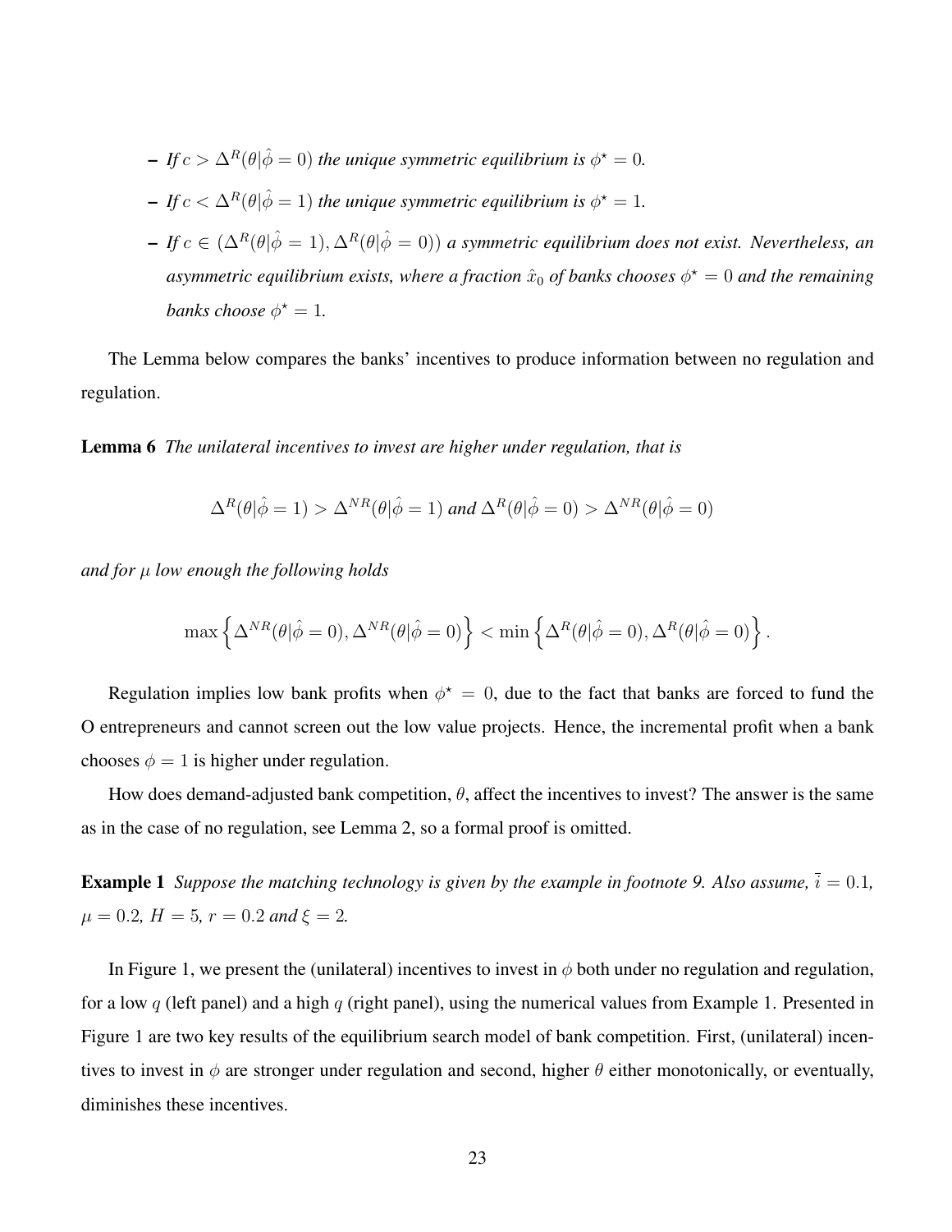- *If* $c > \Delta^R(\theta|\hat{\phi} = 0)$ *the unique symmetric equilibrium is* $\phi^\star = 0$.
- *If* $c < \Delta^R(\theta|\hat{\phi} = 1)$ *the unique symmetric equilibrium is* $\phi^\star = 1$.
- *If* $c \in (\Delta^R(\theta|\hat{\phi} = 1), \Delta^R(\theta|\hat{\phi} = 0))$ *a symmetric equilibrium does not exist. Nevertheless, an asymmetric equilibrium exists, where a fraction* $\hat{x}_0$ *of banks chooses* $\phi^\star = 0$ *and the remaining banks choose* $\phi^\star = 1$.

The Lemma below compares the banks' incentives to produce information between no regulation and regulation.

**Lemma 6** *The unilateral incentives to invest are higher under regulation, that is*

$$\Delta^R(\theta|\hat{\phi} = 1) > \Delta^{NR}(\theta|\hat{\phi} = 1) \text{ and } \Delta^R(\theta|\hat{\phi} = 0) > \Delta^{NR}(\theta|\hat{\phi} = 0)$$

*and for* $\mu$ *low enough the following holds*

$$\max\left\{\Delta^{NR}(\theta|\hat{\phi} = 0), \Delta^{NR}(\theta|\hat{\phi} = 0)\right\} < \min\left\{\Delta^R(\theta|\hat{\phi} = 0), \Delta^R(\theta|\hat{\phi} = 0)\right\}.$$

Regulation implies low bank profits when $\phi^\star = 0$, due to the fact that banks are forced to fund the O entrepreneurs and cannot screen out the low value projects. Hence, the incremental profit when a bank chooses $\phi = 1$ is higher under regulation.

How does demand-adjusted bank competition, $\theta$, affect the incentives to invest? The answer is the same as in the case of no regulation, see Lemma 2, so a formal proof is omitted.

**Example 1** *Suppose the matching technology is given by the example in footnote 9. Also assume,* $\bar{\bar{\imath}} = 0.1$, $\mu = 0.2$, $H = 5$, $r = 0.2$ *and* $\xi = 2$.

In Figure 1, we present the (unilateral) incentives to invest in $\phi$ both under no regulation and regulation, for a low $q$ (left panel) and a high $q$ (right panel), using the numerical values from Example 1. Presented in Figure 1 are two key results of the equilibrium search model of bank competition. First, (unilateral) incentives to invest in $\phi$ are stronger under regulation and second, higher $\theta$ either monotonically, or eventually, diminishes these incentives.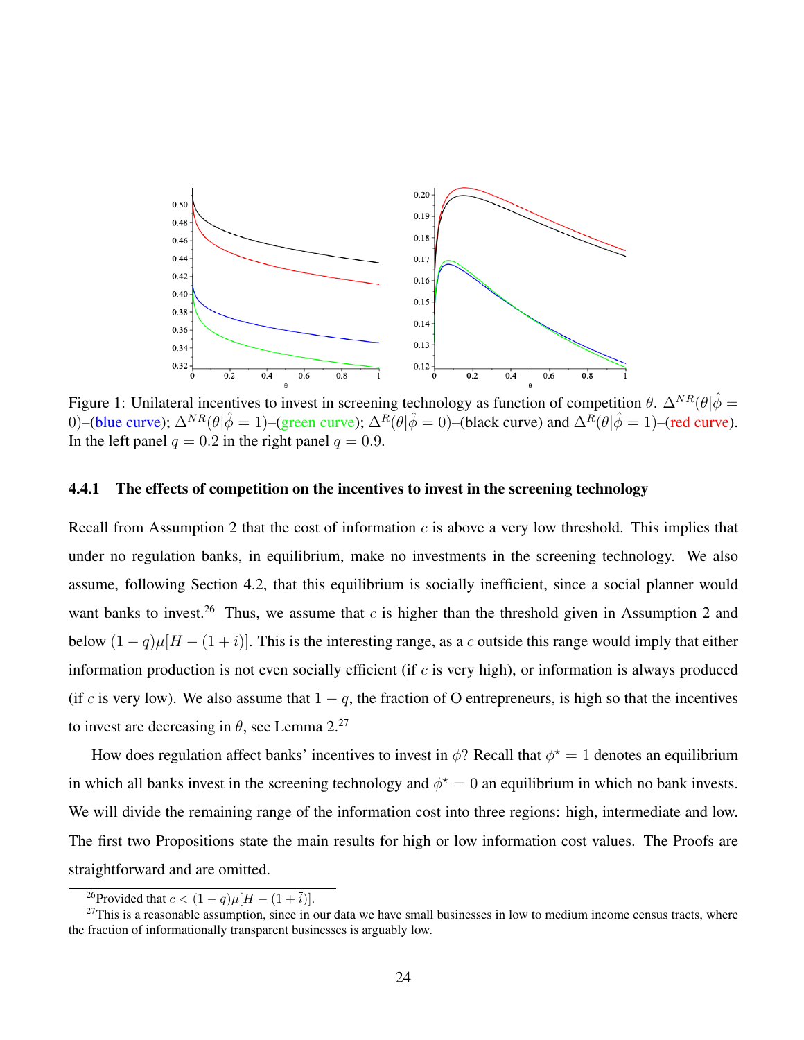Figure 1: Unilateral incentives to invest in screening technology as function of competition $\theta$. $\Delta^{NR}(\theta|\hat{\phi} = 0)$–(blue curve); $\Delta^{NR}(\theta|\hat{\phi} = 1)$–(green curve); $\Delta^{R}(\theta|\hat{\phi} = 0)$–(black curve) and $\Delta^{R}(\theta|\hat{\phi} = 1)$–(red curve). In the left panel $q = 0.2$ in the right panel $q = 0.9$.

#### 4.4.1 The effects of competition on the incentives to invest in the screening technology

Recall from Assumption 2 that the cost of information $c$ is above a very low threshold. This implies that under no regulation banks, in equilibrium, make no investments in the screening technology. We also assume, following Section 4.2, that this equilibrium is socially inefficient, since a social planner would want banks to invest.[26] Thus, we assume that $c$ is higher than the threshold given in Assumption 2 and below $(1-q)\mu[H-(1+\bar{i})]$. This is the interesting range, as a $c$ outside this range would imply that either information production is not even socially efficient (if $c$ is very high), or information is always produced (if $c$ is very low). We also assume that $1-q$, the fraction of O entrepreneurs, is high so that the incentives to invest are decreasing in $\theta$, see Lemma 2.[27]

How does regulation affect banks' incentives to invest in $\phi$? Recall that $\phi^{\star} = 1$ denotes an equilibrium in which all banks invest in the screening technology and $\phi^{\star} = 0$ an equilibrium in which no bank invests. We will divide the remaining range of the information cost into three regions: high, intermediate and low. The first two Propositions state the main results for high or low information cost values. The Proofs are straightforward and are omitted.

[26] Provided that $c < (1-q)\mu[H-(1+\bar{i})]$.

[27] This is a reasonable assumption, since in our data we have small businesses in low to medium income census tracts, where the fraction of informationally transparent businesses is arguably low.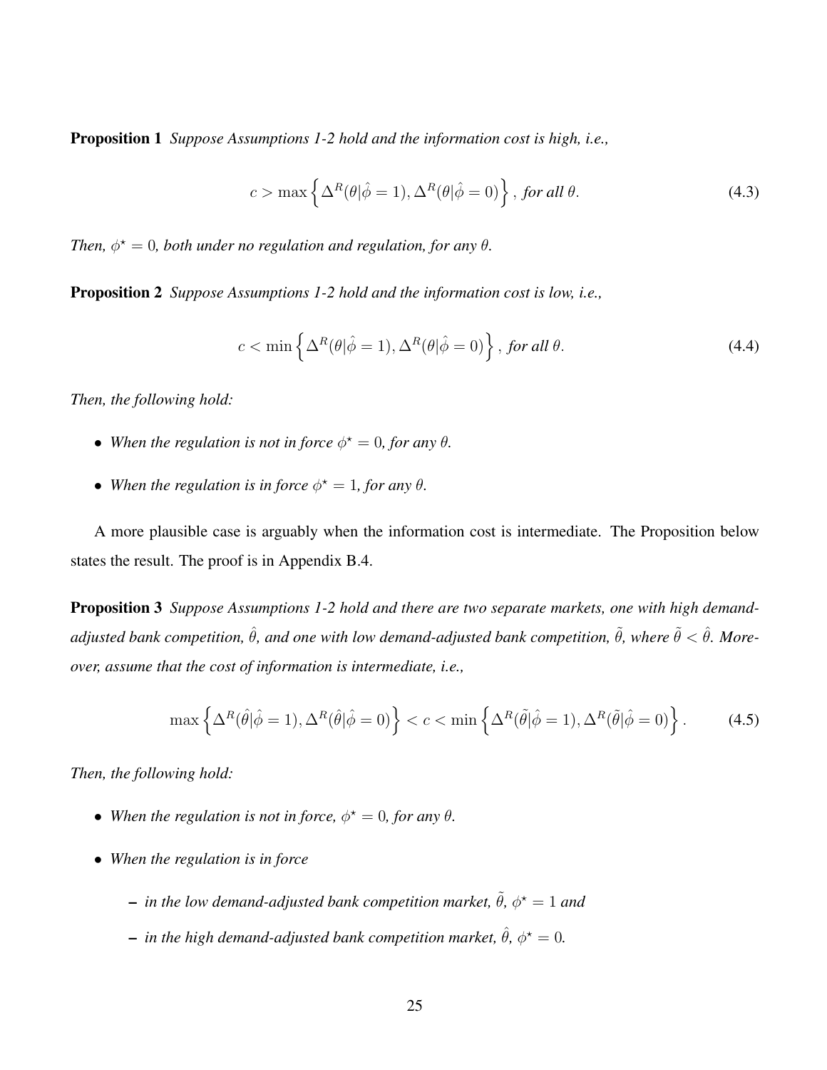**Proposition 1** *Suppose Assumptions 1-2 hold and the information cost is high, i.e.,*

$$c > \max\left\{\Delta^R(\theta|\hat{\phi}=1), \Delta^R(\theta|\hat{\phi}=0)\right\}, \text{ for all } \theta. \tag{4.3}$$

*Then, $\phi^\star = 0$, both under no regulation and regulation, for any $\theta$.*

**Proposition 2** *Suppose Assumptions 1-2 hold and the information cost is low, i.e.,*

$$c < \min\left\{\Delta^R(\theta|\hat{\phi}=1), \Delta^R(\theta|\hat{\phi}=0)\right\}, \text{ for all } \theta. \tag{4.4}$$

*Then, the following hold:*

- *When the regulation is not in force $\phi^\star = 0$, for any $\theta$.*
- *When the regulation is in force $\phi^\star = 1$, for any $\theta$.*

A more plausible case is arguably when the information cost is intermediate. The Proposition below states the result. The proof is in Appendix B.4.

**Proposition 3** *Suppose Assumptions 1-2 hold and there are two separate markets, one with high demand-adjusted bank competition, $\hat{\theta}$, and one with low demand-adjusted bank competition, $\tilde{\theta}$, where $\tilde{\theta} < \hat{\theta}$. Moreover, assume that the cost of information is intermediate, i.e.,*

$$\max\left\{\Delta^R(\hat{\theta}|\hat{\phi}=1), \Delta^R(\hat{\theta}|\hat{\phi}=0)\right\} < c < \min\left\{\Delta^R(\tilde{\theta}|\hat{\phi}=1), \Delta^R(\tilde{\theta}|\hat{\phi}=0)\right\}. \tag{4.5}$$

*Then, the following hold:*

- *When the regulation is not in force, $\phi^\star = 0$, for any $\theta$.*
- *When the regulation is in force*
  - *in the low demand-adjusted bank competition market, $\tilde{\theta}$, $\phi^\star = 1$ and*
  - *in the high demand-adjusted bank competition market, $\hat{\theta}$, $\phi^\star = 0$.*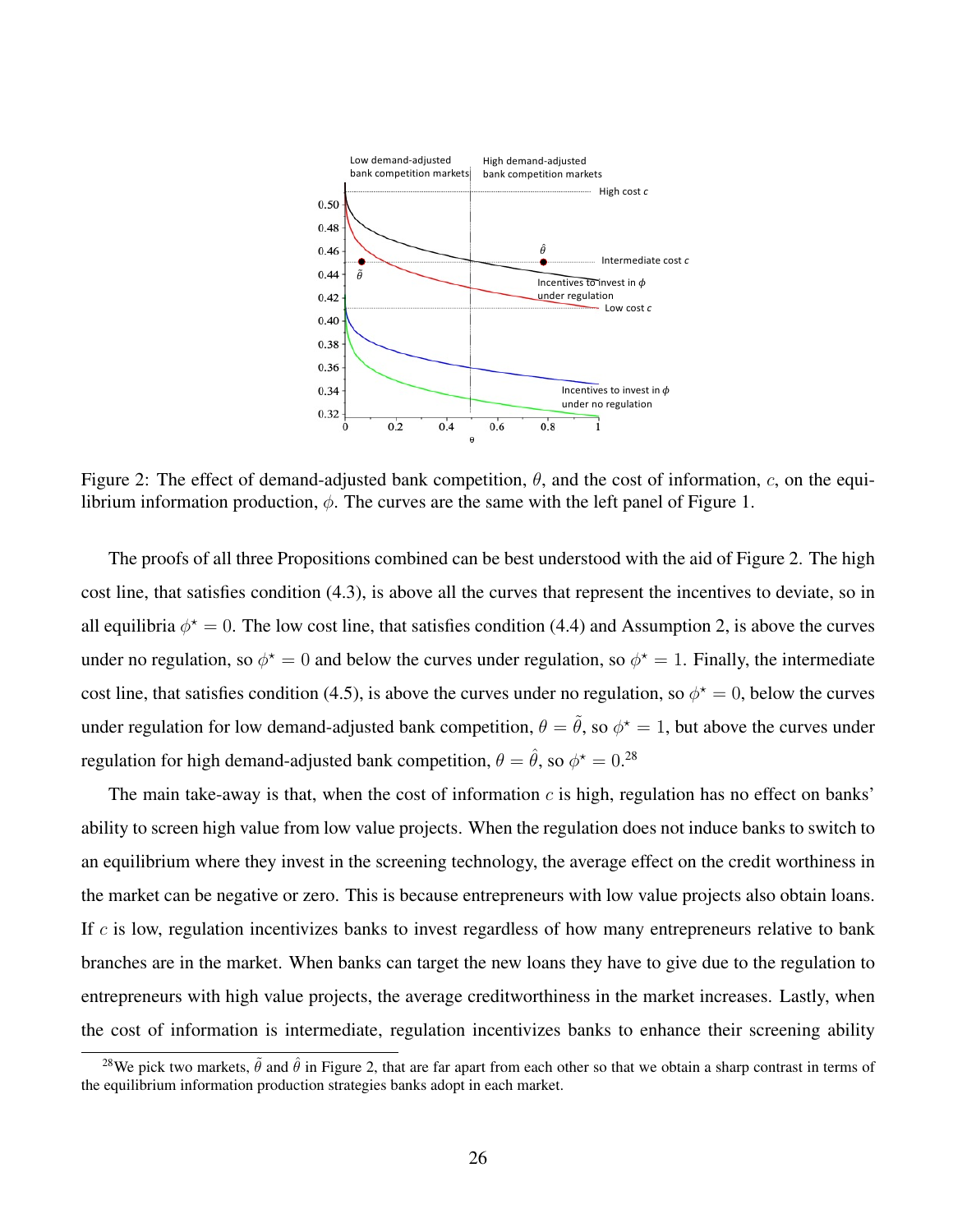Figure 2: The effect of demand-adjusted bank competition, $\theta$, and the cost of information, $c$, on the equilibrium information production, $\phi$. The curves are the same with the left panel of Figure 1.

The proofs of all three Propositions combined can be best understood with the aid of Figure 2. The high cost line, that satisfies condition (4.3), is above all the curves that represent the incentives to deviate, so in all equilibria $\phi^{\star} = 0$. The low cost line, that satisfies condition (4.4) and Assumption 2, is above the curves under no regulation, so $\phi^{\star} = 0$ and below the curves under regulation, so $\phi^{\star} = 1$. Finally, the intermediate cost line, that satisfies condition (4.5), is above the curves under no regulation, so $\phi^{\star} = 0$, below the curves under regulation for low demand-adjusted bank competition, $\theta = \tilde{\theta}$, so $\phi^{\star} = 1$, but above the curves under regulation for high demand-adjusted bank competition, $\theta = \hat{\theta}$, so $\phi^{\star} = 0$.[28]

The main take-away is that, when the cost of information $c$ is high, regulation has no effect on banks' ability to screen high value from low value projects. When the regulation does not induce banks to switch to an equilibrium where they invest in the screening technology, the average effect on the credit worthiness in the market can be negative or zero. This is because entrepreneurs with low value projects also obtain loans. If $c$ is low, regulation incentivizes banks to invest regardless of how many entrepreneurs relative to bank branches are in the market. When banks can target the new loans they have to give due to the regulation to entrepreneurs with high value projects, the average creditworthiness in the market increases. Lastly, when the cost of information is intermediate, regulation incentivizes banks to enhance their screening ability

[28] We pick two markets, $\tilde{\theta}$ and $\hat{\theta}$ in Figure 2, that are far apart from each other so that we obtain a sharp contrast in terms of the equilibrium information production strategies banks adopt in each market.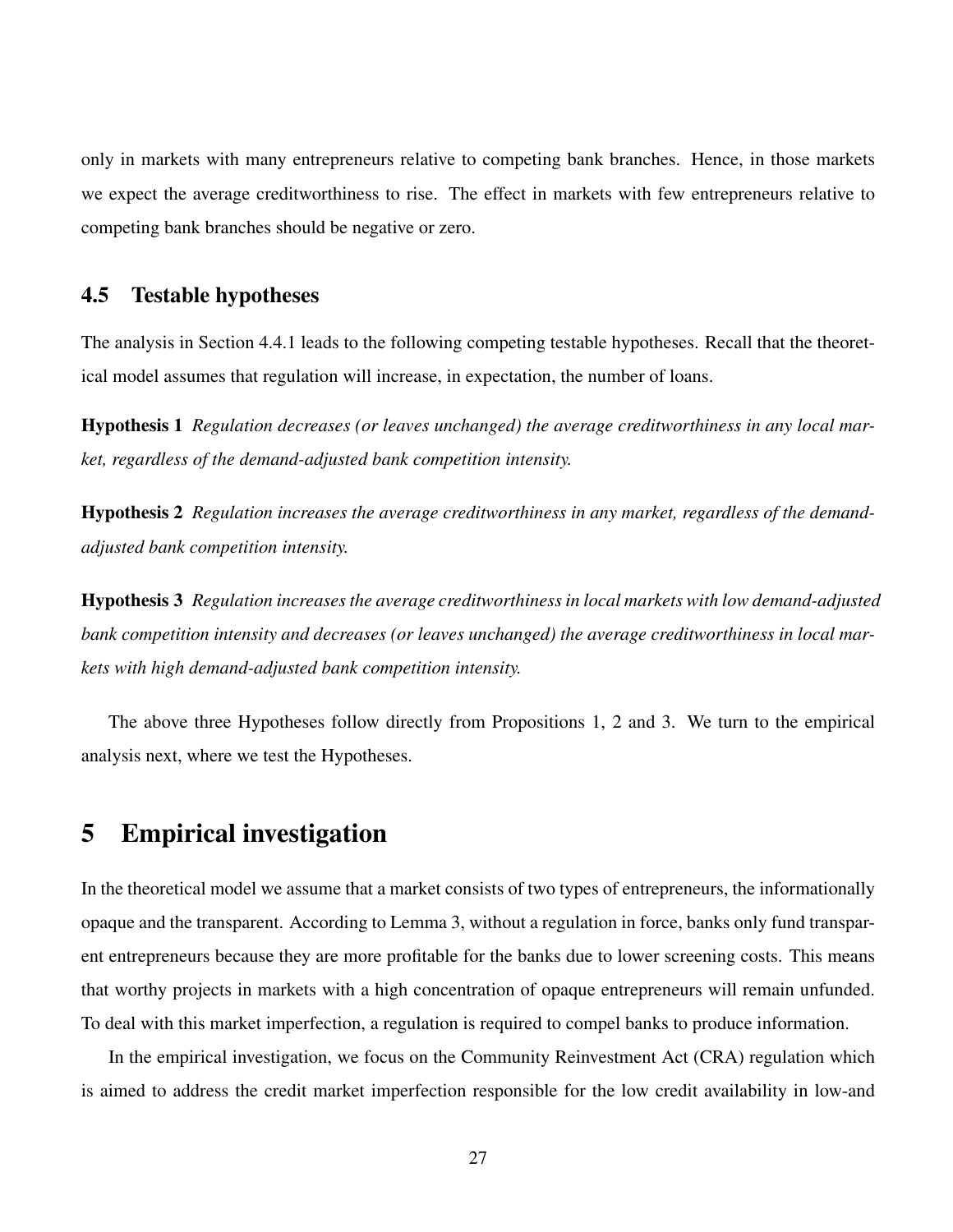only in markets with many entrepreneurs relative to competing bank branches. Hence, in those markets we expect the average creditworthiness to rise. The effect in markets with few entrepreneurs relative to competing bank branches should be negative or zero.

### 4.5 Testable hypotheses

The analysis in Section 4.4.1 leads to the following competing testable hypotheses. Recall that the theoretical model assumes that regulation will increase, in expectation, the number of loans.

**Hypothesis 1** *Regulation decreases (or leaves unchanged) the average creditworthiness in any local market, regardless of the demand-adjusted bank competition intensity.*

**Hypothesis 2** *Regulation increases the average creditworthiness in any market, regardless of the demand-adjusted bank competition intensity.*

**Hypothesis 3** *Regulation increases the average creditworthiness in local markets with low demand-adjusted bank competition intensity and decreases (or leaves unchanged) the average creditworthiness in local markets with high demand-adjusted bank competition intensity.*

The above three Hypotheses follow directly from Propositions 1, 2 and 3. We turn to the empirical analysis next, where we test the Hypotheses.

## 5 Empirical investigation

In the theoretical model we assume that a market consists of two types of entrepreneurs, the informationally opaque and the transparent. According to Lemma 3, without a regulation in force, banks only fund transparent entrepreneurs because they are more profitable for the banks due to lower screening costs. This means that worthy projects in markets with a high concentration of opaque entrepreneurs will remain unfunded. To deal with this market imperfection, a regulation is required to compel banks to produce information.

In the empirical investigation, we focus on the Community Reinvestment Act (CRA) regulation which is aimed to address the credit market imperfection responsible for the low credit availability in low-and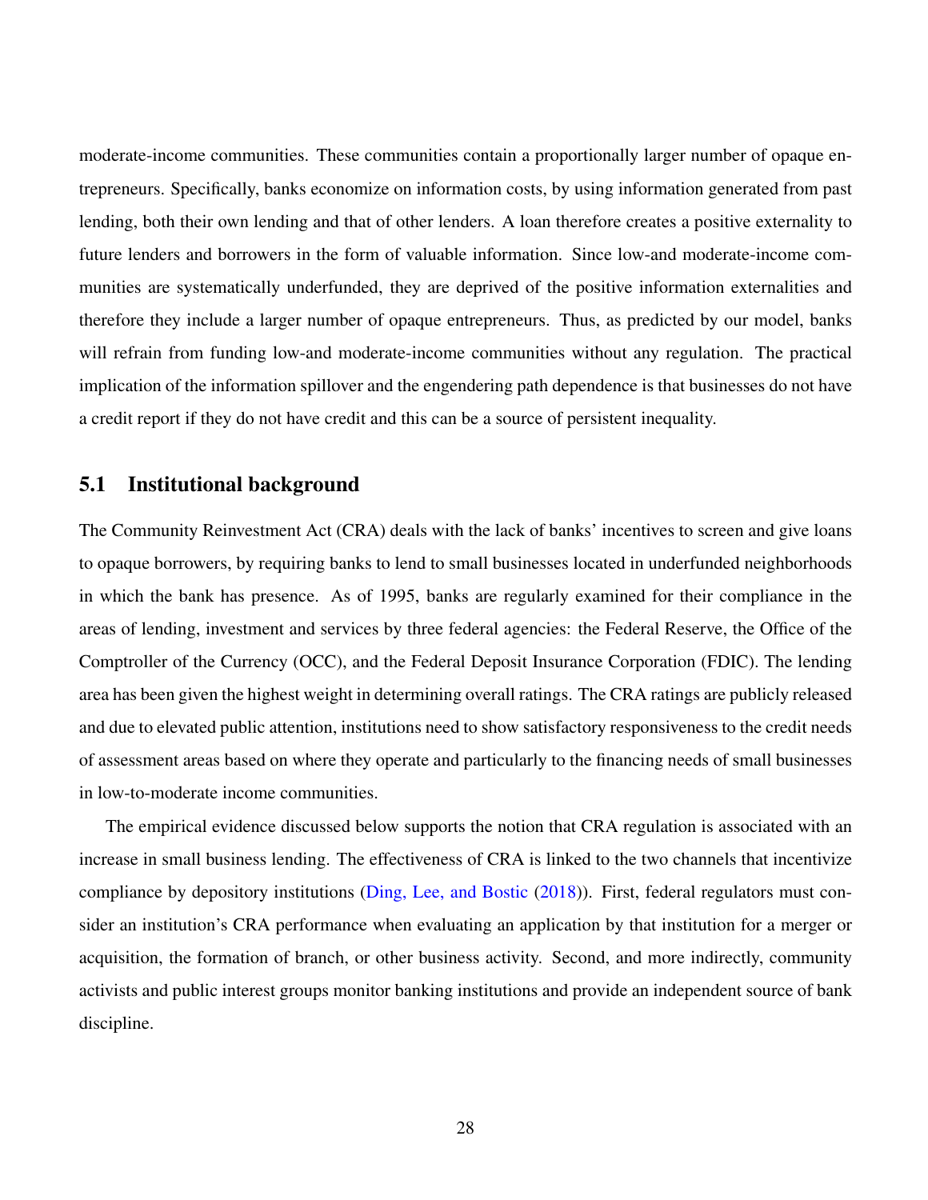moderate-income communities. These communities contain a proportionally larger number of opaque entrepreneurs. Specifically, banks economize on information costs, by using information generated from past lending, both their own lending and that of other lenders. A loan therefore creates a positive externality to future lenders and borrowers in the form of valuable information. Since low-and moderate-income communities are systematically underfunded, they are deprived of the positive information externalities and therefore they include a larger number of opaque entrepreneurs. Thus, as predicted by our model, banks will refrain from funding low-and moderate-income communities without any regulation. The practical implication of the information spillover and the engendering path dependence is that businesses do not have a credit report if they do not have credit and this can be a source of persistent inequality.

## 5.1 Institutional background

The Community Reinvestment Act (CRA) deals with the lack of banks' incentives to screen and give loans to opaque borrowers, by requiring banks to lend to small businesses located in underfunded neighborhoods in which the bank has presence. As of 1995, banks are regularly examined for their compliance in the areas of lending, investment and services by three federal agencies: the Federal Reserve, the Office of the Comptroller of the Currency (OCC), and the Federal Deposit Insurance Corporation (FDIC). The lending area has been given the highest weight in determining overall ratings. The CRA ratings are publicly released and due to elevated public attention, institutions need to show satisfactory responsiveness to the credit needs of assessment areas based on where they operate and particularly to the financing needs of small businesses in low-to-moderate income communities.

The empirical evidence discussed below supports the notion that CRA regulation is associated with an increase in small business lending. The effectiveness of CRA is linked to the two channels that incentivize compliance by depository institutions (Ding, Lee, and Bostic (2018)). First, federal regulators must consider an institution's CRA performance when evaluating an application by that institution for a merger or acquisition, the formation of branch, or other business activity. Second, and more indirectly, community activists and public interest groups monitor banking institutions and provide an independent source of bank discipline.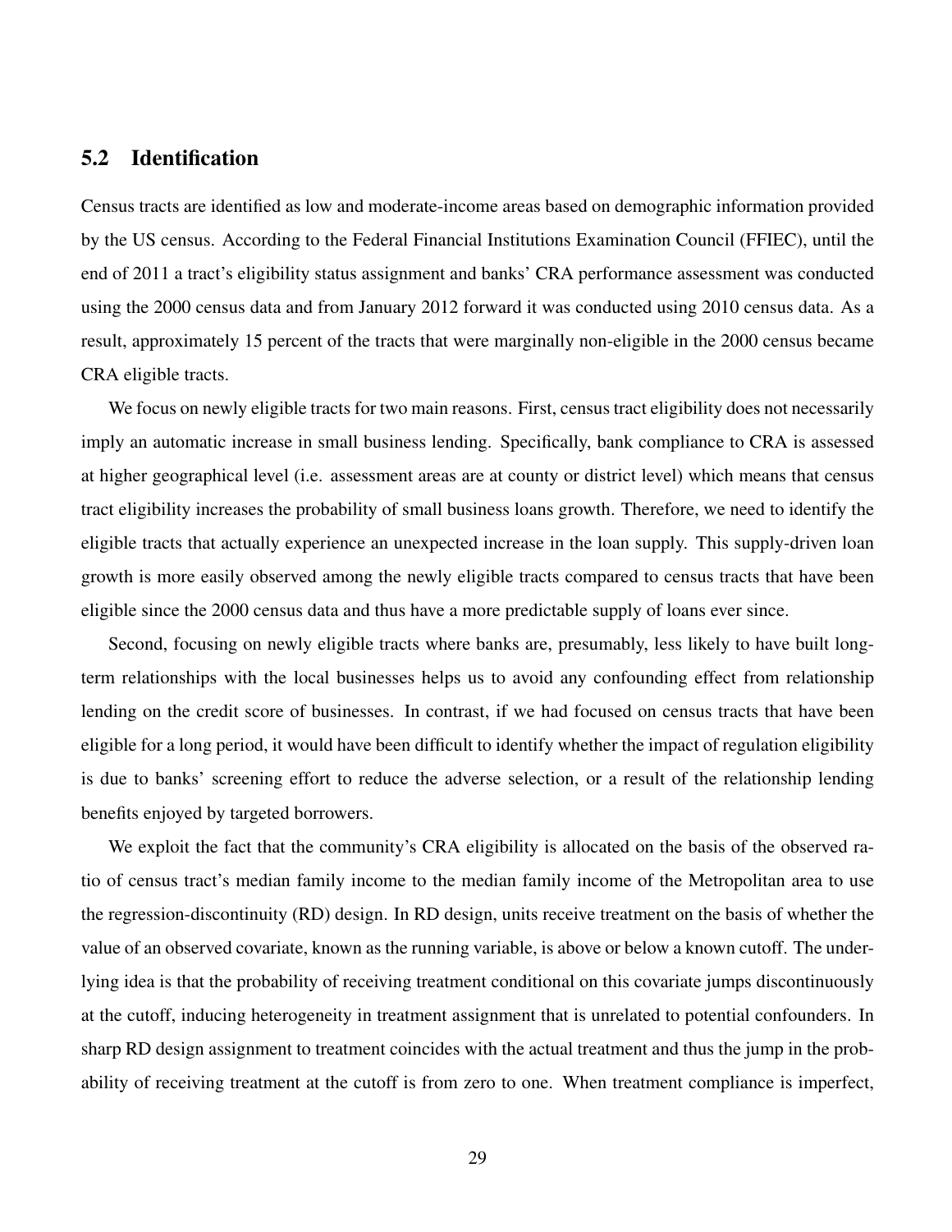## 5.2 Identification

Census tracts are identified as low and moderate-income areas based on demographic information provided by the US census. According to the Federal Financial Institutions Examination Council (FFIEC), until the end of 2011 a tract's eligibility status assignment and banks' CRA performance assessment was conducted using the 2000 census data and from January 2012 forward it was conducted using 2010 census data. As a result, approximately 15 percent of the tracts that were marginally non-eligible in the 2000 census became CRA eligible tracts.

We focus on newly eligible tracts for two main reasons. First, census tract eligibility does not necessarily imply an automatic increase in small business lending. Specifically, bank compliance to CRA is assessed at higher geographical level (i.e. assessment areas are at county or district level) which means that census tract eligibility increases the probability of small business loans growth. Therefore, we need to identify the eligible tracts that actually experience an unexpected increase in the loan supply. This supply-driven loan growth is more easily observed among the newly eligible tracts compared to census tracts that have been eligible since the 2000 census data and thus have a more predictable supply of loans ever since.

Second, focusing on newly eligible tracts where banks are, presumably, less likely to have built long-term relationships with the local businesses helps us to avoid any confounding effect from relationship lending on the credit score of businesses. In contrast, if we had focused on census tracts that have been eligible for a long period, it would have been difficult to identify whether the impact of regulation eligibility is due to banks' screening effort to reduce the adverse selection, or a result of the relationship lending benefits enjoyed by targeted borrowers.

We exploit the fact that the community's CRA eligibility is allocated on the basis of the observed ratio of census tract's median family income to the median family income of the Metropolitan area to use the regression-discontinuity (RD) design. In RD design, units receive treatment on the basis of whether the value of an observed covariate, known as the running variable, is above or below a known cutoff. The underlying idea is that the probability of receiving treatment conditional on this covariate jumps discontinuously at the cutoff, inducing heterogeneity in treatment assignment that is unrelated to potential confounders. In sharp RD design assignment to treatment coincides with the actual treatment and thus the jump in the probability of receiving treatment at the cutoff is from zero to one. When treatment compliance is imperfect,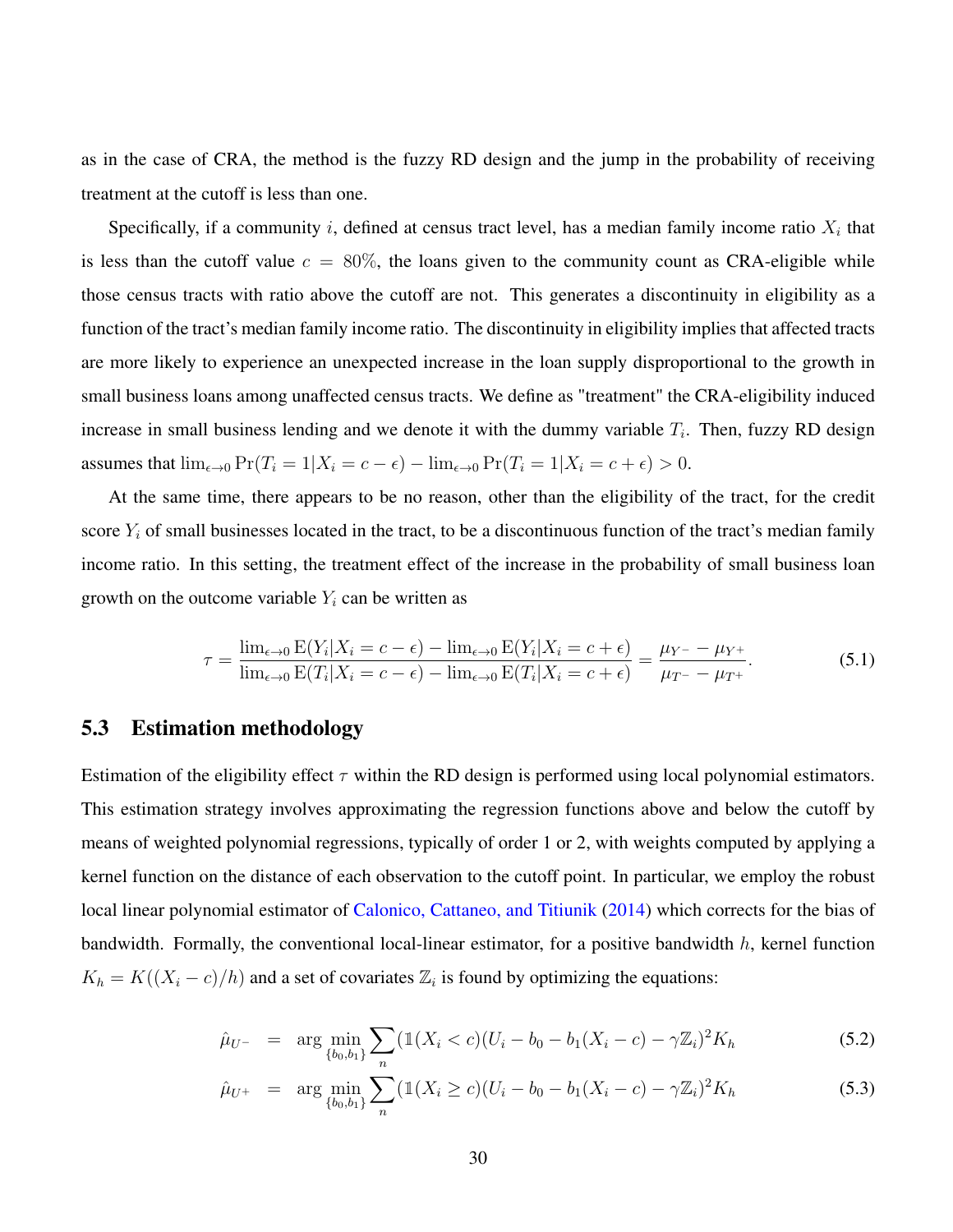as in the case of CRA, the method is the fuzzy RD design and the jump in the probability of receiving treatment at the cutoff is less than one.

Specifically, if a community $i$, defined at census tract level, has a median family income ratio $X_i$ that is less than the cutoff value $c = 80\%$, the loans given to the community count as CRA-eligible while those census tracts with ratio above the cutoff are not. This generates a discontinuity in eligibility as a function of the tract's median family income ratio. The discontinuity in eligibility implies that affected tracts are more likely to experience an unexpected increase in the loan supply disproportional to the growth in small business loans among unaffected census tracts. We define as "treatment" the CRA-eligibility induced increase in small business lending and we denote it with the dummy variable $T_i$. Then, fuzzy RD design assumes that $\lim_{\epsilon \to 0} \Pr(T_i = 1|X_i = c - \epsilon) - \lim_{\epsilon \to 0} \Pr(T_i = 1|X_i = c + \epsilon) > 0$.

At the same time, there appears to be no reason, other than the eligibility of the tract, for the credit score $Y_i$ of small businesses located in the tract, to be a discontinuous function of the tract's median family income ratio. In this setting, the treatment effect of the increase in the probability of small business loan growth on the outcome variable $Y_i$ can be written as

$$\tau = \frac{\lim_{\epsilon \to 0} \mathrm{E}(Y_i|X_i = c - \epsilon) - \lim_{\epsilon \to 0} \mathrm{E}(Y_i|X_i = c + \epsilon)}{\lim_{\epsilon \to 0} \mathrm{E}(T_i|X_i = c - \epsilon) - \lim_{\epsilon \to 0} \mathrm{E}(T_i|X_i = c + \epsilon)} = \frac{\mu_{Y^-} - \mu_{Y^+}}{\mu_{T^-} - \mu_{T^+}}. \tag{5.1}$$

## 5.3 Estimation methodology

Estimation of the eligibility effect $\tau$ within the RD design is performed using local polynomial estimators. This estimation strategy involves approximating the regression functions above and below the cutoff by means of weighted polynomial regressions, typically of order 1 or 2, with weights computed by applying a kernel function on the distance of each observation to the cutoff point. In particular, we employ the robust local linear polynomial estimator of Calonico, Cattaneo, and Titiunik (2014) which corrects for the bias of bandwidth. Formally, the conventional local-linear estimator, for a positive bandwidth $h$, kernel function $K_h = K((X_i - c)/h)$ and a set of covariates $\mathbb{Z}_i$ is found by optimizing the equations:

$$\hat{\mu}_{U^-} = \arg \min_{\{b_0, b_1\}} \sum_n (\mathbb{1}(X_i < c)(U_i - b_0 - b_1(X_i - c) - \gamma \mathbb{Z}_i)^2 K_h \tag{5.2}$$

$$\hat{\mu}_{U^+} = \arg \min_{\{b_0, b_1\}} \sum_n (\mathbb{1}(X_i \geq c)(U_i - b_0 - b_1(X_i - c) - \gamma \mathbb{Z}_i)^2 K_h \tag{5.3}$$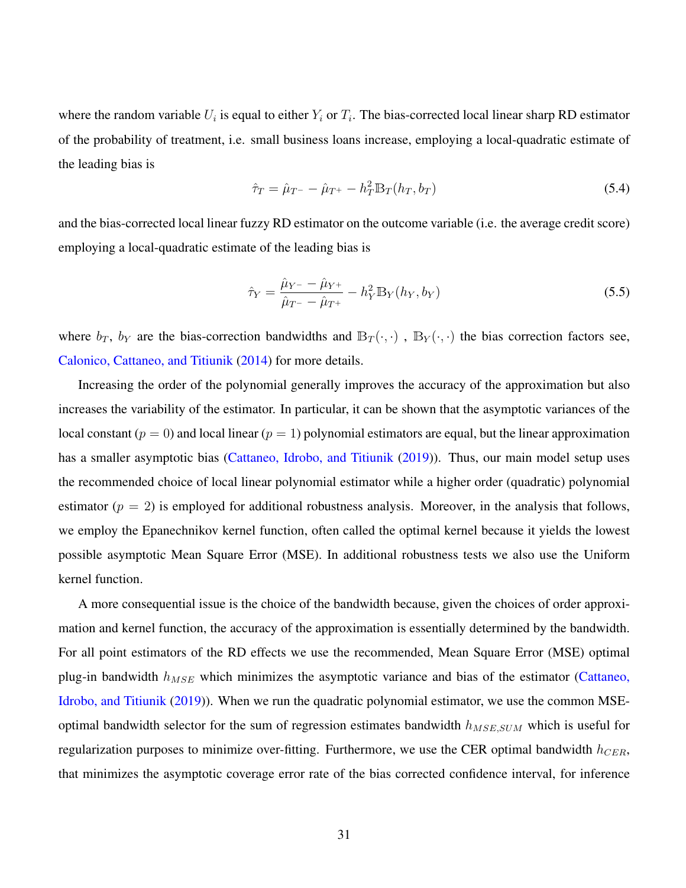where the random variable $U_i$ is equal to either $Y_i$ or $T_i$. The bias-corrected local linear sharp RD estimator of the probability of treatment, i.e. small business loans increase, employing a local-quadratic estimate of the leading bias is

$$\hat{\tau}_T = \hat{\mu}_{T^-} - \hat{\mu}_{T^+} - h_T^2 \mathbb{B}_T(h_T, b_T) \tag{5.4}$$

and the bias-corrected local linear fuzzy RD estimator on the outcome variable (i.e. the average credit score) employing a local-quadratic estimate of the leading bias is

$$\hat{\tau}_Y = \frac{\hat{\mu}_{Y^-} - \hat{\mu}_{Y^+}}{\hat{\mu}_{T^-} - \hat{\mu}_{T^+}} - h_Y^2 \mathbb{B}_Y(h_Y, b_Y) \tag{5.5}$$

where $b_T$, $b_Y$ are the bias-correction bandwidths and $\mathbb{B}_T(\cdot,\cdot)$ , $\mathbb{B}_Y(\cdot,\cdot)$ the bias correction factors see, Calonico, Cattaneo, and Titiunik (2014) for more details.

Increasing the order of the polynomial generally improves the accuracy of the approximation but also increases the variability of the estimator. In particular, it can be shown that the asymptotic variances of the local constant ($p = 0$) and local linear ($p = 1$) polynomial estimators are equal, but the linear approximation has a smaller asymptotic bias (Cattaneo, Idrobo, and Titiunik (2019)). Thus, our main model setup uses the recommended choice of local linear polynomial estimator while a higher order (quadratic) polynomial estimator ($p = 2$) is employed for additional robustness analysis. Moreover, in the analysis that follows, we employ the Epanechnikov kernel function, often called the optimal kernel because it yields the lowest possible asymptotic Mean Square Error (MSE). In additional robustness tests we also use the Uniform kernel function.

A more consequential issue is the choice of the bandwidth because, given the choices of order approximation and kernel function, the accuracy of the approximation is essentially determined by the bandwidth. For all point estimators of the RD effects we use the recommended, Mean Square Error (MSE) optimal plug-in bandwidth $h_{MSE}$ which minimizes the asymptotic variance and bias of the estimator (Cattaneo, Idrobo, and Titiunik (2019)). When we run the quadratic polynomial estimator, we use the common MSE-optimal bandwidth selector for the sum of regression estimates bandwidth $h_{MSE,SUM}$ which is useful for regularization purposes to minimize over-fitting. Furthermore, we use the CER optimal bandwidth $h_{CER}$, that minimizes the asymptotic coverage error rate of the bias corrected confidence interval, for inference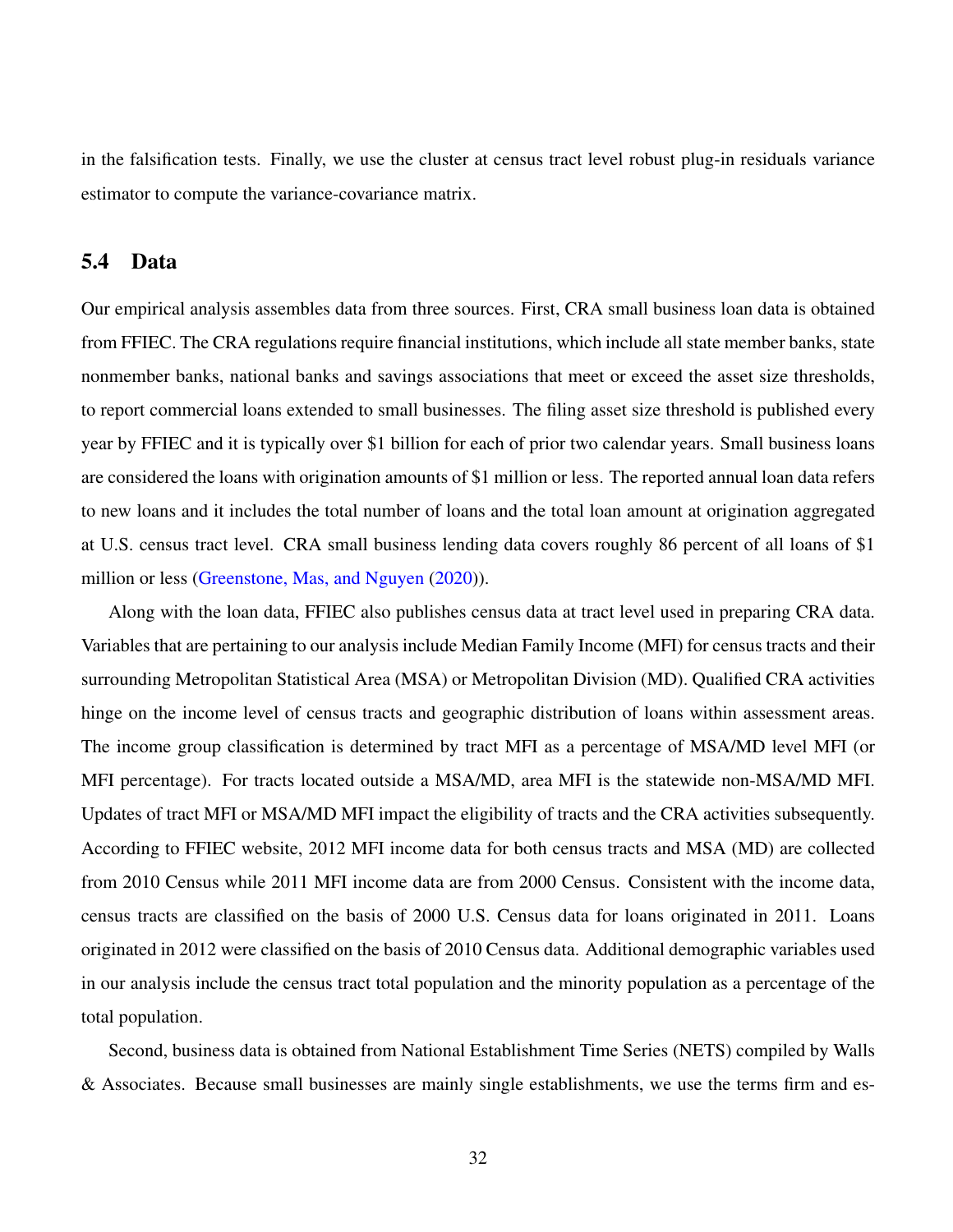in the falsification tests. Finally, we use the cluster at census tract level robust plug-in residuals variance estimator to compute the variance-covariance matrix.

## 5.4 Data

Our empirical analysis assembles data from three sources. First, CRA small business loan data is obtained from FFIEC. The CRA regulations require financial institutions, which include all state member banks, state nonmember banks, national banks and savings associations that meet or exceed the asset size thresholds, to report commercial loans extended to small businesses. The filing asset size threshold is published every year by FFIEC and it is typically over $1 billion for each of prior two calendar years. Small business loans are considered the loans with origination amounts of $1 million or less. The reported annual loan data refers to new loans and it includes the total number of loans and the total loan amount at origination aggregated at U.S. census tract level. CRA small business lending data covers roughly 86 percent of all loans of $1 million or less (Greenstone, Mas, and Nguyen (2020)).

Along with the loan data, FFIEC also publishes census data at tract level used in preparing CRA data. Variables that are pertaining to our analysis include Median Family Income (MFI) for census tracts and their surrounding Metropolitan Statistical Area (MSA) or Metropolitan Division (MD). Qualified CRA activities hinge on the income level of census tracts and geographic distribution of loans within assessment areas. The income group classification is determined by tract MFI as a percentage of MSA/MD level MFI (or MFI percentage). For tracts located outside a MSA/MD, area MFI is the statewide non-MSA/MD MFI. Updates of tract MFI or MSA/MD MFI impact the eligibility of tracts and the CRA activities subsequently. According to FFIEC website, 2012 MFI income data for both census tracts and MSA (MD) are collected from 2010 Census while 2011 MFI income data are from 2000 Census. Consistent with the income data, census tracts are classified on the basis of 2000 U.S. Census data for loans originated in 2011. Loans originated in 2012 were classified on the basis of 2010 Census data. Additional demographic variables used in our analysis include the census tract total population and the minority population as a percentage of the total population.

Second, business data is obtained from National Establishment Time Series (NETS) compiled by Walls & Associates. Because small businesses are mainly single establishments, we use the terms firm and es-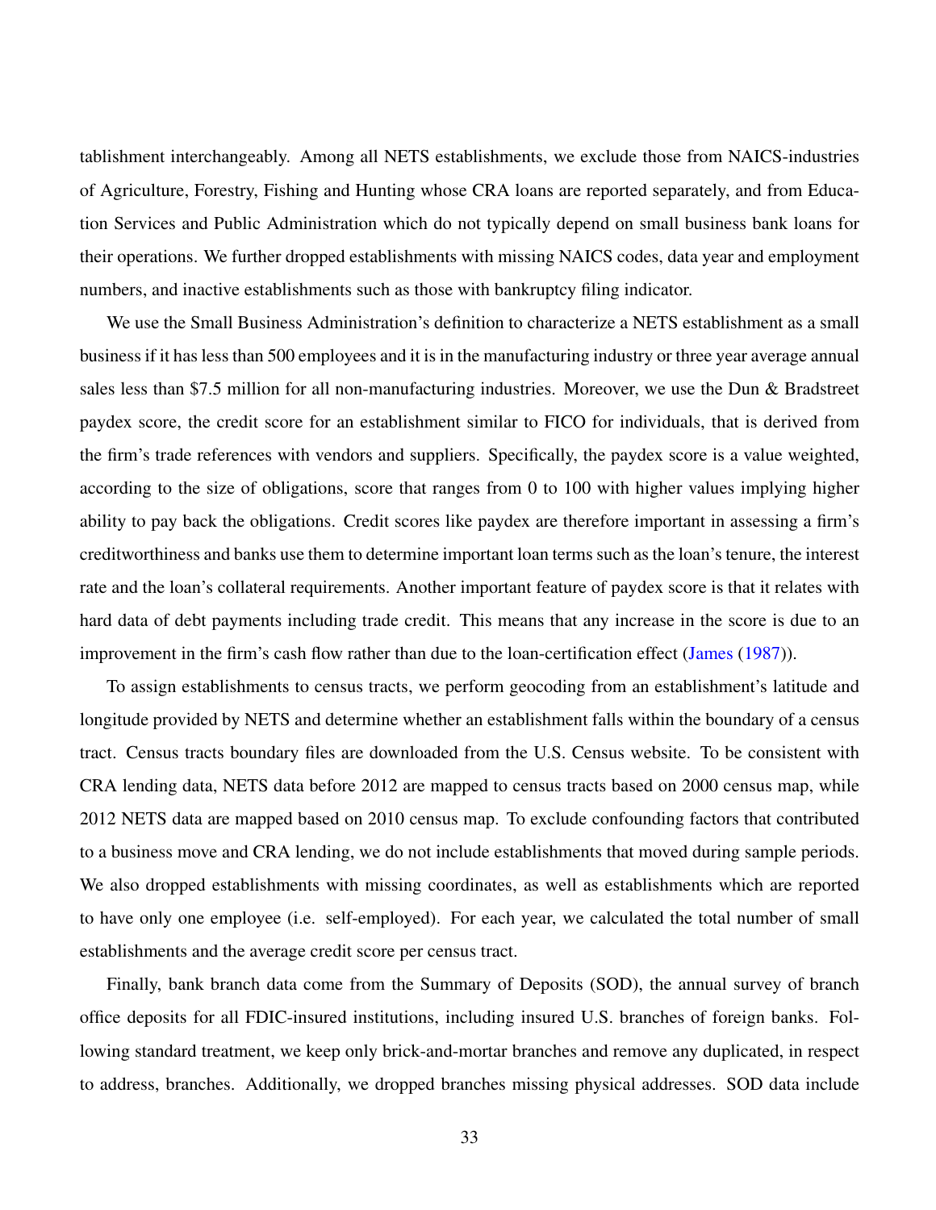tablishment interchangeably. Among all NETS establishments, we exclude those from NAICS-industries of Agriculture, Forestry, Fishing and Hunting whose CRA loans are reported separately, and from Education Services and Public Administration which do not typically depend on small business bank loans for their operations. We further dropped establishments with missing NAICS codes, data year and employment numbers, and inactive establishments such as those with bankruptcy filing indicator.

We use the Small Business Administration's definition to characterize a NETS establishment as a small business if it has less than 500 employees and it is in the manufacturing industry or three year average annual sales less than $7.5 million for all non-manufacturing industries. Moreover, we use the Dun & Bradstreet paydex score, the credit score for an establishment similar to FICO for individuals, that is derived from the firm's trade references with vendors and suppliers. Specifically, the paydex score is a value weighted, according to the size of obligations, score that ranges from 0 to 100 with higher values implying higher ability to pay back the obligations. Credit scores like paydex are therefore important in assessing a firm's creditworthiness and banks use them to determine important loan terms such as the loan's tenure, the interest rate and the loan's collateral requirements. Another important feature of paydex score is that it relates with hard data of debt payments including trade credit. This means that any increase in the score is due to an improvement in the firm's cash flow rather than due to the loan-certification effect (James (1987)).

To assign establishments to census tracts, we perform geocoding from an establishment's latitude and longitude provided by NETS and determine whether an establishment falls within the boundary of a census tract. Census tracts boundary files are downloaded from the U.S. Census website. To be consistent with CRA lending data, NETS data before 2012 are mapped to census tracts based on 2000 census map, while 2012 NETS data are mapped based on 2010 census map. To exclude confounding factors that contributed to a business move and CRA lending, we do not include establishments that moved during sample periods. We also dropped establishments with missing coordinates, as well as establishments which are reported to have only one employee (i.e. self-employed). For each year, we calculated the total number of small establishments and the average credit score per census tract.

Finally, bank branch data come from the Summary of Deposits (SOD), the annual survey of branch office deposits for all FDIC-insured institutions, including insured U.S. branches of foreign banks. Following standard treatment, we keep only brick-and-mortar branches and remove any duplicated, in respect to address, branches. Additionally, we dropped branches missing physical addresses. SOD data include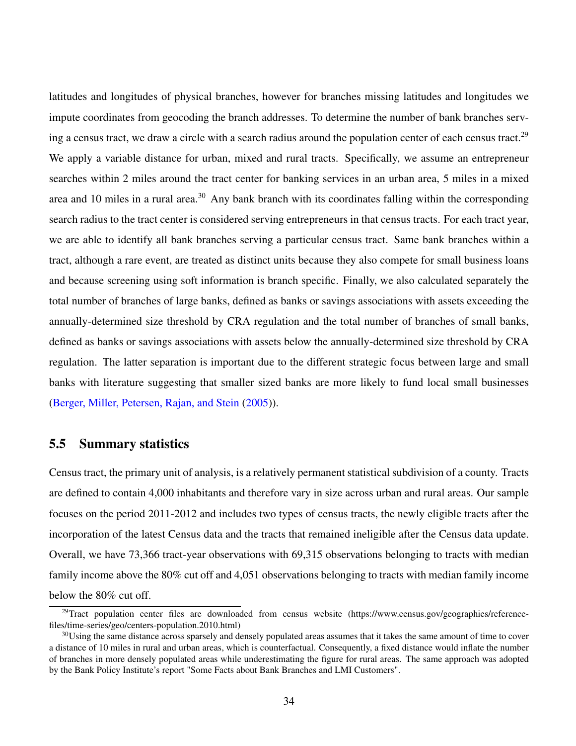latitudes and longitudes of physical branches, however for branches missing latitudes and longitudes we impute coordinates from geocoding the branch addresses. To determine the number of bank branches serving a census tract, we draw a circle with a search radius around the population center of each census tract.[29] We apply a variable distance for urban, mixed and rural tracts. Specifically, we assume an entrepreneur searches within 2 miles around the tract center for banking services in an urban area, 5 miles in a mixed area and 10 miles in a rural area.[30] Any bank branch with its coordinates falling within the corresponding search radius to the tract center is considered serving entrepreneurs in that census tracts. For each tract year, we are able to identify all bank branches serving a particular census tract. Same bank branches within a tract, although a rare event, are treated as distinct units because they also compete for small business loans and because screening using soft information is branch specific. Finally, we also calculated separately the total number of branches of large banks, defined as banks or savings associations with assets exceeding the annually-determined size threshold by CRA regulation and the total number of branches of small banks, defined as banks or savings associations with assets below the annually-determined size threshold by CRA regulation. The latter separation is important due to the different strategic focus between large and small banks with literature suggesting that smaller sized banks are more likely to fund local small businesses (Berger, Miller, Petersen, Rajan, and Stein (2005)).

## 5.5 Summary statistics

Census tract, the primary unit of analysis, is a relatively permanent statistical subdivision of a county. Tracts are defined to contain 4,000 inhabitants and therefore vary in size across urban and rural areas. Our sample focuses on the period 2011-2012 and includes two types of census tracts, the newly eligible tracts after the incorporation of the latest Census data and the tracts that remained ineligible after the Census data update. Overall, we have 73,366 tract-year observations with 69,315 observations belonging to tracts with median family income above the 80% cut off and 4,051 observations belonging to tracts with median family income below the 80% cut off.

[29] Tract population center files are downloaded from census website (https://www.census.gov/geographies/reference-files/time-series/geo/centers-population.2010.html)

[30] Using the same distance across sparsely and densely populated areas assumes that it takes the same amount of time to cover a distance of 10 miles in rural and urban areas, which is counterfactual. Consequently, a fixed distance would inflate the number of branches in more densely populated areas while underestimating the figure for rural areas. The same approach was adopted by the Bank Policy Institute's report "Some Facts about Bank Branches and LMI Customers".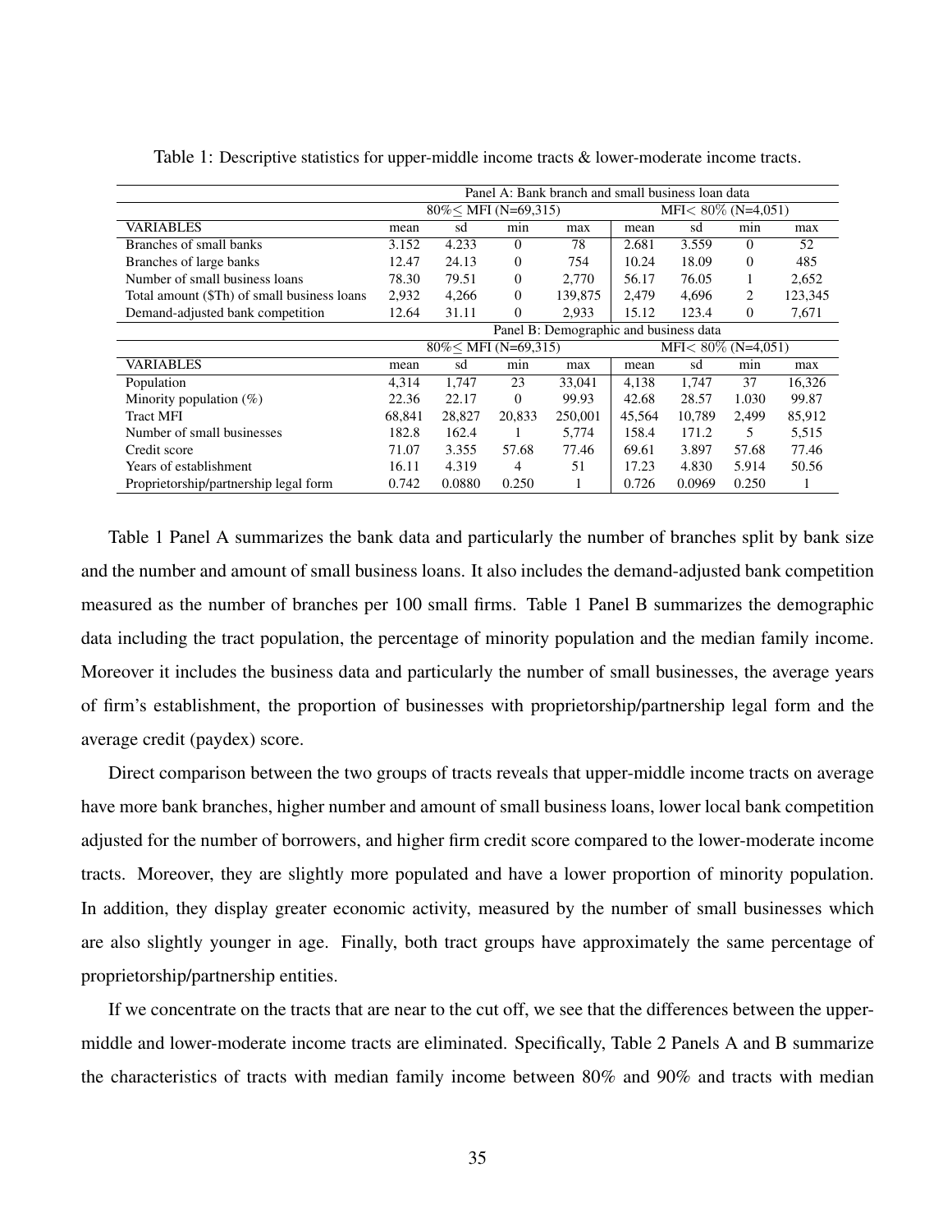Table 1: Descriptive statistics for upper-middle income tracts & lower-moderate income tracts.

| Panel A: Bank branch and small business loan data | | | | | | | | |
|---|---|---|---|---|---|---|---|---|
| | 80%≤ MFI (N=69,315) | | | | MFI< 80% (N=4,051) | | | |
| VARIABLES | mean | sd | min | max | mean | sd | min | max |
| Branches of small banks | 3.152 | 4.233 | 0 | 78 | 2.681 | 3.559 | 0 | 52 |
| Branches of large banks | 12.47 | 24.13 | 0 | 754 | 10.24 | 18.09 | 0 | 485 |
| Number of small business loans | 78.30 | 79.51 | 0 | 2,770 | 56.17 | 76.05 | 1 | 2,652 |
| Total amount ($Th) of small business loans | 2,932 | 4,266 | 0 | 139,875 | 2,479 | 4,696 | 2 | 123,345 |
| Demand-adjusted bank competition | 12.64 | 31.11 | 0 | 2,933 | 15.12 | 123.4 | 0 | 7,671 |
| **Panel B: Demographic and business data** | | | | | | | | |
| | 80%≤ MFI (N=69,315) | | | | MFI< 80% (N=4,051) | | | |
| VARIABLES | mean | sd | min | max | mean | sd | min | max |
| Population | 4,314 | 1,747 | 23 | 33,041 | 4,138 | 1,747 | 37 | 16,326 |
| Minority population (%) | 22.36 | 22.17 | 0 | 99.93 | 42.68 | 28.57 | 1.030 | 99.87 |
| Tract MFI | 68,841 | 28,827 | 20,833 | 250,001 | 45,564 | 10,789 | 2,499 | 85,912 |
| Number of small businesses | 182.8 | 162.4 | 1 | 5,774 | 158.4 | 171.2 | 5 | 5,515 |
| Credit score | 71.07 | 3.355 | 57.68 | 77.46 | 69.61 | 3.897 | 57.68 | 77.46 |
| Years of establishment | 16.11 | 4.319 | 4 | 51 | 17.23 | 4.830 | 5.914 | 50.56 |
| Proprietorship/partnership legal form | 0.742 | 0.0880 | 0.250 | 1 | 0.726 | 0.0969 | 0.250 | 1 |

Table 1 Panel A summarizes the bank data and particularly the number of branches split by bank size and the number and amount of small business loans. It also includes the demand-adjusted bank competition measured as the number of branches per 100 small firms. Table 1 Panel B summarizes the demographic data including the tract population, the percentage of minority population and the median family income. Moreover it includes the business data and particularly the number of small businesses, the average years of firm's establishment, the proportion of businesses with proprietorship/partnership legal form and the average credit (paydex) score.

Direct comparison between the two groups of tracts reveals that upper-middle income tracts on average have more bank branches, higher number and amount of small business loans, lower local bank competition adjusted for the number of borrowers, and higher firm credit score compared to the lower-moderate income tracts. Moreover, they are slightly more populated and have a lower proportion of minority population. In addition, they display greater economic activity, measured by the number of small businesses which are also slightly younger in age. Finally, both tract groups have approximately the same percentage of proprietorship/partnership entities.

If we concentrate on the tracts that are near to the cut off, we see that the differences between the upper-middle and lower-moderate income tracts are eliminated. Specifically, Table 2 Panels A and B summarize the characteristics of tracts with median family income between 80% and 90% and tracts with median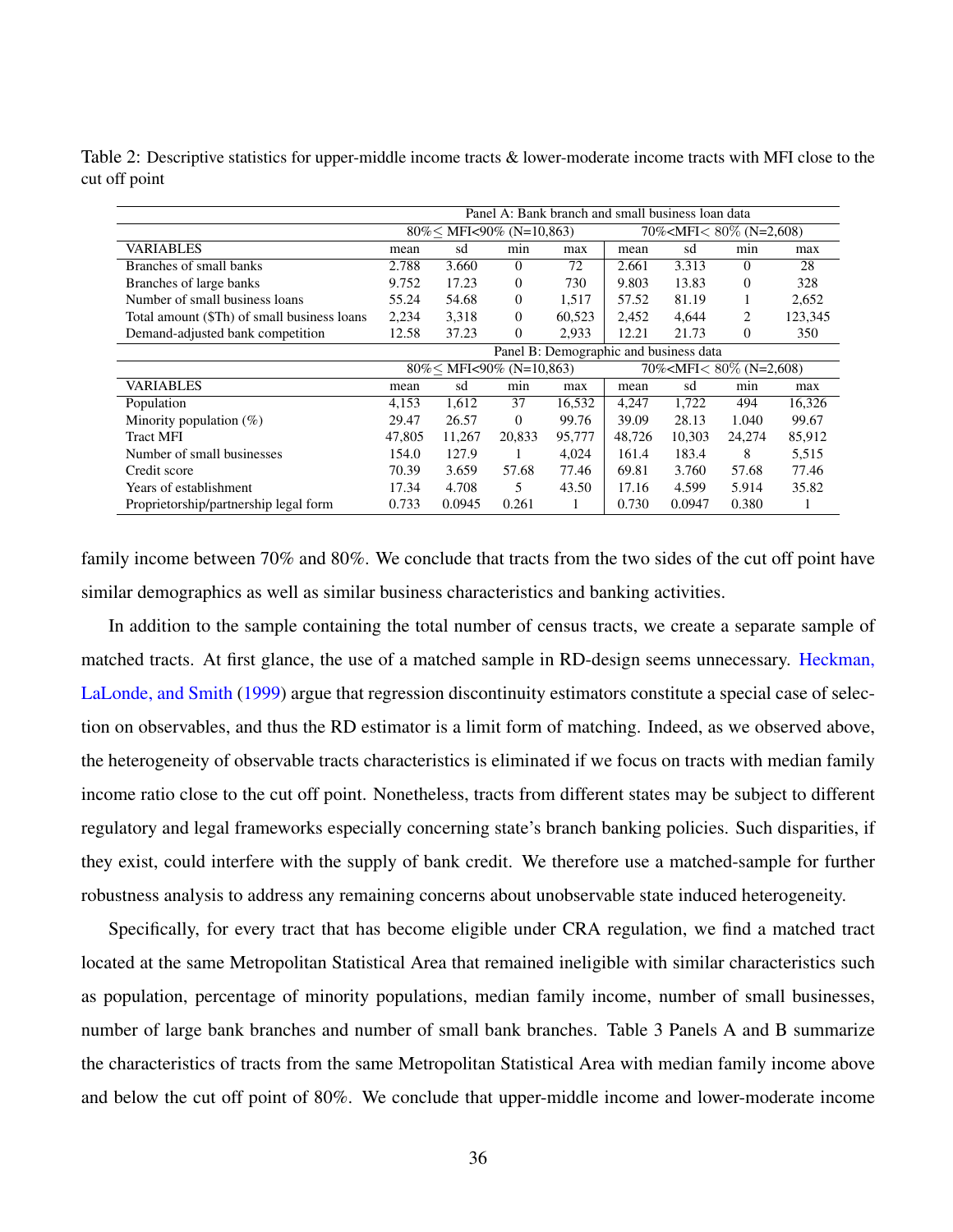Table 2: Descriptive statistics for upper-middle income tracts & lower-moderate income tracts with MFI close to the cut off point

| Panel A: Bank branch and small business loan data | | | | | | | | |
|---|---|---|---|---|---|---|---|---|
| | 80%≤ MFI<90% (N=10,863) | | | | 70%<MFI< 80% (N=2,608) | | | |
| VARIABLES | mean | sd | min | max | mean | sd | min | max |
| Branches of small banks | 2.788 | 3.660 | 0 | 72 | 2.661 | 3.313 | 0 | 28 |
| Branches of large banks | 9.752 | 17.23 | 0 | 730 | 9.803 | 13.83 | 0 | 328 |
| Number of small business loans | 55.24 | 54.68 | 0 | 1,517 | 57.52 | 81.19 | 1 | 2,652 |
| Total amount ($Th) of small business loans | 2,234 | 3,318 | 0 | 60,523 | 2,452 | 4,644 | 2 | 123,345 |
| Demand-adjusted bank competition | 12.58 | 37.23 | 0 | 2,933 | 12.21 | 21.73 | 0 | 350 |
| **Panel B: Demographic and business data** | | | | | | | | |
| | 80%≤ MFI<90% (N=10,863) | | | | 70%<MFI< 80% (N=2,608) | | | |
| VARIABLES | mean | sd | min | max | mean | sd | min | max |
| Population | 4,153 | 1,612 | 37 | 16,532 | 4,247 | 1,722 | 494 | 16,326 |
| Minority population (%) | 29.47 | 26.57 | 0 | 99.76 | 39.09 | 28.13 | 1.040 | 99.67 |
| Tract MFI | 47,805 | 11,267 | 20,833 | 95,777 | 48,726 | 10,303 | 24,274 | 85,912 |
| Number of small businesses | 154.0 | 127.9 | 1 | 4,024 | 161.4 | 183.4 | 8 | 5,515 |
| Credit score | 70.39 | 3.659 | 57.68 | 77.46 | 69.81 | 3.760 | 57.68 | 77.46 |
| Years of establishment | 17.34 | 4.708 | 5 | 43.50 | 17.16 | 4.599 | 5.914 | 35.82 |
| Proprietorship/partnership legal form | 0.733 | 0.0945 | 0.261 | 1 | 0.730 | 0.0947 | 0.380 | 1 |

family income between 70% and 80%. We conclude that tracts from the two sides of the cut off point have similar demographics as well as similar business characteristics and banking activities.

In addition to the sample containing the total number of census tracts, we create a separate sample of matched tracts. At first glance, the use of a matched sample in RD-design seems unnecessary. Heckman, LaLonde, and Smith (1999) argue that regression discontinuity estimators constitute a special case of selection on observables, and thus the RD estimator is a limit form of matching. Indeed, as we observed above, the heterogeneity of observable tracts characteristics is eliminated if we focus on tracts with median family income ratio close to the cut off point. Nonetheless, tracts from different states may be subject to different regulatory and legal frameworks especially concerning state's branch banking policies. Such disparities, if they exist, could interfere with the supply of bank credit. We therefore use a matched-sample for further robustness analysis to address any remaining concerns about unobservable state induced heterogeneity.

Specifically, for every tract that has become eligible under CRA regulation, we find a matched tract located at the same Metropolitan Statistical Area that remained ineligible with similar characteristics such as population, percentage of minority populations, median family income, number of small businesses, number of large bank branches and number of small bank branches. Table 3 Panels A and B summarize the characteristics of tracts from the same Metropolitan Statistical Area with median family income above and below the cut off point of 80%. We conclude that upper-middle income and lower-moderate income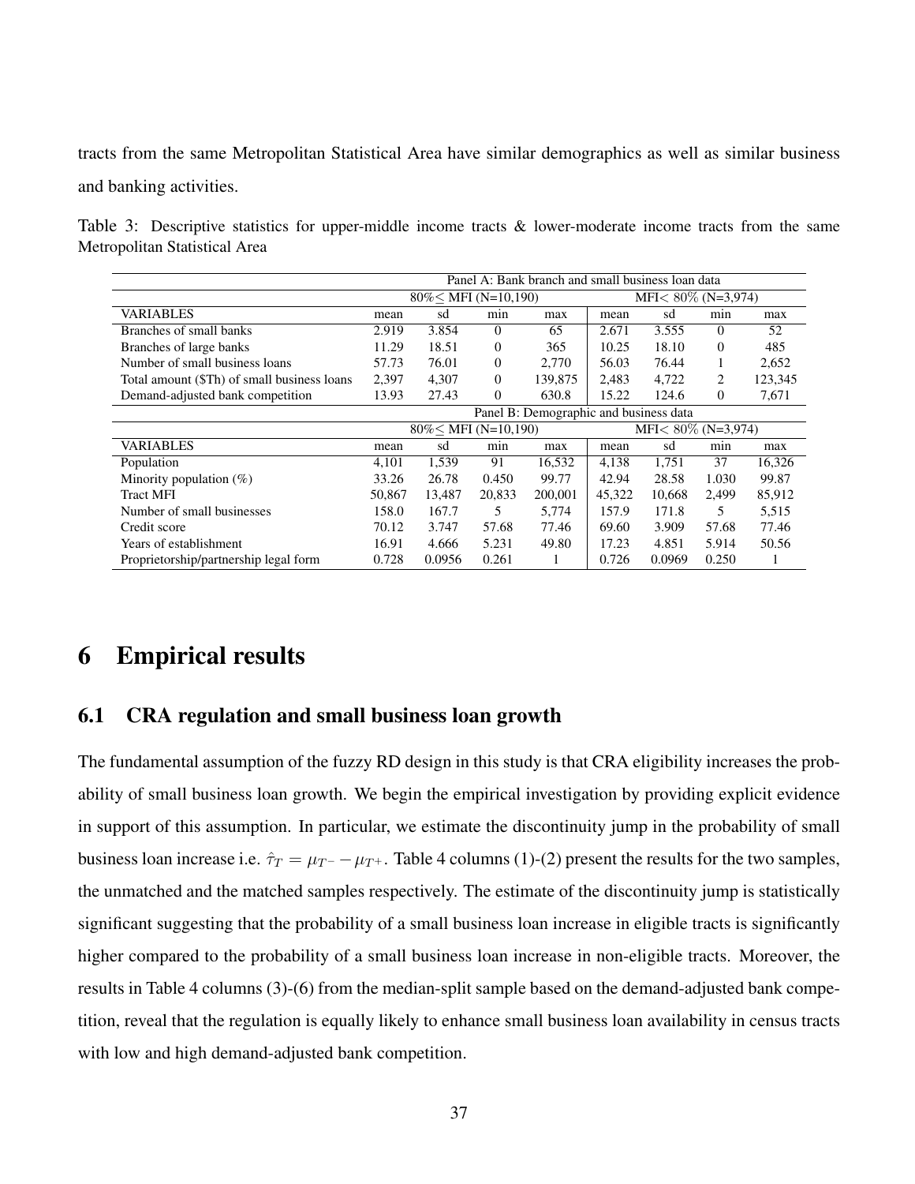tracts from the same Metropolitan Statistical Area have similar demographics as well as similar business and banking activities.

Table 3: Descriptive statistics for upper-middle income tracts & lower-moderate income tracts from the same Metropolitan Statistical Area

| | Panel A: Bank branch and small business loan data | | | | | | | |
|---|---|---|---|---|---|---|---|---|
| | 80%≤ MFI (N=10,190) | | | | MFI< 80% (N=3,974) | | | |
| VARIABLES | mean | sd | min | max | mean | sd | min | max |
| Branches of small banks | 2.919 | 3.854 | 0 | 65 | 2.671 | 3.555 | 0 | 52 |
| Branches of large banks | 11.29 | 18.51 | 0 | 365 | 10.25 | 18.10 | 0 | 485 |
| Number of small business loans | 57.73 | 76.01 | 0 | 2,770 | 56.03 | 76.44 | 1 | 2,652 |
| Total amount ($Th) of small business loans | 2,397 | 4,307 | 0 | 139,875 | 2,483 | 4,722 | 2 | 123,345 |
| Demand-adjusted bank competition | 13.93 | 27.43 | 0 | 630.8 | 15.22 | 124.6 | 0 | 7,671 |
| | **Panel B: Demographic and business data** | | | | | | | |
| | 80%≤ MFI (N=10,190) | | | | MFI< 80% (N=3,974) | | | |
| VARIABLES | mean | sd | min | max | mean | sd | min | max |
| Population | 4,101 | 1,539 | 91 | 16,532 | 4,138 | 1,751 | 37 | 16,326 |
| Minority population (%) | 33.26 | 26.78 | 0.450 | 99.77 | 42.94 | 28.58 | 1.030 | 99.87 |
| Tract MFI | 50,867 | 13,487 | 20,833 | 200,001 | 45,322 | 10,668 | 2,499 | 85,912 |
| Number of small businesses | 158.0 | 167.7 | 5 | 5,774 | 157.9 | 171.8 | 5 | 5,515 |
| Credit score | 70.12 | 3.747 | 57.68 | 77.46 | 69.60 | 3.909 | 57.68 | 77.46 |
| Years of establishment | 16.91 | 4.666 | 5.231 | 49.80 | 17.23 | 4.851 | 5.914 | 50.56 |
| Proprietorship/partnership legal form | 0.728 | 0.0956 | 0.261 | 1 | 0.726 | 0.0969 | 0.250 | 1 |

# 6 Empirical results

## 6.1 CRA regulation and small business loan growth

The fundamental assumption of the fuzzy RD design in this study is that CRA eligibility increases the probability of small business loan growth. We begin the empirical investigation by providing explicit evidence in support of this assumption. In particular, we estimate the discontinuity jump in the probability of small business loan increase i.e. $\hat{\tau}_T = \mu_{T^-} - \mu_{T^+}$. Table 4 columns (1)-(2) present the results for the two samples, the unmatched and the matched samples respectively. The estimate of the discontinuity jump is statistically significant suggesting that the probability of a small business loan increase in eligible tracts is significantly higher compared to the probability of a small business loan increase in non-eligible tracts. Moreover, the results in Table 4 columns (3)-(6) from the median-split sample based on the demand-adjusted bank competition, reveal that the regulation is equally likely to enhance small business loan availability in census tracts with low and high demand-adjusted bank competition.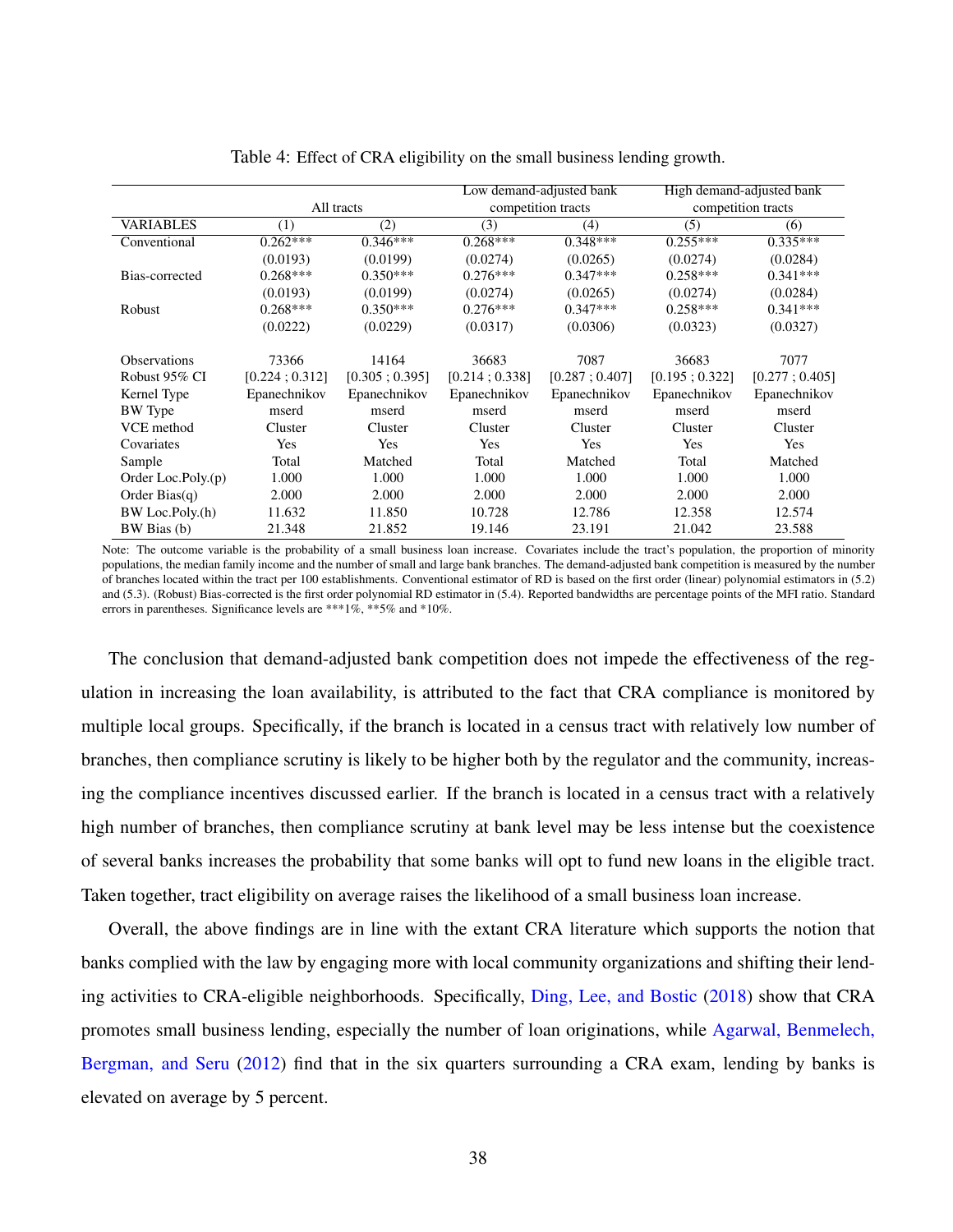Table 4: Effect of CRA eligibility on the small business lending growth.

| | All tracts | | Low demand-adjusted bank competition tracts | | High demand-adjusted bank competition tracts | |
|---|---|---|---|---|---|---|
| VARIABLES | (1) | (2) | (3) | (4) | (5) | (6) |
| Conventional | 0.262*** | 0.346*** | 0.268*** | 0.348*** | 0.255*** | 0.335*** |
| | (0.0193) | (0.0199) | (0.0274) | (0.0265) | (0.0274) | (0.0284) |
| Bias-corrected | 0.268*** | 0.350*** | 0.276*** | 0.347*** | 0.258*** | 0.341*** |
| | (0.0193) | (0.0199) | (0.0274) | (0.0265) | (0.0274) | (0.0284) |
| Robust | 0.268*** | 0.350*** | 0.276*** | 0.347*** | 0.258*** | 0.341*** |
| | (0.0222) | (0.0229) | (0.0317) | (0.0306) | (0.0323) | (0.0327) |
| Observations | 73366 | 14164 | 36683 | 7087 | 36683 | 7077 |
| Robust 95% CI | [0.224 ; 0.312] | [0.305 ; 0.395] | [0.214 ; 0.338] | [0.287 ; 0.407] | [0.195 ; 0.322] | [0.277 ; 0.405] |
| Kernel Type | Epanechnikov | Epanechnikov | Epanechnikov | Epanechnikov | Epanechnikov | Epanechnikov |
| BW Type | mserd | mserd | mserd | mserd | mserd | mserd |
| VCE method | Cluster | Cluster | Cluster | Cluster | Cluster | Cluster |
| Covariates | Yes | Yes | Yes | Yes | Yes | Yes |
| Sample | Total | Matched | Total | Matched | Total | Matched |
| Order Loc.Poly.(p) | 1.000 | 1.000 | 1.000 | 1.000 | 1.000 | 1.000 |
| Order Bias(q) | 2.000 | 2.000 | 2.000 | 2.000 | 2.000 | 2.000 |
| BW Loc.Poly.(h) | 11.632 | 11.850 | 10.728 | 12.786 | 12.358 | 12.574 |
| BW Bias (b) | 21.348 | 21.852 | 19.146 | 23.191 | 21.042 | 23.588 |

Note: The outcome variable is the probability of a small business loan increase. Covariates include the tract's population, the proportion of minority populations, the median family income and the number of small and large bank branches. The demand-adjusted bank competition is measured by the number of branches located within the tract per 100 establishments. Conventional estimator of RD is based on the first order (linear) polynomial estimators in (5.2) and (5.3). (Robust) Bias-corrected is the first order polynomial RD estimator in (5.4). Reported bandwidths are percentage points of the MFI ratio. Standard errors in parentheses. Significance levels are ***1%, **5% and *10%.

The conclusion that demand-adjusted bank competition does not impede the effectiveness of the regulation in increasing the loan availability, is attributed to the fact that CRA compliance is monitored by multiple local groups. Specifically, if the branch is located in a census tract with relatively low number of branches, then compliance scrutiny is likely to be higher both by the regulator and the community, increasing the compliance incentives discussed earlier. If the branch is located in a census tract with a relatively high number of branches, then compliance scrutiny at bank level may be less intense but the coexistence of several banks increases the probability that some banks will opt to fund new loans in the eligible tract. Taken together, tract eligibility on average raises the likelihood of a small business loan increase.

Overall, the above findings are in line with the extant CRA literature which supports the notion that banks complied with the law by engaging more with local community organizations and shifting their lending activities to CRA-eligible neighborhoods. Specifically, Ding, Lee, and Bostic (2018) show that CRA promotes small business lending, especially the number of loan originations, while Agarwal, Benmelech, Bergman, and Seru (2012) find that in the six quarters surrounding a CRA exam, lending by banks is elevated on average by 5 percent.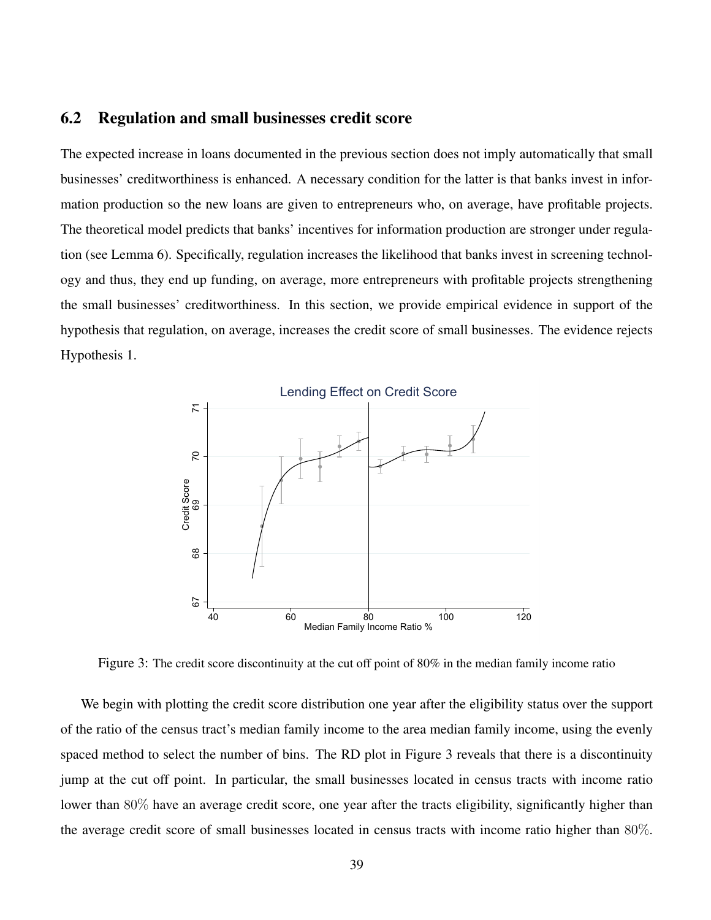## 6.2 Regulation and small businesses credit score

The expected increase in loans documented in the previous section does not imply automatically that small businesses' creditworthiness is enhanced. A necessary condition for the latter is that banks invest in information production so the new loans are given to entrepreneurs who, on average, have profitable projects. The theoretical model predicts that banks' incentives for information production are stronger under regulation (see Lemma 6). Specifically, regulation increases the likelihood that banks invest in screening technology and thus, they end up funding, on average, more entrepreneurs with profitable projects strengthening the small businesses' creditworthiness. In this section, we provide empirical evidence in support of the hypothesis that regulation, on average, increases the credit score of small businesses. The evidence rejects Hypothesis 1.

Figure 3: The credit score discontinuity at the cut off point of 80% in the median family income ratio

We begin with plotting the credit score distribution one year after the eligibility status over the support of the ratio of the census tract's median family income to the area median family income, using the evenly spaced method to select the number of bins. The RD plot in Figure 3 reveals that there is a discontinuity jump at the cut off point. In particular, the small businesses located in census tracts with income ratio lower than $80\%$ have an average credit score, one year after the tracts eligibility, significantly higher than the average credit score of small businesses located in census tracts with income ratio higher than $80\%$.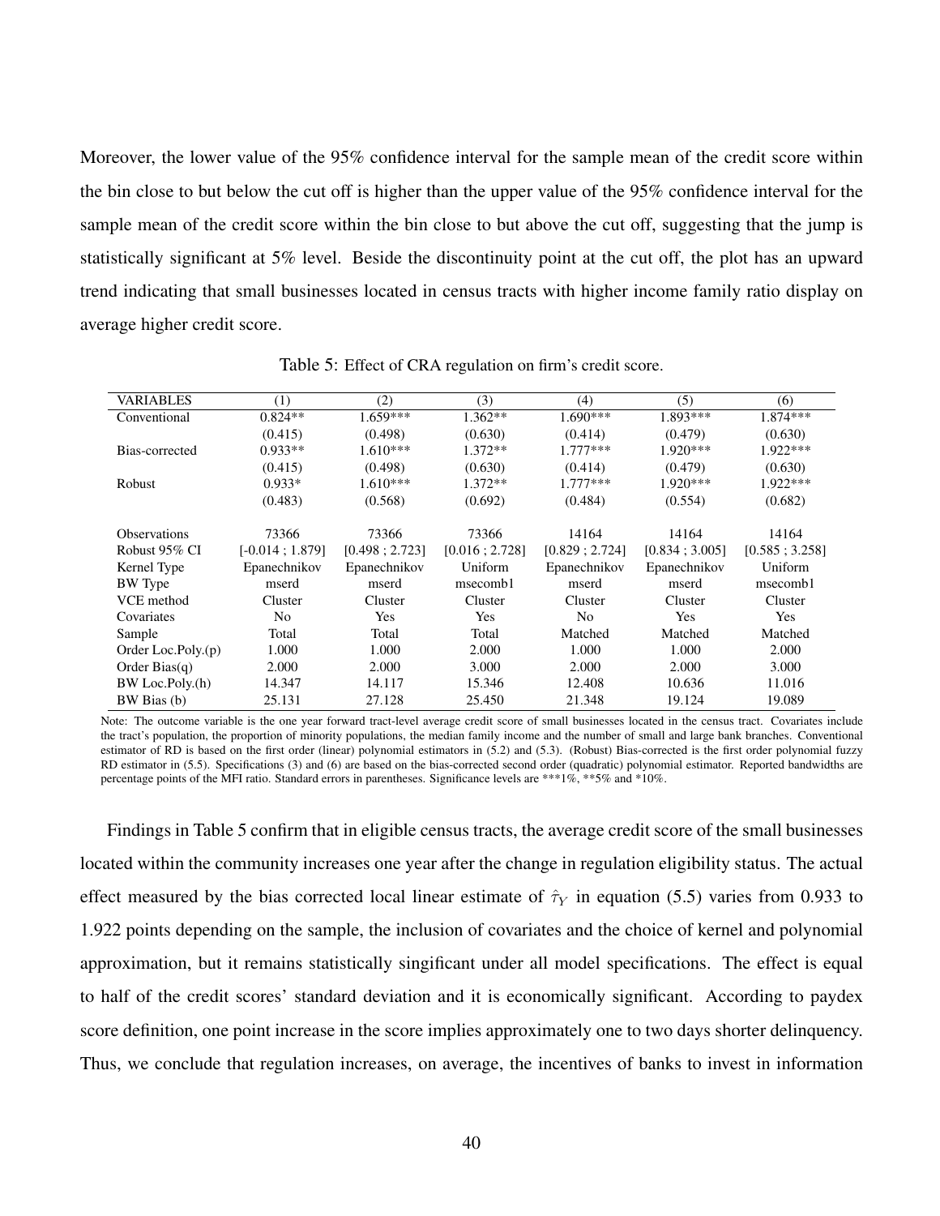Moreover, the lower value of the 95% confidence interval for the sample mean of the credit score within the bin close to but below the cut off is higher than the upper value of the 95% confidence interval for the sample mean of the credit score within the bin close to but above the cut off, suggesting that the jump is statistically significant at 5% level. Beside the discontinuity point at the cut off, the plot has an upward trend indicating that small businesses located in census tracts with higher income family ratio display on average higher credit score.

Table 5: Effect of CRA regulation on firm's credit score.

| VARIABLES | (1) | (2) | (3) | (4) | (5) | (6) |
|---|---|---|---|---|---|---|
| Conventional | 0.824** | 1.659*** | 1.362** | 1.690*** | 1.893*** | 1.874*** |
| | (0.415) | (0.498) | (0.630) | (0.414) | (0.479) | (0.630) |
| Bias-corrected | 0.933** | 1.610*** | 1.372** | 1.777*** | 1.920*** | 1.922*** |
| | (0.415) | (0.498) | (0.630) | (0.414) | (0.479) | (0.630) |
| Robust | 0.933* | 1.610*** | 1.372** | 1.777*** | 1.920*** | 1.922*** |
| | (0.483) | (0.568) | (0.692) | (0.484) | (0.554) | (0.682) |
| Observations | 73366 | 73366 | 73366 | 14164 | 14164 | 14164 |
| Robust 95% CI | [-0.014 ; 1.879] | [0.498 ; 2.723] | [0.016 ; 2.728] | [0.829 ; 2.724] | [0.834 ; 3.005] | [0.585 ; 3.258] |
| Kernel Type | Epanechnikov | Epanechnikov | Uniform | Epanechnikov | Epanechnikov | Uniform |
| BW Type | mserd | mserd | msecomb1 | mserd | mserd | msecomb1 |
| VCE method | Cluster | Cluster | Cluster | Cluster | Cluster | Cluster |
| Covariates | No | Yes | Yes | No | Yes | Yes |
| Sample | Total | Total | Total | Matched | Matched | Matched |
| Order Loc.Poly.(p) | 1.000 | 1.000 | 2.000 | 1.000 | 1.000 | 2.000 |
| Order Bias(q) | 2.000 | 2.000 | 3.000 | 2.000 | 2.000 | 3.000 |
| BW Loc.Poly.(h) | 14.347 | 14.117 | 15.346 | 12.408 | 10.636 | 11.016 |
| BW Bias (b) | 25.131 | 27.128 | 25.450 | 21.348 | 19.124 | 19.089 |

Note: The outcome variable is the one year forward tract-level average credit score of small businesses located in the census tract. Covariates include the tract's population, the proportion of minority populations, the median family income and the number of small and large bank branches. Conventional estimator of RD is based on the first order (linear) polynomial estimators in (5.2) and (5.3). (Robust) Bias-corrected is the first order polynomial fuzzy RD estimator in (5.5). Specifications (3) and (6) are based on the bias-corrected second order (quadratic) polynomial estimator. Reported bandwidths are percentage points of the MFI ratio. Standard errors in parentheses. Significance levels are ***1%, **5% and *10%.

Findings in Table 5 confirm that in eligible census tracts, the average credit score of the small businesses located within the community increases one year after the change in regulation eligibility status. The actual effect measured by the bias corrected local linear estimate of $\hat{\tau}_Y$ in equation (5.5) varies from 0.933 to 1.922 points depending on the sample, the inclusion of covariates and the choice of kernel and polynomial approximation, but it remains statistically singificant under all model specifications. The effect is equal to half of the credit scores' standard deviation and it is economically significant. According to paydex score definition, one point increase in the score implies approximately one to two days shorter delinquency. Thus, we conclude that regulation increases, on average, the incentives of banks to invest in information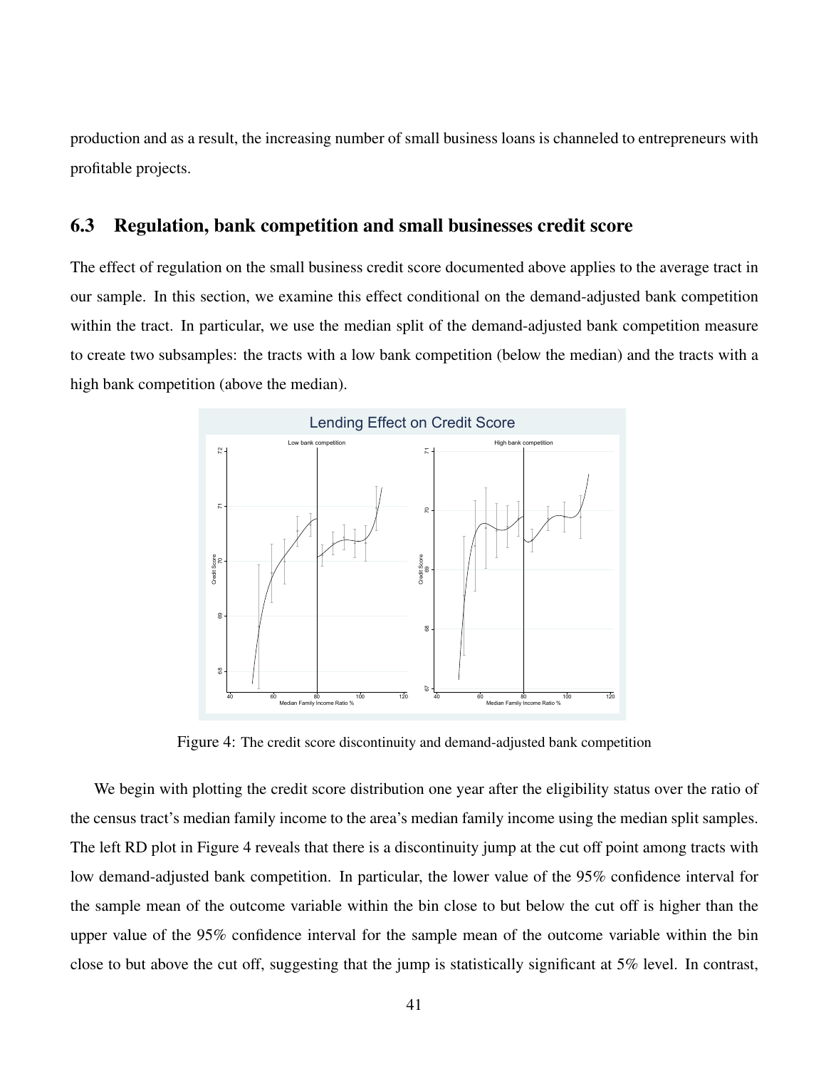production and as a result, the increasing number of small business loans is channeled to entrepreneurs with profitable projects.

### 6.3 Regulation, bank competition and small businesses credit score

The effect of regulation on the small business credit score documented above applies to the average tract in our sample. In this section, we examine this effect conditional on the demand-adjusted bank competition within the tract. In particular, we use the median split of the demand-adjusted bank competition measure to create two subsamples: the tracts with a low bank competition (below the median) and the tracts with a high bank competition (above the median).

Figure 4: The credit score discontinuity and demand-adjusted bank competition

We begin with plotting the credit score distribution one year after the eligibility status over the ratio of the census tract's median family income to the area's median family income using the median split samples. The left RD plot in Figure 4 reveals that there is a discontinuity jump at the cut off point among tracts with low demand-adjusted bank competition. In particular, the lower value of the 95% confidence interval for the sample mean of the outcome variable within the bin close to but below the cut off is higher than the upper value of the 95% confidence interval for the sample mean of the outcome variable within the bin close to but above the cut off, suggesting that the jump is statistically significant at 5% level. In contrast,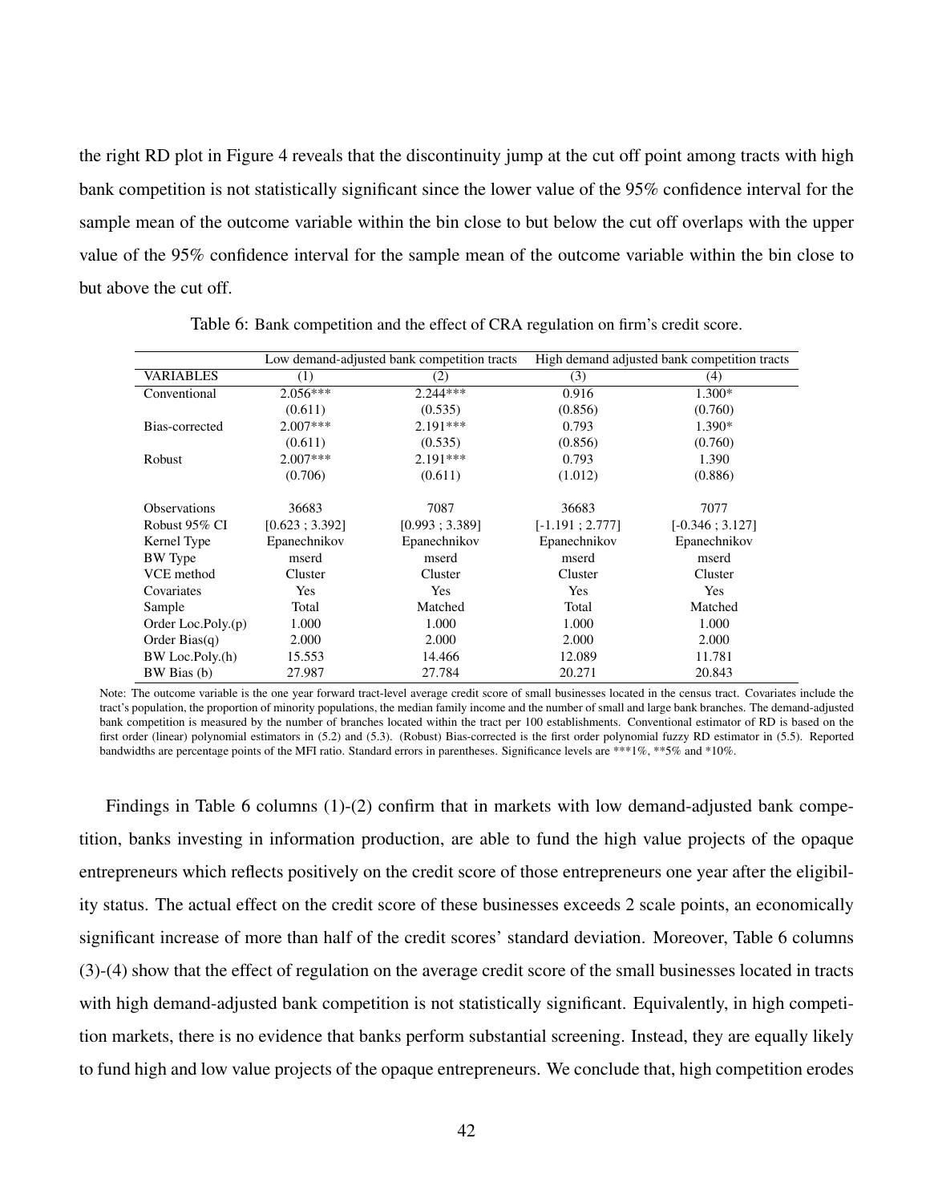the right RD plot in Figure 4 reveals that the discontinuity jump at the cut off point among tracts with high bank competition is not statistically significant since the lower value of the 95% confidence interval for the sample mean of the outcome variable within the bin close to but below the cut off overlaps with the upper value of the 95% confidence interval for the sample mean of the outcome variable within the bin close to but above the cut off.

Table 6: Bank competition and the effect of CRA regulation on firm's credit score.

| | Low demand-adjusted bank competition tracts | | High demand adjusted bank competition tracts | |
|---|---|---|---|---|
| VARIABLES | (1) | (2) | (3) | (4) |
| Conventional | 2.056*** | 2.244*** | 0.916 | 1.300* |
| | (0.611) | (0.535) | (0.856) | (0.760) |
| Bias-corrected | 2.007*** | 2.191*** | 0.793 | 1.390* |
| | (0.611) | (0.535) | (0.856) | (0.760) |
| Robust | 2.007*** | 2.191*** | 0.793 | 1.390 |
| | (0.706) | (0.611) | (1.012) | (0.886) |
| Observations | 36683 | 7087 | 36683 | 7077 |
| Robust 95% CI | [0.623 ; 3.392] | [0.993 ; 3.389] | [-1.191 ; 2.777] | [-0.346 ; 3.127] |
| Kernel Type | Epanechnikov | Epanechnikov | Epanechnikov | Epanechnikov |
| BW Type | mserd | mserd | mserd | mserd |
| VCE method | Cluster | Cluster | Cluster | Cluster |
| Covariates | Yes | Yes | Yes | Yes |
| Sample | Total | Matched | Total | Matched |
| Order Loc.Poly.(p) | 1.000 | 1.000 | 1.000 | 1.000 |
| Order Bias(q) | 2.000 | 2.000 | 2.000 | 2.000 |
| BW Loc.Poly.(h) | 15.553 | 14.466 | 12.089 | 11.781 |
| BW Bias (b) | 27.987 | 27.784 | 20.271 | 20.843 |

Note: The outcome variable is the one year forward tract-level average credit score of small businesses located in the census tract. Covariates include the tract's population, the proportion of minority populations, the median family income and the number of small and large bank branches. The demand-adjusted bank competition is measured by the number of branches located within the tract per 100 establishments. Conventional estimator of RD is based on the first order (linear) polynomial estimators in (5.2) and (5.3). (Robust) Bias-corrected is the first order polynomial fuzzy RD estimator in (5.5). Reported bandwidths are percentage points of the MFI ratio. Standard errors in parentheses. Significance levels are ***1%, **5% and *10%.

Findings in Table 6 columns (1)-(2) confirm that in markets with low demand-adjusted bank competition, banks investing in information production, are able to fund the high value projects of the opaque entrepreneurs which reflects positively on the credit score of those entrepreneurs one year after the eligibility status. The actual effect on the credit score of these businesses exceeds 2 scale points, an economically significant increase of more than half of the credit scores' standard deviation. Moreover, Table 6 columns (3)-(4) show that the effect of regulation on the average credit score of the small businesses located in tracts with high demand-adjusted bank competition is not statistically significant. Equivalently, in high competition markets, there is no evidence that banks perform substantial screening. Instead, they are equally likely to fund high and low value projects of the opaque entrepreneurs. We conclude that, high competition erodes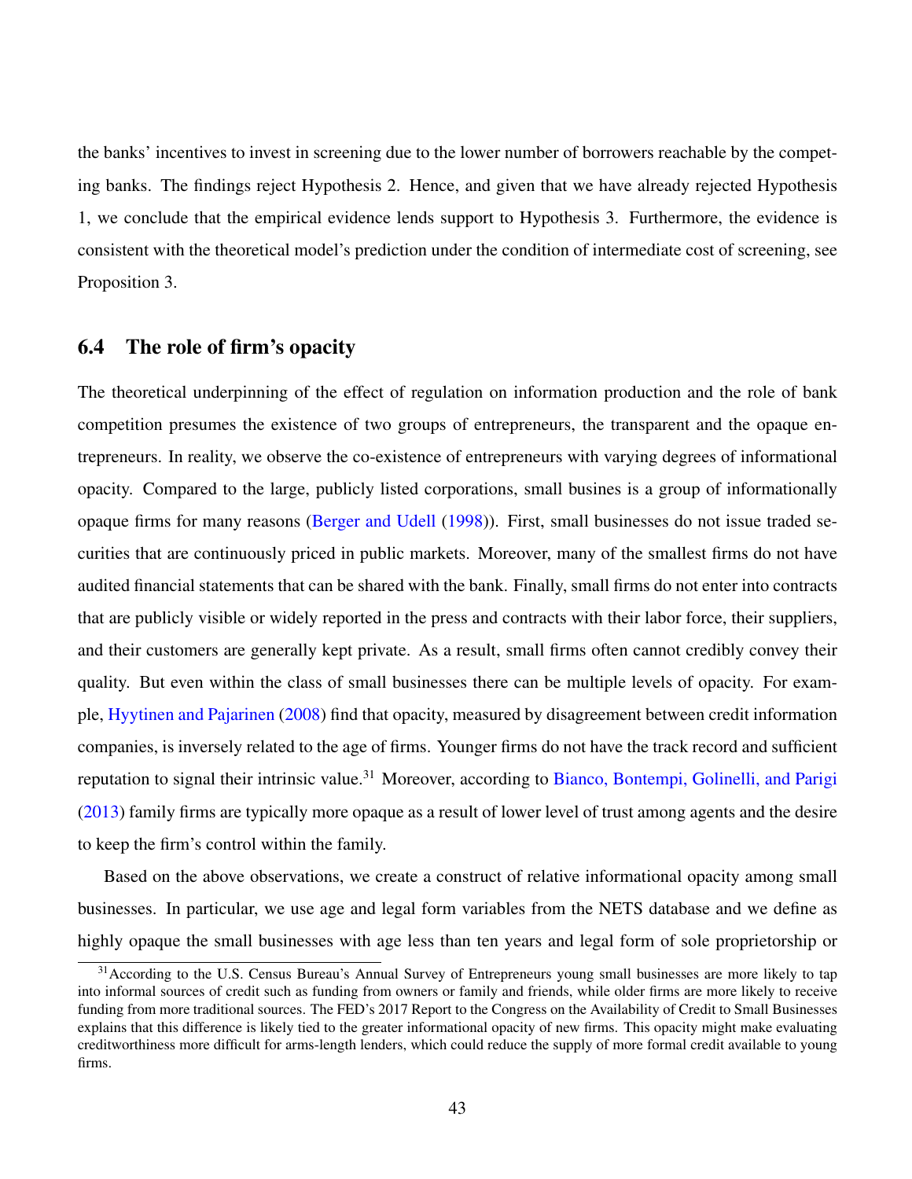the banks' incentives to invest in screening due to the lower number of borrowers reachable by the competing banks. The findings reject Hypothesis 2. Hence, and given that we have already rejected Hypothesis 1, we conclude that the empirical evidence lends support to Hypothesis 3. Furthermore, the evidence is consistent with the theoretical model's prediction under the condition of intermediate cost of screening, see Proposition 3.

## 6.4 The role of firm's opacity

The theoretical underpinning of the effect of regulation on information production and the role of bank competition presumes the existence of two groups of entrepreneurs, the transparent and the opaque entrepreneurs. In reality, we observe the co-existence of entrepreneurs with varying degrees of informational opacity. Compared to the large, publicly listed corporations, small busines is a group of informationally opaque firms for many reasons (Berger and Udell (1998)). First, small businesses do not issue traded securities that are continuously priced in public markets. Moreover, many of the smallest firms do not have audited financial statements that can be shared with the bank. Finally, small firms do not enter into contracts that are publicly visible or widely reported in the press and contracts with their labor force, their suppliers, and their customers are generally kept private. As a result, small firms often cannot credibly convey their quality. But even within the class of small businesses there can be multiple levels of opacity. For example, Hyytinen and Pajarinen (2008) find that opacity, measured by disagreement between credit information companies, is inversely related to the age of firms. Younger firms do not have the track record and sufficient reputation to signal their intrinsic value.[31] Moreover, according to Bianco, Bontempi, Golinelli, and Parigi (2013) family firms are typically more opaque as a result of lower level of trust among agents and the desire to keep the firm's control within the family.

Based on the above observations, we create a construct of relative informational opacity among small businesses. In particular, we use age and legal form variables from the NETS database and we define as highly opaque the small businesses with age less than ten years and legal form of sole proprietorship or

[31] According to the U.S. Census Bureau's Annual Survey of Entrepreneurs young small businesses are more likely to tap into informal sources of credit such as funding from owners or family and friends, while older firms are more likely to receive funding from more traditional sources. The FED's 2017 Report to the Congress on the Availability of Credit to Small Businesses explains that this difference is likely tied to the greater informational opacity of new firms. This opacity might make evaluating creditworthiness more difficult for arms-length lenders, which could reduce the supply of more formal credit available to young firms.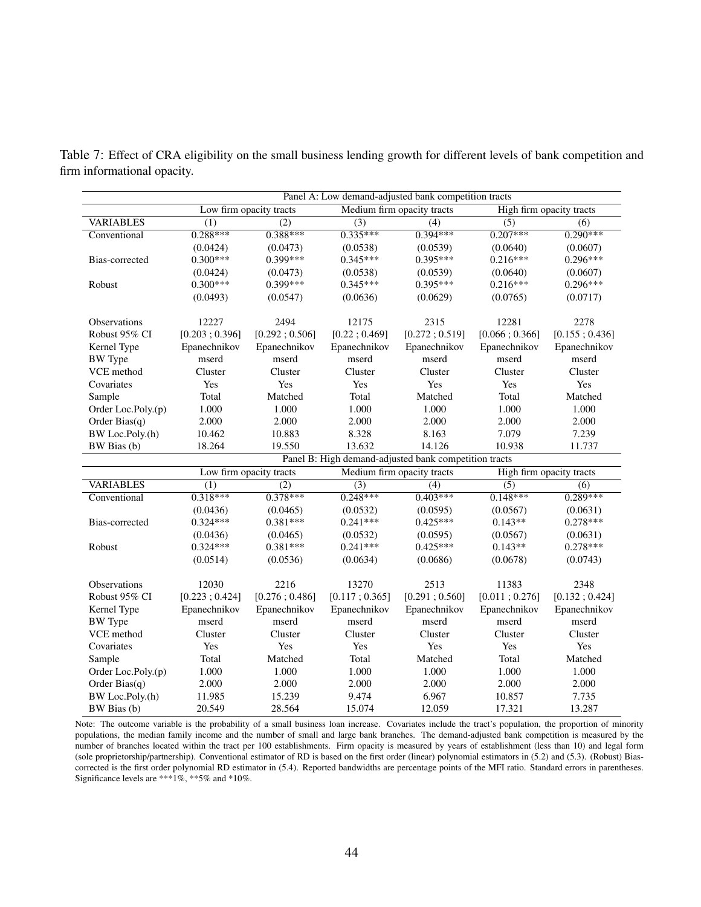Table 7: Effect of CRA eligibility on the small business lending growth for different levels of bank competition and firm informational opacity.

| Panel A: Low demand-adjusted bank competition tracts | | | | | | |
|---|---|---|---|---|---|---|
| | Low firm opacity tracts | | Medium firm opacity tracts | | High firm opacity tracts | |
| VARIABLES | (1) | (2) | (3) | (4) | (5) | (6) |
| Conventional | 0.288*** | 0.388*** | 0.335*** | 0.394*** | 0.207*** | 0.290*** |
| | (0.0424) | (0.0473) | (0.0538) | (0.0539) | (0.0640) | (0.0607) |
| Bias-corrected | 0.300*** | 0.399*** | 0.345*** | 0.395*** | 0.216*** | 0.296*** |
| | (0.0424) | (0.0473) | (0.0538) | (0.0539) | (0.0640) | (0.0607) |
| Robust | 0.300*** | 0.399*** | 0.345*** | 0.395*** | 0.216*** | 0.296*** |
| | (0.0493) | (0.0547) | (0.0636) | (0.0629) | (0.0765) | (0.0717) |
| Observations | 12227 | 2494 | 12175 | 2315 | 12281 | 2278 |
| Robust 95% CI | [0.203 ; 0.396] | [0.292 ; 0.506] | [0.22 ; 0.469] | [0.272 ; 0.519] | [0.066 ; 0.366] | [0.155 ; 0.436] |
| Kernel Type | Epanechnikov | Epanechnikov | Epanechnikov | Epanechnikov | Epanechnikov | Epanechnikov |
| BW Type | mserd | mserd | mserd | mserd | mserd | mserd |
| VCE method | Cluster | Cluster | Cluster | Cluster | Cluster | Cluster |
| Covariates | Yes | Yes | Yes | Yes | Yes | Yes |
| Sample | Total | Matched | Total | Matched | Total | Matched |
| Order Loc.Poly.(p) | 1.000 | 1.000 | 1.000 | 1.000 | 1.000 | 1.000 |
| Order Bias(q) | 2.000 | 2.000 | 2.000 | 2.000 | 2.000 | 2.000 |
| BW Loc.Poly.(h) | 10.462 | 10.883 | 8.328 | 8.163 | 7.079 | 7.239 |
| BW Bias (b) | 18.264 | 19.550 | 13.632 | 14.126 | 10.938 | 11.737 |
| **Panel B: High demand-adjusted bank competition tracts** | | | | | | |
| | Low firm opacity tracts | | Medium firm opacity tracts | | High firm opacity tracts | |
| VARIABLES | (1) | (2) | (3) | (4) | (5) | (6) |
| Conventional | 0.318*** | 0.378*** | 0.248*** | 0.403*** | 0.148*** | 0.289*** |
| | (0.0436) | (0.0465) | (0.0532) | (0.0595) | (0.0567) | (0.0631) |
| Bias-corrected | 0.324*** | 0.381*** | 0.241*** | 0.425*** | 0.143** | 0.278*** |
| | (0.0436) | (0.0465) | (0.0532) | (0.0595) | (0.0567) | (0.0631) |
| Robust | 0.324*** | 0.381*** | 0.241*** | 0.425*** | 0.143** | 0.278*** |
| | (0.0514) | (0.0536) | (0.0634) | (0.0686) | (0.0678) | (0.0743) |
| Observations | 12030 | 2216 | 13270 | 2513 | 11383 | 2348 |
| Robust 95% CI | [0.223 ; 0.424] | [0.276 ; 0.486] | [0.117 ; 0.365] | [0.291 ; 0.560] | [0.011 ; 0.276] | [0.132 ; 0.424] |
| Kernel Type | Epanechnikov | Epanechnikov | Epanechnikov | Epanechnikov | Epanechnikov | Epanechnikov |
| BW Type | mserd | mserd | mserd | mserd | mserd | mserd |
| VCE method | Cluster | Cluster | Cluster | Cluster | Cluster | Cluster |
| Covariates | Yes | Yes | Yes | Yes | Yes | Yes |
| Sample | Total | Matched | Total | Matched | Total | Matched |
| Order Loc.Poly.(p) | 1.000 | 1.000 | 1.000 | 1.000 | 1.000 | 1.000 |
| Order Bias(q) | 2.000 | 2.000 | 2.000 | 2.000 | 2.000 | 2.000 |
| BW Loc.Poly.(h) | 11.985 | 15.239 | 9.474 | 6.967 | 10.857 | 7.735 |
| BW Bias (b) | 20.549 | 28.564 | 15.074 | 12.059 | 17.321 | 13.287 |

Note: The outcome variable is the probability of a small business loan increase. Covariates include the tract's population, the proportion of minority populations, the median family income and the number of small and large bank branches. The demand-adjusted bank competition is measured by the number of branches located within the tract per 100 establishments. Firm opacity is measured by years of establishment (less than 10) and legal form (sole proprietorship/partnership). Conventional estimator of RD is based on the first order (linear) polynomial estimators in (5.2) and (5.3). (Robust) Bias-corrected is the first order polynomial RD estimator in (5.4). Reported bandwidths are percentage points of the MFI ratio. Standard errors in parentheses. Significance levels are ***1%, **5% and *10%.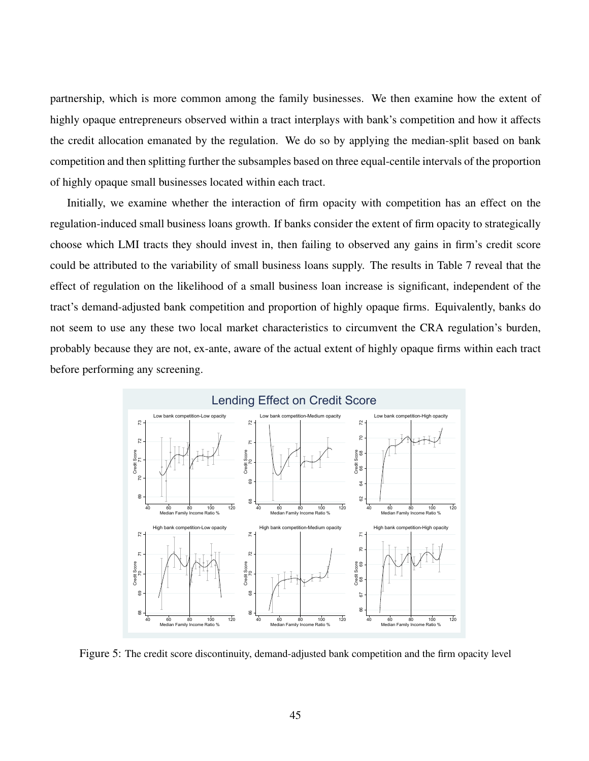partnership, which is more common among the family businesses. We then examine how the extent of highly opaque entrepreneurs observed within a tract interplays with bank's competition and how it affects the credit allocation emanated by the regulation. We do so by applying the median-split based on bank competition and then splitting further the subsamples based on three equal-centile intervals of the proportion of highly opaque small businesses located within each tract.

Initially, we examine whether the interaction of firm opacity with competition has an effect on the regulation-induced small business loans growth. If banks consider the extent of firm opacity to strategically choose which LMI tracts they should invest in, then failing to observed any gains in firm's credit score could be attributed to the variability of small business loans supply. The results in Table 7 reveal that the effect of regulation on the likelihood of a small business loan increase is significant, independent of the tract's demand-adjusted bank competition and proportion of highly opaque firms. Equivalently, banks do not seem to use any these two local market characteristics to circumvent the CRA regulation's burden, probably because they are not, ex-ante, aware of the actual extent of highly opaque firms within each tract before performing any screening.

Figure 5: The credit score discontinuity, demand-adjusted bank competition and the firm opacity level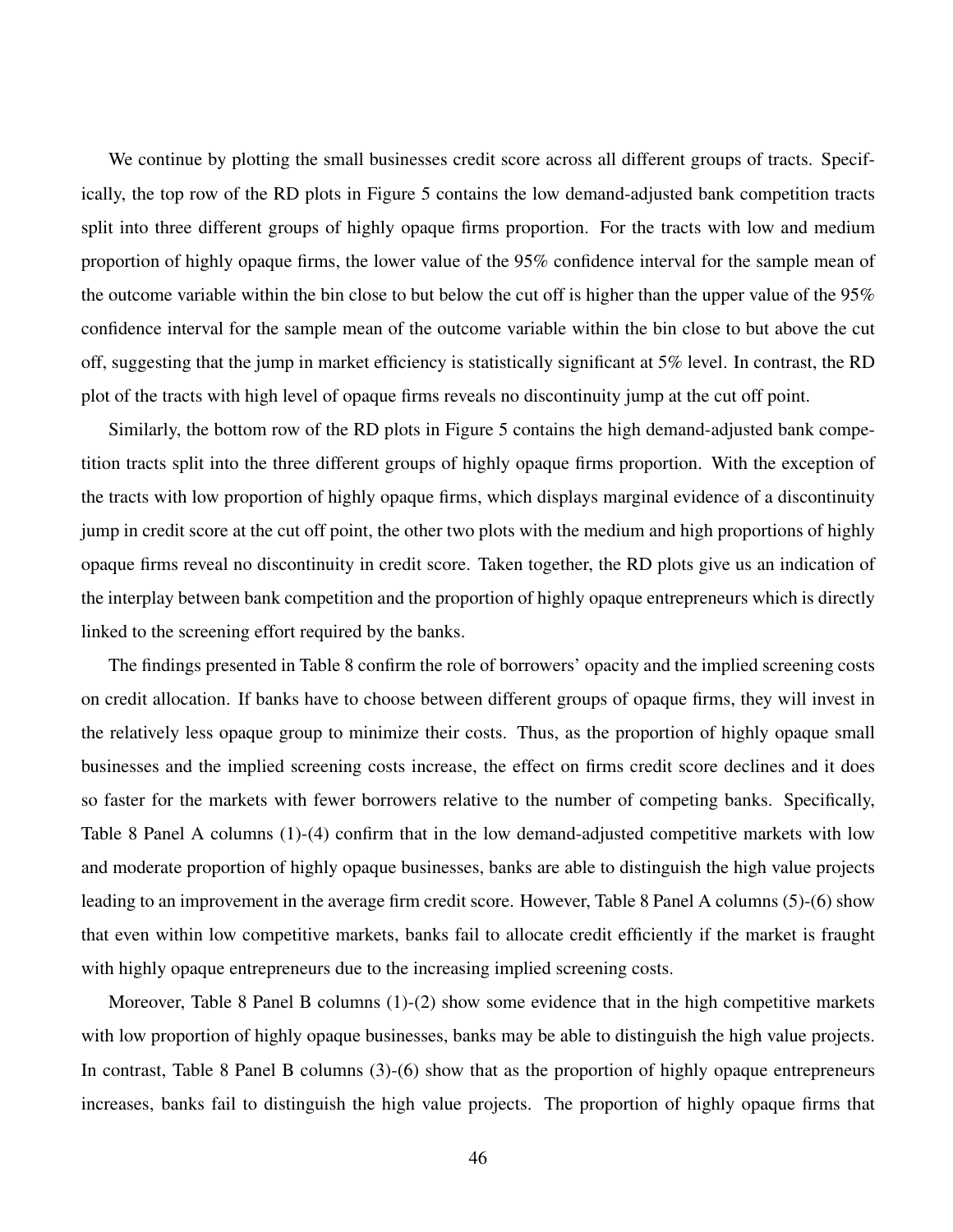We continue by plotting the small businesses credit score across all different groups of tracts. Specifically, the top row of the RD plots in Figure 5 contains the low demand-adjusted bank competition tracts split into three different groups of highly opaque firms proportion. For the tracts with low and medium proportion of highly opaque firms, the lower value of the 95% confidence interval for the sample mean of the outcome variable within the bin close to but below the cut off is higher than the upper value of the 95% confidence interval for the sample mean of the outcome variable within the bin close to but above the cut off, suggesting that the jump in market efficiency is statistically significant at 5% level. In contrast, the RD plot of the tracts with high level of opaque firms reveals no discontinuity jump at the cut off point.

Similarly, the bottom row of the RD plots in Figure 5 contains the high demand-adjusted bank competition tracts split into the three different groups of highly opaque firms proportion. With the exception of the tracts with low proportion of highly opaque firms, which displays marginal evidence of a discontinuity jump in credit score at the cut off point, the other two plots with the medium and high proportions of highly opaque firms reveal no discontinuity in credit score. Taken together, the RD plots give us an indication of the interplay between bank competition and the proportion of highly opaque entrepreneurs which is directly linked to the screening effort required by the banks.

The findings presented in Table 8 confirm the role of borrowers' opacity and the implied screening costs on credit allocation. If banks have to choose between different groups of opaque firms, they will invest in the relatively less opaque group to minimize their costs. Thus, as the proportion of highly opaque small businesses and the implied screening costs increase, the effect on firms credit score declines and it does so faster for the markets with fewer borrowers relative to the number of competing banks. Specifically, Table 8 Panel A columns (1)-(4) confirm that in the low demand-adjusted competitive markets with low and moderate proportion of highly opaque businesses, banks are able to distinguish the high value projects leading to an improvement in the average firm credit score. However, Table 8 Panel A columns (5)-(6) show that even within low competitive markets, banks fail to allocate credit efficiently if the market is fraught with highly opaque entrepreneurs due to the increasing implied screening costs.

Moreover, Table 8 Panel B columns (1)-(2) show some evidence that in the high competitive markets with low proportion of highly opaque businesses, banks may be able to distinguish the high value projects. In contrast, Table 8 Panel B columns (3)-(6) show that as the proportion of highly opaque entrepreneurs increases, banks fail to distinguish the high value projects. The proportion of highly opaque firms that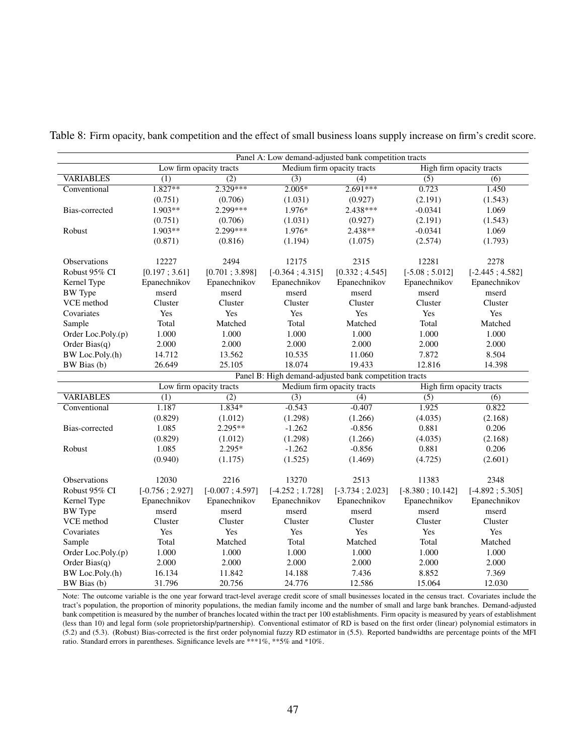Table 8: Firm opacity, bank competition and the effect of small business loans supply increase on firm's credit score.

| | Panel A: Low demand-adjusted bank competition tracts | | | | | |
|---|---|---|---|---|---|---|
| | Low firm opacity tracts | | Medium firm opacity tracts | | High firm opacity tracts | |
| VARIABLES | (1) | (2) | (3) | (4) | (5) | (6) |
| Conventional | 1.827** | 2.329*** | 2.005* | 2.691*** | 0.723 | 1.450 |
| | (0.751) | (0.706) | (1.031) | (0.927) | (2.191) | (1.543) |
| Bias-corrected | 1.903** | 2.299*** | 1.976* | 2.438*** | -0.0341 | 1.069 |
| | (0.751) | (0.706) | (1.031) | (0.927) | (2.191) | (1.543) |
| Robust | 1.903** | 2.299*** | 1.976* | 2.438** | -0.0341 | 1.069 |
| | (0.871) | (0.816) | (1.194) | (1.075) | (2.574) | (1.793) |
| Observations | 12227 | 2494 | 12175 | 2315 | 12281 | 2278 |
| Robust 95% CI | [0.197 ; 3.61] | [0.701 ; 3.898] | [-0.364 ; 4.315] | [0.332 ; 4.545] | [-5.08 ; 5.012] | [-2.445 ; 4.582] |
| Kernel Type | Epanechnikov | Epanechnikov | Epanechnikov | Epanechnikov | Epanechnikov | Epanechnikov |
| BW Type | mserd | mserd | mserd | mserd | mserd | mserd |
| VCE method | Cluster | Cluster | Cluster | Cluster | Cluster | Cluster |
| Covariates | Yes | Yes | Yes | Yes | Yes | Yes |
| Sample | Total | Matched | Total | Matched | Total | Matched |
| Order Loc.Poly.(p) | 1.000 | 1.000 | 1.000 | 1.000 | 1.000 | 1.000 |
| Order Bias(q) | 2.000 | 2.000 | 2.000 | 2.000 | 2.000 | 2.000 |
| BW Loc.Poly.(h) | 14.712 | 13.562 | 10.535 | 11.060 | 7.872 | 8.504 |
| BW Bias (b) | 26.649 | 25.105 | 18.074 | 19.433 | 12.816 | 14.398 |
| | Panel B: High demand-adjusted bank competition tracts | | | | | |
| | Low firm opacity tracts | | Medium firm opacity tracts | | High firm opacity tracts | |
| VARIABLES | (1) | (2) | (3) | (4) | (5) | (6) |
| Conventional | 1.187 | 1.834* | -0.543 | -0.407 | 1.925 | 0.822 |
| | (0.829) | (1.012) | (1.298) | (1.266) | (4.035) | (2.168) |
| Bias-corrected | 1.085 | 2.295** | -1.262 | -0.856 | 0.881 | 0.206 |
| | (0.829) | (1.012) | (1.298) | (1.266) | (4.035) | (2.168) |
| Robust | 1.085 | 2.295* | -1.262 | -0.856 | 0.881 | 0.206 |
| | (0.940) | (1.175) | (1.525) | (1.469) | (4.725) | (2.601) |
| Observations | 12030 | 2216 | 13270 | 2513 | 11383 | 2348 |
| Robust 95% CI | [-0.756 ; 2.927] | [-0.007 ; 4.597] | [-4.252 ; 1.728] | [-3.734 ; 2.023] | [-8.380 ; 10.142] | [-4.892 ; 5.305] |
| Kernel Type | Epanechnikov | Epanechnikov | Epanechnikov | Epanechnikov | Epanechnikov | Epanechnikov |
| BW Type | mserd | mserd | mserd | mserd | mserd | mserd |
| VCE method | Cluster | Cluster | Cluster | Cluster | Cluster | Cluster |
| Covariates | Yes | Yes | Yes | Yes | Yes | Yes |
| Sample | Total | Matched | Total | Matched | Total | Matched |
| Order Loc.Poly.(p) | 1.000 | 1.000 | 1.000 | 1.000 | 1.000 | 1.000 |
| Order Bias(q) | 2.000 | 2.000 | 2.000 | 2.000 | 2.000 | 2.000 |
| BW Loc.Poly.(h) | 16.134 | 11.842 | 14.188 | 7.436 | 8.852 | 7.369 |
| BW Bias (b) | 31.796 | 20.756 | 24.776 | 12.586 | 15.064 | 12.030 |

Note: The outcome variable is the one year forward tract-level average credit score of small businesses located in the census tract. Covariates include the tract's population, the proportion of minority populations, the median family income and the number of small and large bank branches. Demand-adjusted bank competition is measured by the number of branches located within the tract per 100 establishments. Firm opacity is measured by years of establishment (less than 10) and legal form (sole proprietorship/partnership). Conventional estimator of RD is based on the first order (linear) polynomial estimators in (5.2) and (5.3). (Robust) Bias-corrected is the first order polynomial fuzzy RD estimator in (5.5). Reported bandwidths are percentage points of the MFI ratio. Standard errors in parentheses. Significance levels are ***1%, **5% and *10%.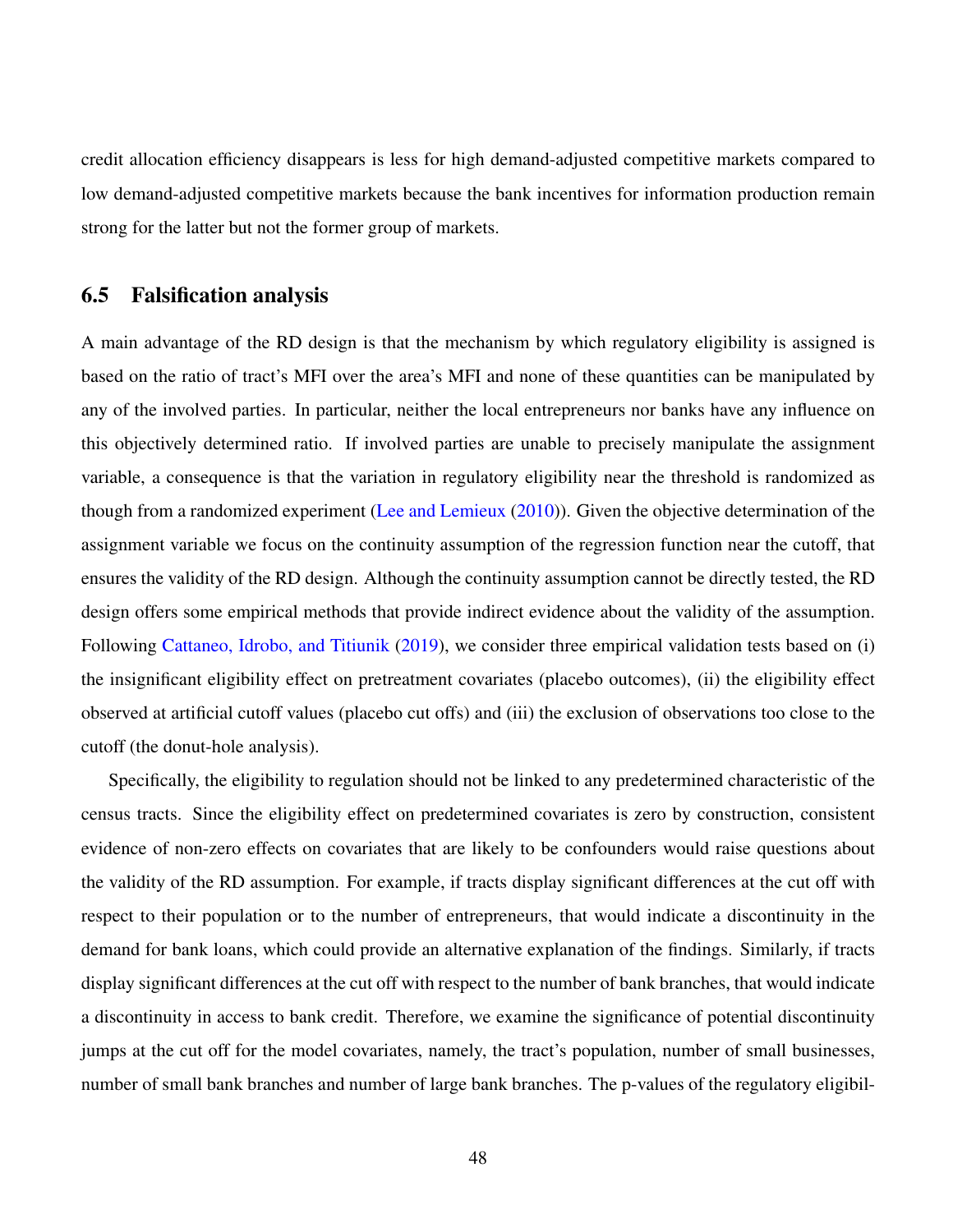credit allocation efficiency disappears is less for high demand-adjusted competitive markets compared to low demand-adjusted competitive markets because the bank incentives for information production remain strong for the latter but not the former group of markets.

## 6.5 Falsification analysis

A main advantage of the RD design is that the mechanism by which regulatory eligibility is assigned is based on the ratio of tract's MFI over the area's MFI and none of these quantities can be manipulated by any of the involved parties. In particular, neither the local entrepreneurs nor banks have any influence on this objectively determined ratio. If involved parties are unable to precisely manipulate the assignment variable, a consequence is that the variation in regulatory eligibility near the threshold is randomized as though from a randomized experiment (Lee and Lemieux (2010)). Given the objective determination of the assignment variable we focus on the continuity assumption of the regression function near the cutoff, that ensures the validity of the RD design. Although the continuity assumption cannot be directly tested, the RD design offers some empirical methods that provide indirect evidence about the validity of the assumption. Following Cattaneo, Idrobo, and Titiunik (2019), we consider three empirical validation tests based on (i) the insignificant eligibility effect on pretreatment covariates (placebo outcomes), (ii) the eligibility effect observed at artificial cutoff values (placebo cut offs) and (iii) the exclusion of observations too close to the cutoff (the donut-hole analysis).

Specifically, the eligibility to regulation should not be linked to any predetermined characteristic of the census tracts. Since the eligibility effect on predetermined covariates is zero by construction, consistent evidence of non-zero effects on covariates that are likely to be confounders would raise questions about the validity of the RD assumption. For example, if tracts display significant differences at the cut off with respect to their population or to the number of entrepreneurs, that would indicate a discontinuity in the demand for bank loans, which could provide an alternative explanation of the findings. Similarly, if tracts display significant differences at the cut off with respect to the number of bank branches, that would indicate a discontinuity in access to bank credit. Therefore, we examine the significance of potential discontinuity jumps at the cut off for the model covariates, namely, the tract's population, number of small businesses, number of small bank branches and number of large bank branches. The p-values of the regulatory eligibil-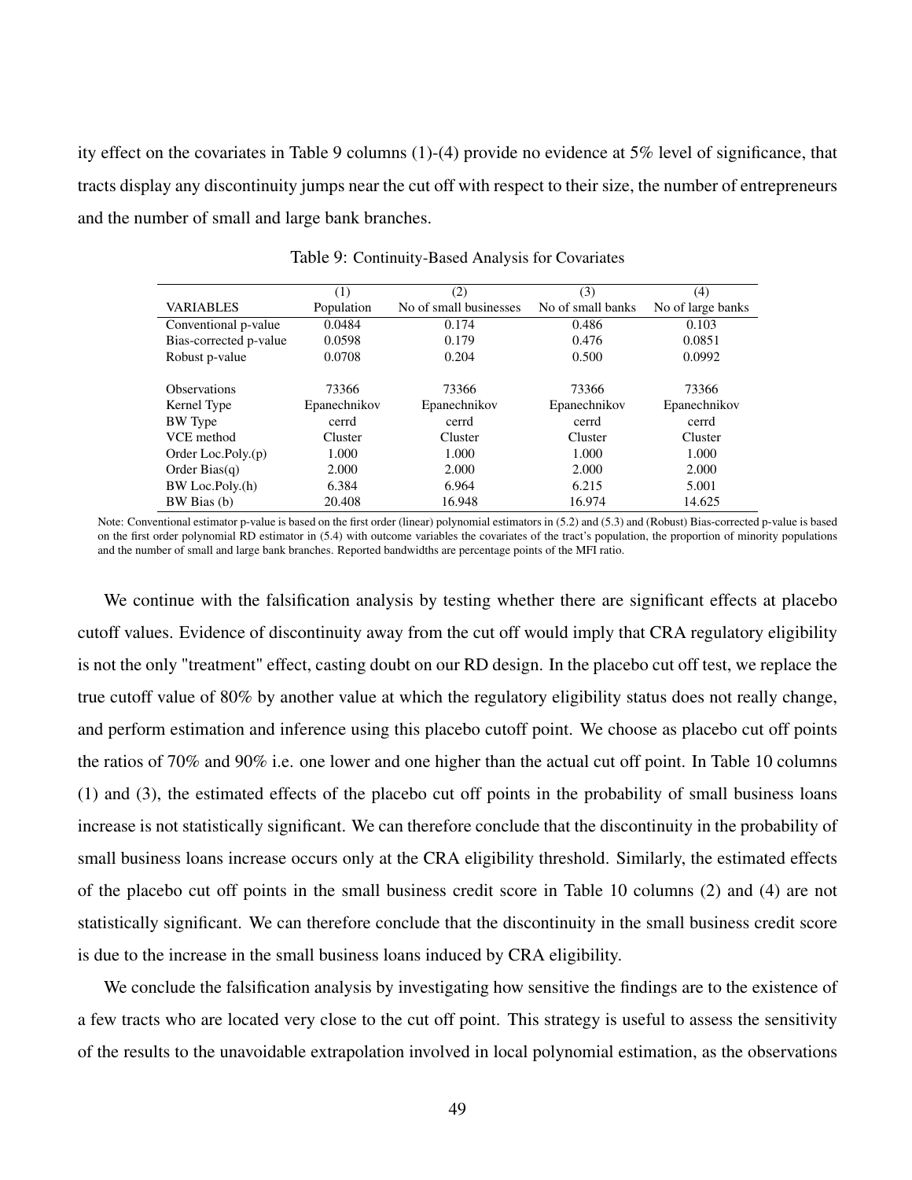ity effect on the covariates in Table 9 columns (1)-(4) provide no evidence at 5% level of significance, that tracts display any discontinuity jumps near the cut off with respect to their size, the number of entrepreneurs and the number of small and large bank branches.

Table 9: Continuity-Based Analysis for Covariates

| | (1) | (2) | (3) | (4) |
|---|---|---|---|---|
| VARIABLES | Population | No of small businesses | No of small banks | No of large banks |
| Conventional p-value | 0.0484 | 0.174 | 0.486 | 0.103 |
| Bias-corrected p-value | 0.0598 | 0.179 | 0.476 | 0.0851 |
| Robust p-value | 0.0708 | 0.204 | 0.500 | 0.0992 |
| | | | | |
| Observations | 73366 | 73366 | 73366 | 73366 |
| Kernel Type | Epanechnikov | Epanechnikov | Epanechnikov | Epanechnikov |
| BW Type | cerrd | cerrd | cerrd | cerrd |
| VCE method | Cluster | Cluster | Cluster | Cluster |
| Order Loc.Poly.(p) | 1.000 | 1.000 | 1.000 | 1.000 |
| Order Bias(q) | 2.000 | 2.000 | 2.000 | 2.000 |
| BW Loc.Poly.(h) | 6.384 | 6.964 | 6.215 | 5.001 |
| BW Bias (b) | 20.408 | 16.948 | 16.974 | 14.625 |

Note: Conventional estimator p-value is based on the first order (linear) polynomial estimators in (5.2) and (5.3) and (Robust) Bias-corrected p-value is based on the first order polynomial RD estimator in (5.4) with outcome variables the covariates of the tract's population, the proportion of minority populations and the number of small and large bank branches. Reported bandwidths are percentage points of the MFI ratio.

We continue with the falsification analysis by testing whether there are significant effects at placebo cutoff values. Evidence of discontinuity away from the cut off would imply that CRA regulatory eligibility is not the only "treatment" effect, casting doubt on our RD design. In the placebo cut off test, we replace the true cutoff value of 80% by another value at which the regulatory eligibility status does not really change, and perform estimation and inference using this placebo cutoff point. We choose as placebo cut off points the ratios of 70% and 90% i.e. one lower and one higher than the actual cut off point. In Table 10 columns (1) and (3), the estimated effects of the placebo cut off points in the probability of small business loans increase is not statistically significant. We can therefore conclude that the discontinuity in the probability of small business loans increase occurs only at the CRA eligibility threshold. Similarly, the estimated effects of the placebo cut off points in the small business credit score in Table 10 columns (2) and (4) are not statistically significant. We can therefore conclude that the discontinuity in the small business credit score is due to the increase in the small business loans induced by CRA eligibility.

We conclude the falsification analysis by investigating how sensitive the findings are to the existence of a few tracts who are located very close to the cut off point. This strategy is useful to assess the sensitivity of the results to the unavoidable extrapolation involved in local polynomial estimation, as the observations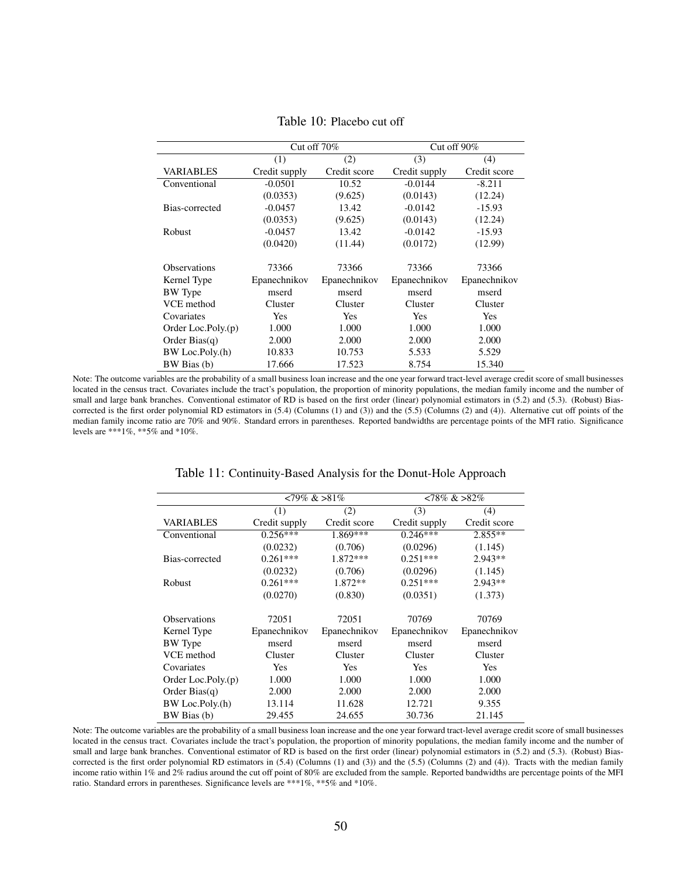Table 10: Placebo cut off

| | Cut off 70% | | Cut off 90% | |
|---|---|---|---|---|
| | (1) | (2) | (3) | (4) |
| VARIABLES | Credit supply | Credit score | Credit supply | Credit score |
| Conventional | -0.0501 | 10.52 | -0.0144 | -8.211 |
| | (0.0353) | (9.625) | (0.0143) | (12.24) |
| Bias-corrected | -0.0457 | 13.42 | -0.0142 | -15.93 |
| | (0.0353) | (9.625) | (0.0143) | (12.24) |
| Robust | -0.0457 | 13.42 | -0.0142 | -15.93 |
| | (0.0420) | (11.44) | (0.0172) | (12.99) |
| | | | | |
| Observations | 73366 | 73366 | 73366 | 73366 |
| Kernel Type | Epanechnikov | Epanechnikov | Epanechnikov | Epanechnikov |
| BW Type | mserd | mserd | mserd | mserd |
| VCE method | Cluster | Cluster | Cluster | Cluster |
| Covariates | Yes | Yes | Yes | Yes |
| Order Loc.Poly.(p) | 1.000 | 1.000 | 1.000 | 1.000 |
| Order Bias(q) | 2.000 | 2.000 | 2.000 | 2.000 |
| BW Loc.Poly.(h) | 10.833 | 10.753 | 5.533 | 5.529 |
| BW Bias (b) | 17.666 | 17.523 | 8.754 | 15.340 |

Note: The outcome variables are the probability of a small business loan increase and the one year forward tract-level average credit score of small businesses located in the census tract. Covariates include the tract's population, the proportion of minority populations, the median family income and the number of small and large bank branches. Conventional estimator of RD is based on the first order (linear) polynomial estimators in (5.2) and (5.3). (Robust) Bias-corrected is the first order polynomial RD estimators in (5.4) (Columns (1) and (3)) and the (5.5) (Columns (2) and (4)). Alternative cut off points of the median family income ratio are 70% and 90%. Standard errors in parentheses. Reported bandwidths are percentage points of the MFI ratio. Significance levels are ***1%, **5% and *10%.

Table 11: Continuity-Based Analysis for the Donut-Hole Approach

| | <79% & >81% | | <78% & >82% | |
|---|---|---|---|---|
| | (1) | (2) | (3) | (4) |
| VARIABLES | Credit supply | Credit score | Credit supply | Credit score |
| Conventional | 0.256*** | 1.869*** | 0.246*** | 2.855** |
| | (0.0232) | (0.706) | (0.0296) | (1.145) |
| Bias-corrected | 0.261*** | 1.872*** | 0.251*** | 2.943** |
| | (0.0232) | (0.706) | (0.0296) | (1.145) |
| Robust | 0.261*** | 1.872** | 0.251*** | 2.943** |
| | (0.0270) | (0.830) | (0.0351) | (1.373) |
| | | | | |
| Observations | 72051 | 72051 | 70769 | 70769 |
| Kernel Type | Epanechnikov | Epanechnikov | Epanechnikov | Epanechnikov |
| BW Type | mserd | mserd | mserd | mserd |
| VCE method | Cluster | Cluster | Cluster | Cluster |
| Covariates | Yes | Yes | Yes | Yes |
| Order Loc.Poly.(p) | 1.000 | 1.000 | 1.000 | 1.000 |
| Order Bias(q) | 2.000 | 2.000 | 2.000 | 2.000 |
| BW Loc.Poly.(h) | 13.114 | 11.628 | 12.721 | 9.355 |
| BW Bias (b) | 29.455 | 24.655 | 30.736 | 21.145 |

Note: The outcome variables are the probability of a small business loan increase and the one year forward tract-level average credit score of small businesses located in the census tract. Covariates include the tract's population, the proportion of minority populations, the median family income and the number of small and large bank branches. Conventional estimator of RD is based on the first order (linear) polynomial estimators in (5.2) and (5.3). (Robust) Bias-corrected is the first order polynomial RD estimators in (5.4) (Columns (1) and (3)) and the (5.5) (Columns (2) and (4)). Tracts with the median family income ratio within 1% and 2% radius around the cut off point of 80% are excluded from the sample. Reported bandwidths are percentage points of the MFI ratio. Standard errors in parentheses. Significance levels are ***1%, **5% and *10%.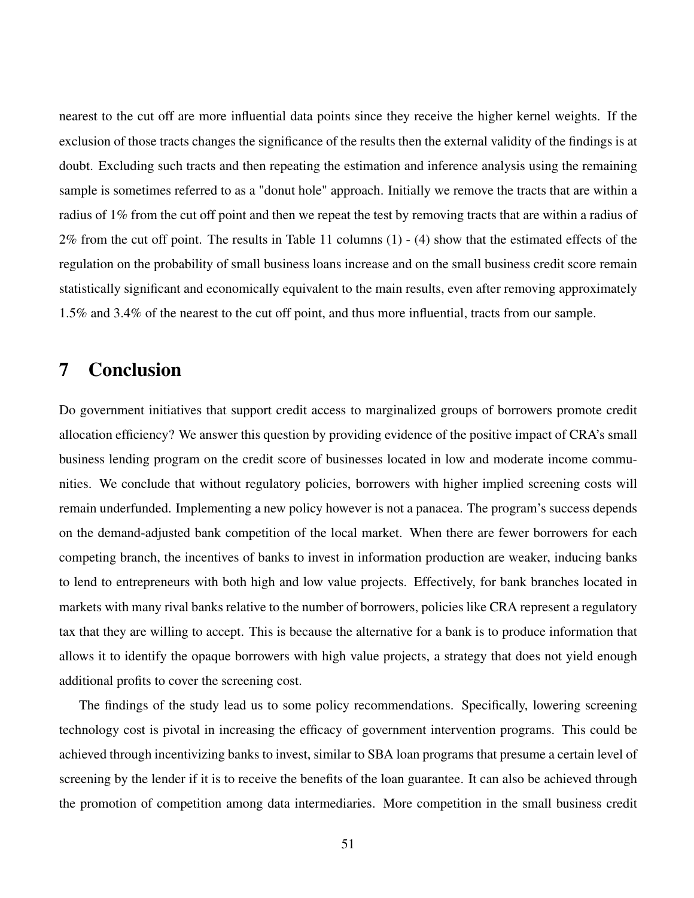nearest to the cut off are more influential data points since they receive the higher kernel weights. If the exclusion of those tracts changes the significance of the results then the external validity of the findings is at doubt. Excluding such tracts and then repeating the estimation and inference analysis using the remaining sample is sometimes referred to as a "donut hole" approach. Initially we remove the tracts that are within a radius of 1% from the cut off point and then we repeat the test by removing tracts that are within a radius of 2% from the cut off point. The results in Table 11 columns (1) - (4) show that the estimated effects of the regulation on the probability of small business loans increase and on the small business credit score remain statistically significant and economically equivalent to the main results, even after removing approximately 1.5% and 3.4% of the nearest to the cut off point, and thus more influential, tracts from our sample.

# 7 Conclusion

Do government initiatives that support credit access to marginalized groups of borrowers promote credit allocation efficiency? We answer this question by providing evidence of the positive impact of CRA's small business lending program on the credit score of businesses located in low and moderate income communities. We conclude that without regulatory policies, borrowers with higher implied screening costs will remain underfunded. Implementing a new policy however is not a panacea. The program's success depends on the demand-adjusted bank competition of the local market. When there are fewer borrowers for each competing branch, the incentives of banks to invest in information production are weaker, inducing banks to lend to entrepreneurs with both high and low value projects. Effectively, for bank branches located in markets with many rival banks relative to the number of borrowers, policies like CRA represent a regulatory tax that they are willing to accept. This is because the alternative for a bank is to produce information that allows it to identify the opaque borrowers with high value projects, a strategy that does not yield enough additional profits to cover the screening cost.

The findings of the study lead us to some policy recommendations. Specifically, lowering screening technology cost is pivotal in increasing the efficacy of government intervention programs. This could be achieved through incentivizing banks to invest, similar to SBA loan programs that presume a certain level of screening by the lender if it is to receive the benefits of the loan guarantee. It can also be achieved through the promotion of competition among data intermediaries. More competition in the small business credit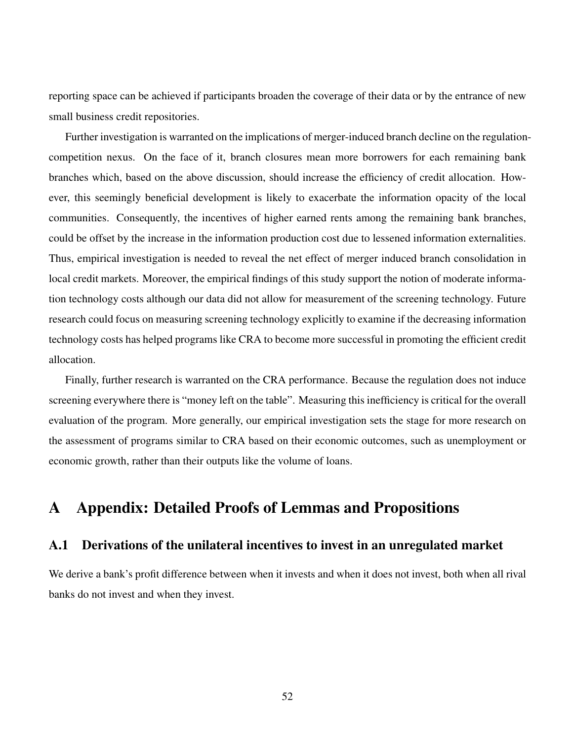reporting space can be achieved if participants broaden the coverage of their data or by the entrance of new small business credit repositories.

Further investigation is warranted on the implications of merger-induced branch decline on the regulation-competition nexus. On the face of it, branch closures mean more borrowers for each remaining bank branches which, based on the above discussion, should increase the efficiency of credit allocation. However, this seemingly beneficial development is likely to exacerbate the information opacity of the local communities. Consequently, the incentives of higher earned rents among the remaining bank branches, could be offset by the increase in the information production cost due to lessened information externalities. Thus, empirical investigation is needed to reveal the net effect of merger induced branch consolidation in local credit markets. Moreover, the empirical findings of this study support the notion of moderate information technology costs although our data did not allow for measurement of the screening technology. Future research could focus on measuring screening technology explicitly to examine if the decreasing information technology costs has helped programs like CRA to become more successful in promoting the efficient credit allocation.

Finally, further research is warranted on the CRA performance. Because the regulation does not induce screening everywhere there is "money left on the table". Measuring this inefficiency is critical for the overall evaluation of the program. More generally, our empirical investigation sets the stage for more research on the assessment of programs similar to CRA based on their economic outcomes, such as unemployment or economic growth, rather than their outputs like the volume of loans.

# A Appendix: Detailed Proofs of Lemmas and Propositions

## A.1 Derivations of the unilateral incentives to invest in an unregulated market

We derive a bank's profit difference between when it invests and when it does not invest, both when all rival banks do not invest and when they invest.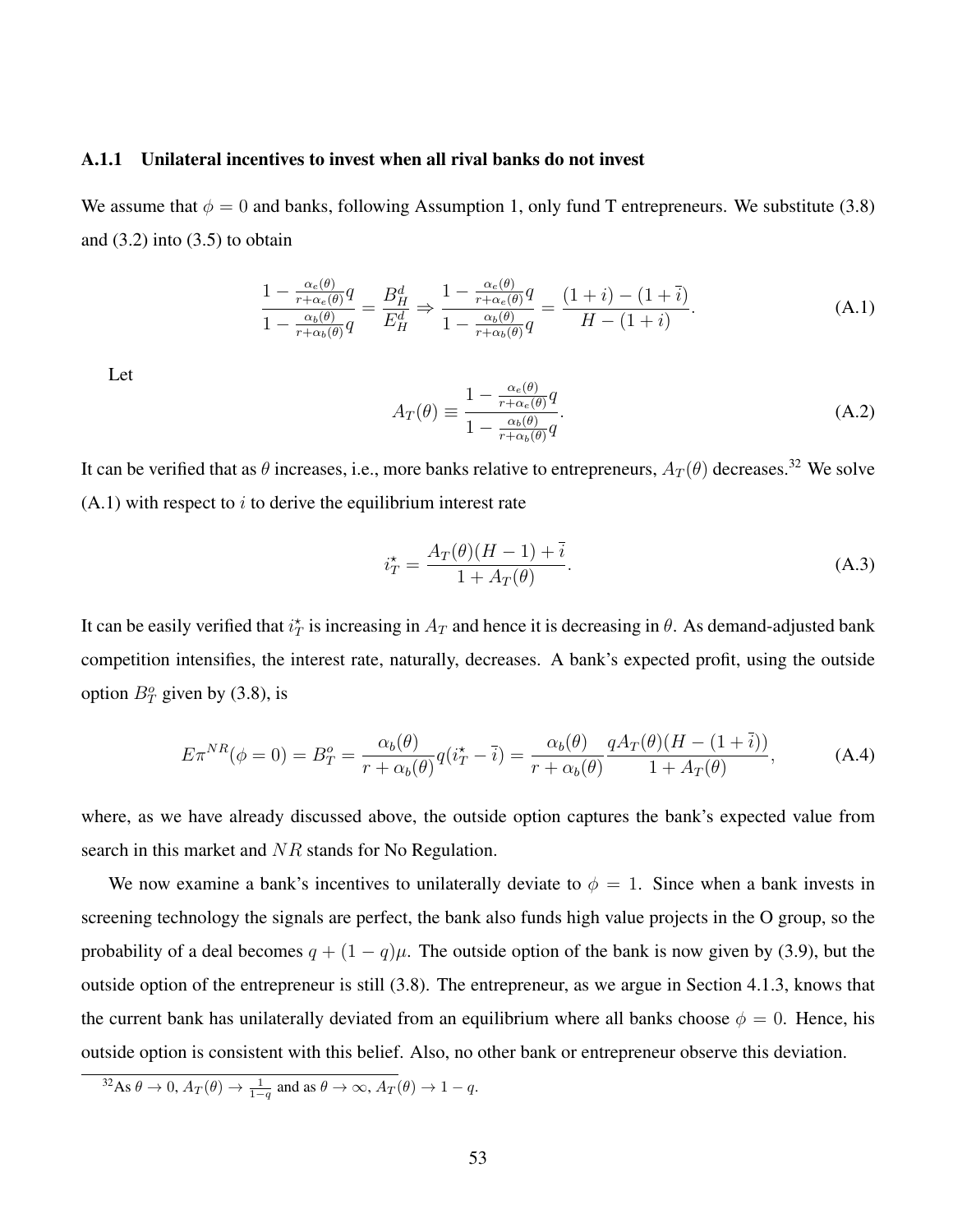### A.1.1 Unilateral incentives to invest when all rival banks do not invest

We assume that $\phi = 0$ and banks, following Assumption 1, only fund T entrepreneurs. We substitute (3.8) and (3.2) into (3.5) to obtain

$$\frac{1 - \frac{\alpha_e(\theta)}{r+\alpha_e(\theta)}q}{1 - \frac{\alpha_b(\theta)}{r+\alpha_b(\theta)}q} = \frac{B_H^d}{E_H^d} \Rightarrow \frac{1 - \frac{\alpha_e(\theta)}{r+\alpha_e(\theta)}q}{1 - \frac{\alpha_b(\theta)}{r+\alpha_b(\theta)}q} = \frac{(1+i) - (1+\bar{i})}{H - (1+i)}. \tag{A.1}$$

Let

$$A_T(\theta) \equiv \frac{1 - \frac{\alpha_e(\theta)}{r+\alpha_e(\theta)}q}{1 - \frac{\alpha_b(\theta)}{r+\alpha_b(\theta)}q}. \tag{A.2}$$

It can be verified that as $\theta$ increases, i.e., more banks relative to entrepreneurs, $A_T(\theta)$ decreases.[32] We solve (A.1) with respect to $i$ to derive the equilibrium interest rate

$$i_T^\star = \frac{A_T(\theta)(H-1) + \bar{i}}{1 + A_T(\theta)}. \tag{A.3}$$

It can be easily verified that $i_T^\star$ is increasing in $A_T$ and hence it is decreasing in $\theta$. As demand-adjusted bank competition intensifies, the interest rate, naturally, decreases. A bank's expected profit, using the outside option $B_T^o$ given by (3.8), is

$$E\pi^{NR}(\phi = 0) = B_T^o = \frac{\alpha_b(\theta)}{r + \alpha_b(\theta)}q(i_T^\star - \bar{i}) = \frac{\alpha_b(\theta)}{r + \alpha_b(\theta)}\frac{qA_T(\theta)(H - (1+\bar{i}))}{1 + A_T(\theta)}, \tag{A.4}$$

where, as we have already discussed above, the outside option captures the bank's expected value from search in this market and $NR$ stands for No Regulation.

We now examine a bank's incentives to unilaterally deviate to $\phi = 1$. Since when a bank invests in screening technology the signals are perfect, the bank also funds high value projects in the O group, so the probability of a deal becomes $q + (1-q)\mu$. The outside option of the bank is now given by (3.9), but the outside option of the entrepreneur is still (3.8). The entrepreneur, as we argue in Section 4.1.3, knows that the current bank has unilaterally deviated from an equilibrium where all banks choose $\phi = 0$. Hence, his outside option is consistent with this belief. Also, no other bank or entrepreneur observe this deviation.

[32] As $\theta \to 0$, $A_T(\theta) \to \frac{1}{1-q}$ and as $\theta \to \infty$, $A_T(\theta) \to 1 - q$.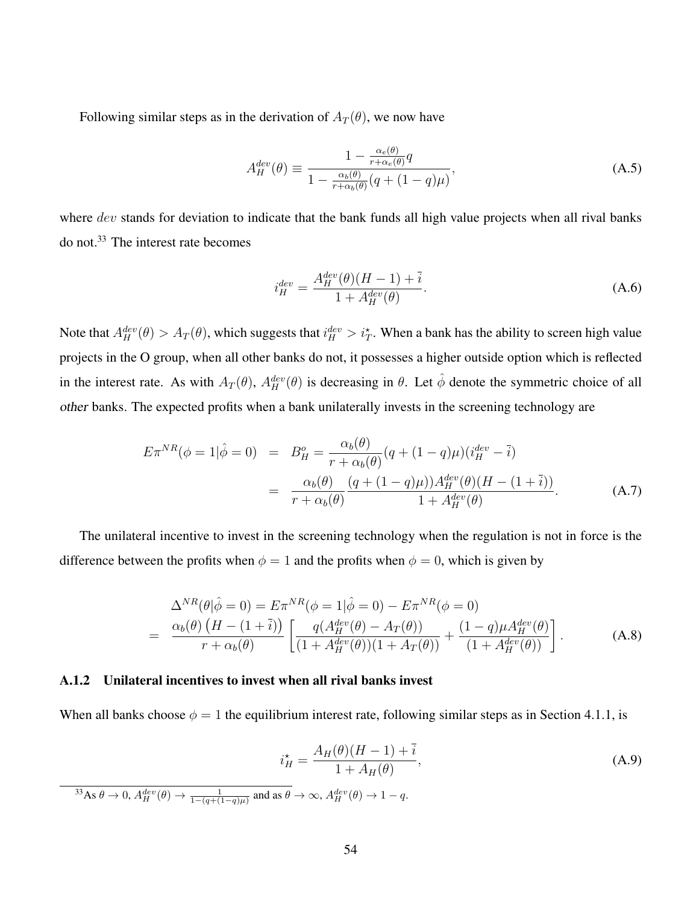Following similar steps as in the derivation of $A_T(\theta)$, we now have

$$A_H^{dev}(\theta) \equiv \frac{1 - \frac{\alpha_e(\theta)}{r+\alpha_e(\theta)} q}{1 - \frac{\alpha_b(\theta)}{r+\alpha_b(\theta)}(q + (1-q)\mu)}, \tag{A.5}$$

where $dev$ stands for deviation to indicate that the bank funds all high value projects when all rival banks do not.[33] The interest rate becomes

$$i_H^{dev} = \frac{A_H^{dev}(\theta)(H-1) + \bar{i}}{1 + A_H^{dev}(\theta)}. \tag{A.6}$$

Note that $A_H^{dev}(\theta) > A_T(\theta)$, which suggests that $i_H^{dev} > i_T^{\star}$. When a bank has the ability to screen high value projects in the O group, when all other banks do not, it possesses a higher outside option which is reflected in the interest rate. As with $A_T(\theta)$, $A_H^{dev}(\theta)$ is decreasing in $\theta$. Let $\hat{\phi}$ denote the symmetric choice of all *other* banks. The expected profits when a bank unilaterally invests in the screening technology are

$$\begin{aligned} E\pi^{NR}(\phi = 1|\hat{\phi} = 0) &= B_H^o = \frac{\alpha_b(\theta)}{r + \alpha_b(\theta)}(q + (1-q)\mu)(i_H^{dev} - \bar{i}) \\ &= \frac{\alpha_b(\theta)}{r + \alpha_b(\theta)} \frac{(q + (1-q)\mu))A_H^{dev}(\theta)(H - (1+\bar{i}))}{1 + A_H^{dev}(\theta)}. \end{aligned} \tag{A.7}$$

The unilateral incentive to invest in the screening technology when the regulation is not in force is the difference between the profits when $\phi = 1$ and the profits when $\phi = 0$, which is given by

$$\begin{aligned} &\Delta^{NR}(\theta|\hat{\phi} = 0) = E\pi^{NR}(\phi = 1|\hat{\phi} = 0) - E\pi^{NR}(\phi = 0) \\ = \; &\frac{\alpha_b(\theta)\left(H - (1+\bar{i})\right)}{r + \alpha_b(\theta)} \left[ \frac{q(A_H^{dev}(\theta) - A_T(\theta))}{(1 + A_H^{dev}(\theta))(1 + A_T(\theta))} + \frac{(1-q)\mu A_H^{dev}(\theta)}{(1 + A_H^{dev}(\theta))} \right]. \end{aligned} \tag{A.8}$$

### A.1.2 Unilateral incentives to invest when all rival banks invest

When all banks choose $\phi = 1$ the equilibrium interest rate, following similar steps as in Section 4.1.1, is

$$i_H^{\star} = \frac{A_H(\theta)(H-1) + \bar{i}}{1 + A_H(\theta)}, \tag{A.9}$$

[33] As $\theta \to 0$, $A_H^{dev}(\theta) \to \frac{1}{1-(q+(1-q)\mu)}$ and as $\theta \to \infty$, $A_H^{dev}(\theta) \to 1 - q$.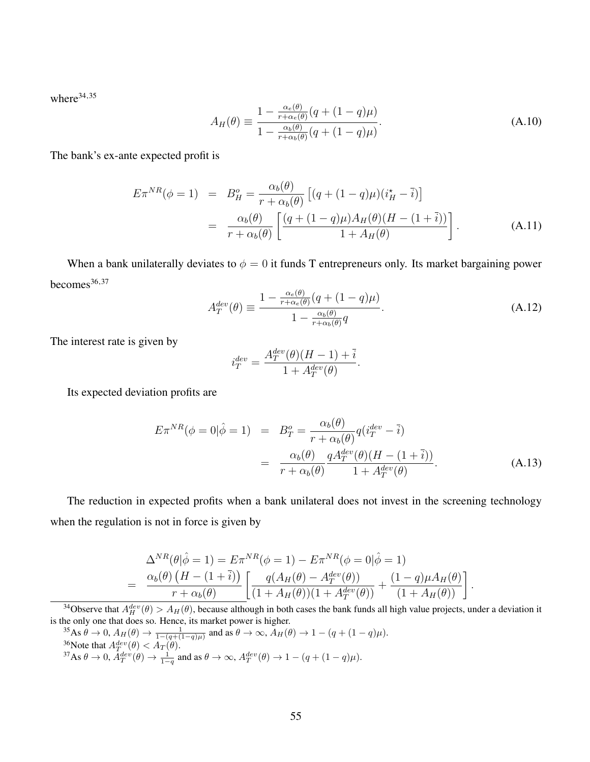where[34,35]

$$A_H(\theta) \equiv \frac{1 - \frac{\alpha_e(\theta)}{r+\alpha_e(\theta)}(q + (1-q)\mu)}{1 - \frac{\alpha_b(\theta)}{r+\alpha_b(\theta)}(q + (1-q)\mu)}. \tag{A.10}$$

The bank's ex-ante expected profit is

$$\begin{aligned} E\pi^{NR}(\phi = 1) &= B_H^o = \frac{\alpha_b(\theta)}{r + \alpha_b(\theta)} \left[ (q + (1-q)\mu)(i_H^\star - \bar{i}) \right] \\ &= \frac{\alpha_b(\theta)}{r + \alpha_b(\theta)} \left[ \frac{(q + (1-q)\mu) A_H(\theta)(H - (1 + \bar{i}))}{1 + A_H(\theta)} \right]. \end{aligned} \tag{A.11}$$

When a bank unilaterally deviates to $\phi = 0$ it funds T entrepreneurs only. Its market bargaining power becomes[36,37]

$$A_T^{dev}(\theta) \equiv \frac{1 - \frac{\alpha_e(\theta)}{r+\alpha_e(\theta)}(q + (1-q)\mu)}{1 - \frac{\alpha_b(\theta)}{r+\alpha_b(\theta)} q}. \tag{A.12}$$

The interest rate is given by

$$i_T^{dev} = \frac{A_T^{dev}(\theta)(H-1) + \bar{i}}{1 + A_T^{dev}(\theta)}.$$

Its expected deviation profits are

$$\begin{aligned} E\pi^{NR}(\phi = 0 | \hat{\phi} = 1) &= B_T^o = \frac{\alpha_b(\theta)}{r + \alpha_b(\theta)} q(i_T^{dev} - \bar{i}) \\ &= \frac{\alpha_b(\theta)}{r + \alpha_b(\theta)} \frac{q A_T^{dev}(\theta)(H - (1 + \bar{i}))}{1 + A_T^{dev}(\theta)}. \end{aligned} \tag{A.13}$$

The reduction in expected profits when a bank unilateral does not invest in the screening technology when the regulation is not in force is given by

$$\begin{aligned} &\Delta^{NR}(\theta | \hat{\phi} = 1) = E\pi^{NR}(\phi = 1) - E\pi^{NR}(\phi = 0 | \hat{\phi} = 1) \\ &= \frac{\alpha_b(\theta)\left(H - (1 + \bar{i})\right)}{r + \alpha_b(\theta)} \left[ \frac{q(A_H(\theta) - A_T^{dev}(\theta))}{(1 + A_H(\theta))(1 + A_T^{dev}(\theta))} + \frac{(1-q)\mu A_H(\theta)}{(1 + A_H(\theta))} \right]. \end{aligned}$$

---

[34] Observe that $A_H^{dev}(\theta) > A_H(\theta)$, because although in both cases the bank funds all high value projects, under a deviation it is the only one that does so. Hence, its market power is higher.

[35] As $\theta \to 0$, $A_H(\theta) \to \frac{1}{1-(q+(1-q)\mu)}$ and as $\theta \to \infty$, $A_H(\theta) \to 1 - (q + (1-q)\mu)$.

[36] Note that $A_T^{dev}(\theta) < A_T(\theta)$.

[37] As $\theta \to 0$, $A_T^{dev}(\theta) \to \frac{1}{1-q}$ and as $\theta \to \infty$, $A_T^{dev}(\theta) \to 1 - (q + (1-q)\mu)$.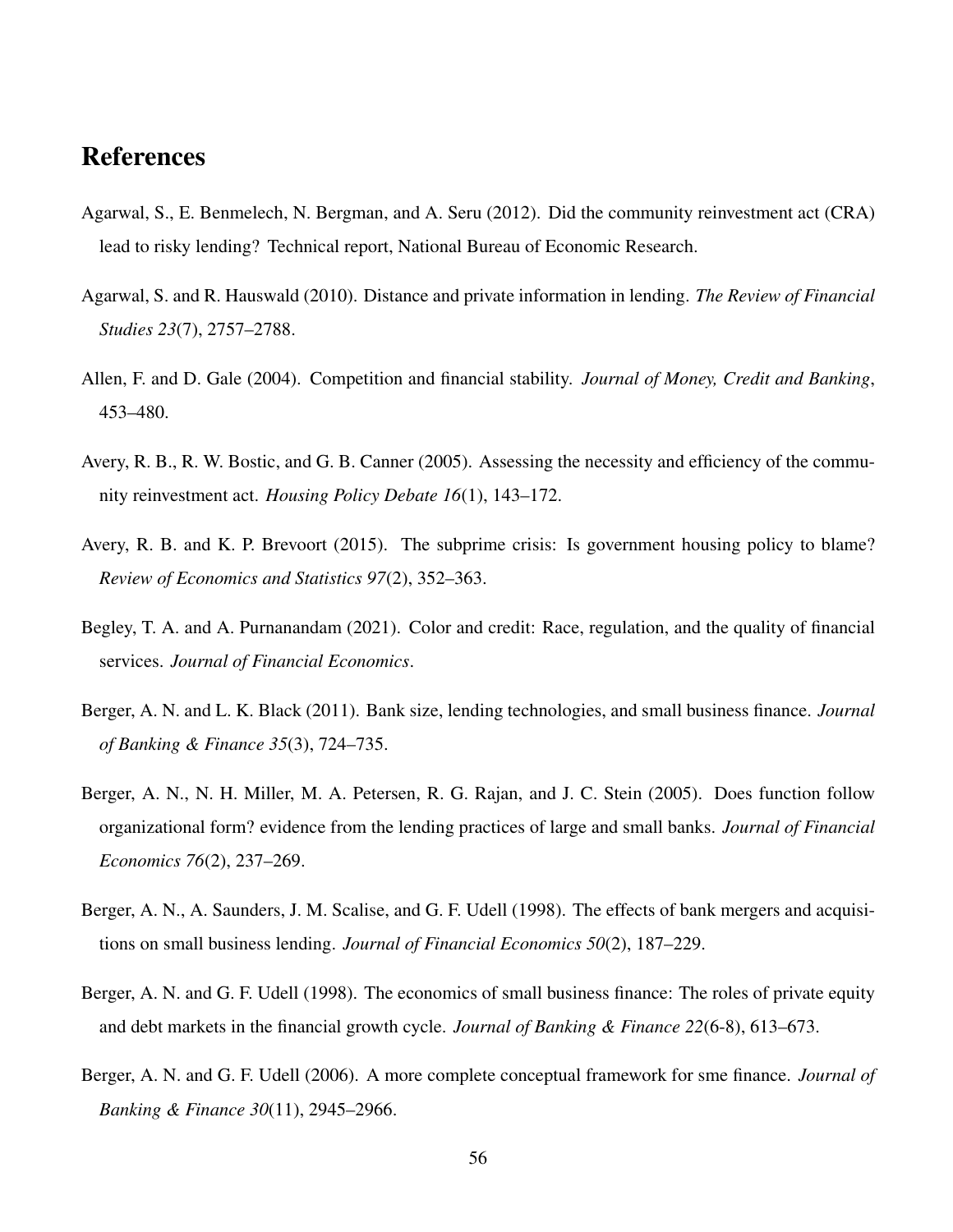# References

Agarwal, S., E. Benmelech, N. Bergman, and A. Seru (2012). Did the community reinvestment act (CRA) lead to risky lending? Technical report, National Bureau of Economic Research.

Agarwal, S. and R. Hauswald (2010). Distance and private information in lending. *The Review of Financial Studies 23*(7), 2757–2788.

Allen, F. and D. Gale (2004). Competition and financial stability. *Journal of Money, Credit and Banking*, 453–480.

Avery, R. B., R. W. Bostic, and G. B. Canner (2005). Assessing the necessity and efficiency of the community reinvestment act. *Housing Policy Debate 16*(1), 143–172.

Avery, R. B. and K. P. Brevoort (2015). The subprime crisis: Is government housing policy to blame? *Review of Economics and Statistics 97*(2), 352–363.

Begley, T. A. and A. Purnanandam (2021). Color and credit: Race, regulation, and the quality of financial services. *Journal of Financial Economics*.

Berger, A. N. and L. K. Black (2011). Bank size, lending technologies, and small business finance. *Journal of Banking & Finance 35*(3), 724–735.

Berger, A. N., N. H. Miller, M. A. Petersen, R. G. Rajan, and J. C. Stein (2005). Does function follow organizational form? evidence from the lending practices of large and small banks. *Journal of Financial Economics 76*(2), 237–269.

Berger, A. N., A. Saunders, J. M. Scalise, and G. F. Udell (1998). The effects of bank mergers and acquisitions on small business lending. *Journal of Financial Economics 50*(2), 187–229.

Berger, A. N. and G. F. Udell (1998). The economics of small business finance: The roles of private equity and debt markets in the financial growth cycle. *Journal of Banking & Finance 22*(6-8), 613–673.

Berger, A. N. and G. F. Udell (2006). A more complete conceptual framework for sme finance. *Journal of Banking & Finance 30*(11), 2945–2966.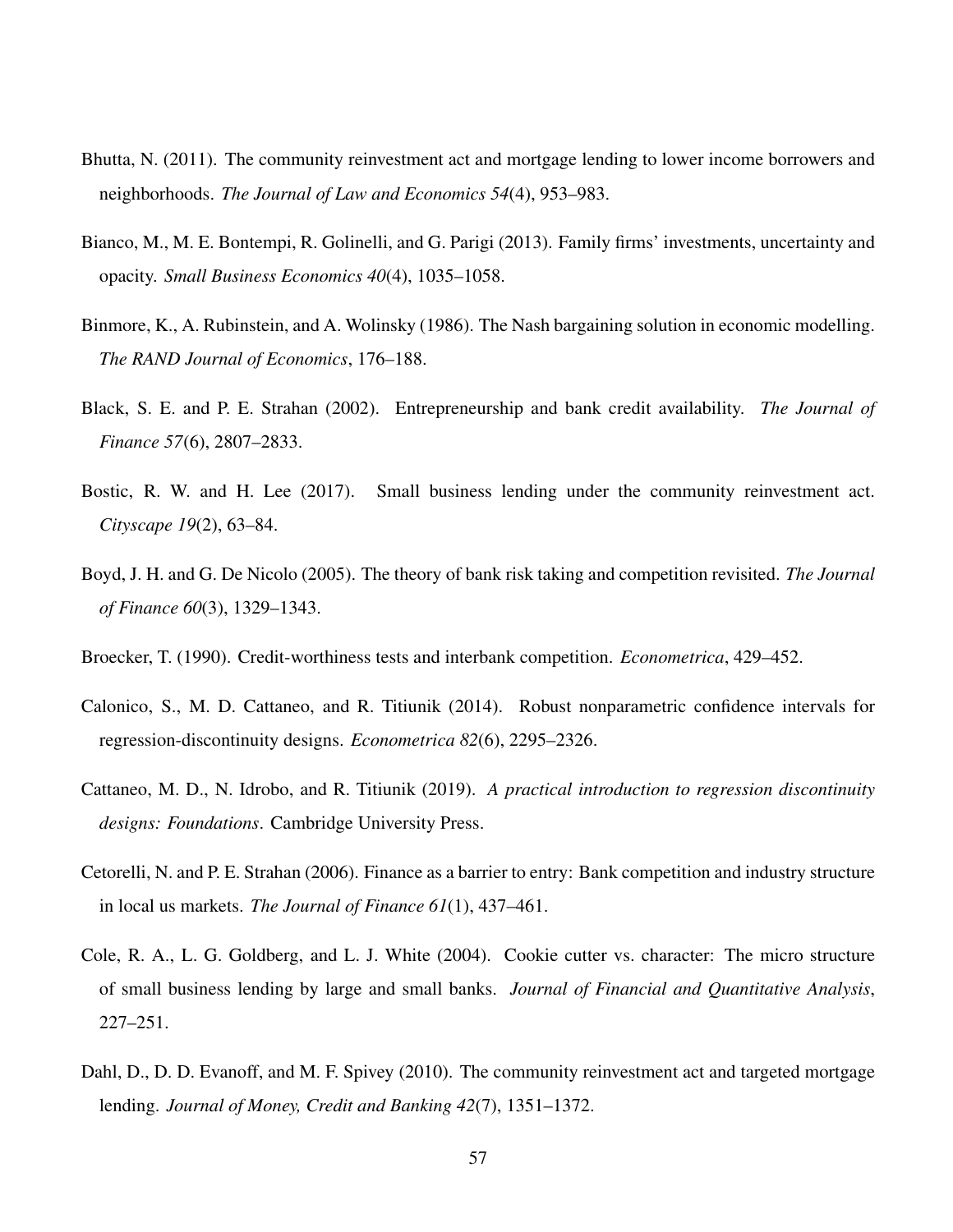Bhutta, N. (2011). The community reinvestment act and mortgage lending to lower income borrowers and neighborhoods. *The Journal of Law and Economics 54*(4), 953–983.

Bianco, M., M. E. Bontempi, R. Golinelli, and G. Parigi (2013). Family firms' investments, uncertainty and opacity. *Small Business Economics 40*(4), 1035–1058.

Binmore, K., A. Rubinstein, and A. Wolinsky (1986). The Nash bargaining solution in economic modelling. *The RAND Journal of Economics*, 176–188.

Black, S. E. and P. E. Strahan (2002). Entrepreneurship and bank credit availability. *The Journal of Finance 57*(6), 2807–2833.

Bostic, R. W. and H. Lee (2017). Small business lending under the community reinvestment act. *Cityscape 19*(2), 63–84.

Boyd, J. H. and G. De Nicolo (2005). The theory of bank risk taking and competition revisited. *The Journal of Finance 60*(3), 1329–1343.

Broecker, T. (1990). Credit-worthiness tests and interbank competition. *Econometrica*, 429–452.

Calonico, S., M. D. Cattaneo, and R. Titiunik (2014). Robust nonparametric confidence intervals for regression-discontinuity designs. *Econometrica 82*(6), 2295–2326.

Cattaneo, M. D., N. Idrobo, and R. Titiunik (2019). *A practical introduction to regression discontinuity designs: Foundations*. Cambridge University Press.

Cetorelli, N. and P. E. Strahan (2006). Finance as a barrier to entry: Bank competition and industry structure in local us markets. *The Journal of Finance 61*(1), 437–461.

Cole, R. A., L. G. Goldberg, and L. J. White (2004). Cookie cutter vs. character: The micro structure of small business lending by large and small banks. *Journal of Financial and Quantitative Analysis*, 227–251.

Dahl, D., D. D. Evanoff, and M. F. Spivey (2010). The community reinvestment act and targeted mortgage lending. *Journal of Money, Credit and Banking 42*(7), 1351–1372.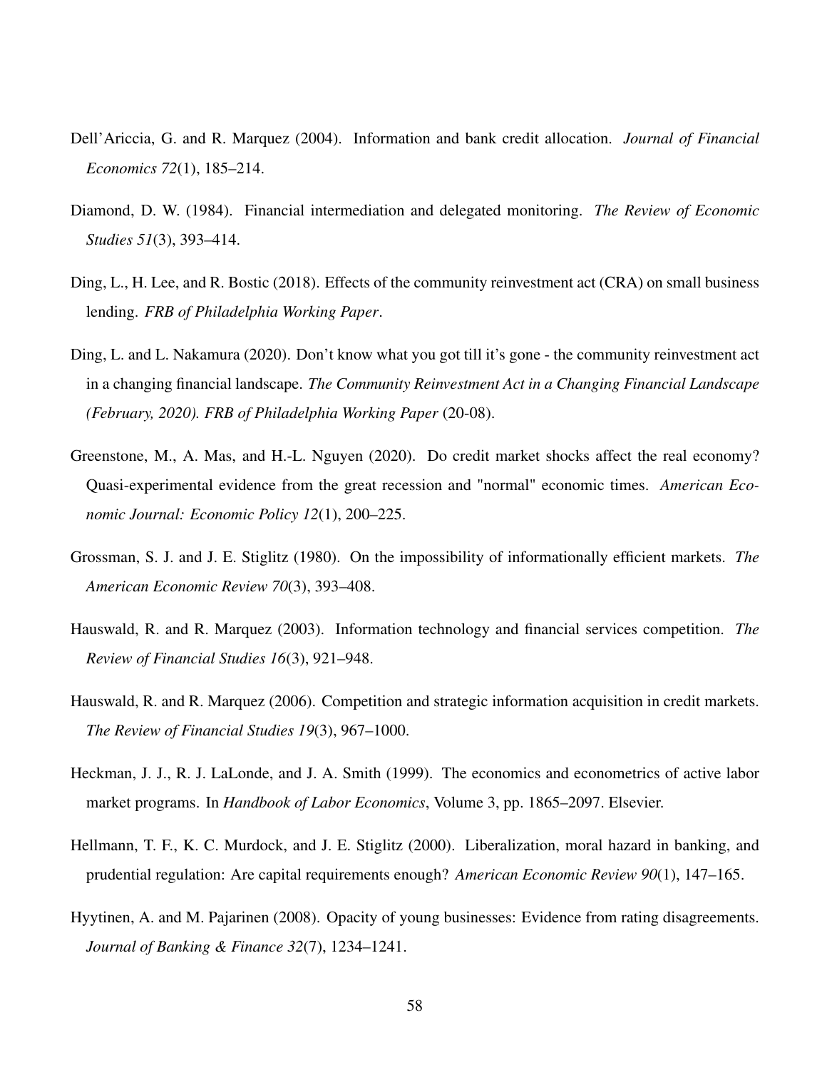Dell'Ariccia, G. and R. Marquez (2004). Information and bank credit allocation. *Journal of Financial Economics 72*(1), 185–214.

Diamond, D. W. (1984). Financial intermediation and delegated monitoring. *The Review of Economic Studies 51*(3), 393–414.

Ding, L., H. Lee, and R. Bostic (2018). Effects of the community reinvestment act (CRA) on small business lending. *FRB of Philadelphia Working Paper*.

Ding, L. and L. Nakamura (2020). Don't know what you got till it's gone - the community reinvestment act in a changing financial landscape. *The Community Reinvestment Act in a Changing Financial Landscape (February, 2020). FRB of Philadelphia Working Paper* (20-08).

Greenstone, M., A. Mas, and H.-L. Nguyen (2020). Do credit market shocks affect the real economy? Quasi-experimental evidence from the great recession and "normal" economic times. *American Economic Journal: Economic Policy 12*(1), 200–225.

Grossman, S. J. and J. E. Stiglitz (1980). On the impossibility of informationally efficient markets. *The American Economic Review 70*(3), 393–408.

Hauswald, R. and R. Marquez (2003). Information technology and financial services competition. *The Review of Financial Studies 16*(3), 921–948.

Hauswald, R. and R. Marquez (2006). Competition and strategic information acquisition in credit markets. *The Review of Financial Studies 19*(3), 967–1000.

Heckman, J. J., R. J. LaLonde, and J. A. Smith (1999). The economics and econometrics of active labor market programs. In *Handbook of Labor Economics*, Volume 3, pp. 1865–2097. Elsevier.

Hellmann, T. F., K. C. Murdock, and J. E. Stiglitz (2000). Liberalization, moral hazard in banking, and prudential regulation: Are capital requirements enough? *American Economic Review 90*(1), 147–165.

Hyytinen, A. and M. Pajarinen (2008). Opacity of young businesses: Evidence from rating disagreements. *Journal of Banking & Finance 32*(7), 1234–1241.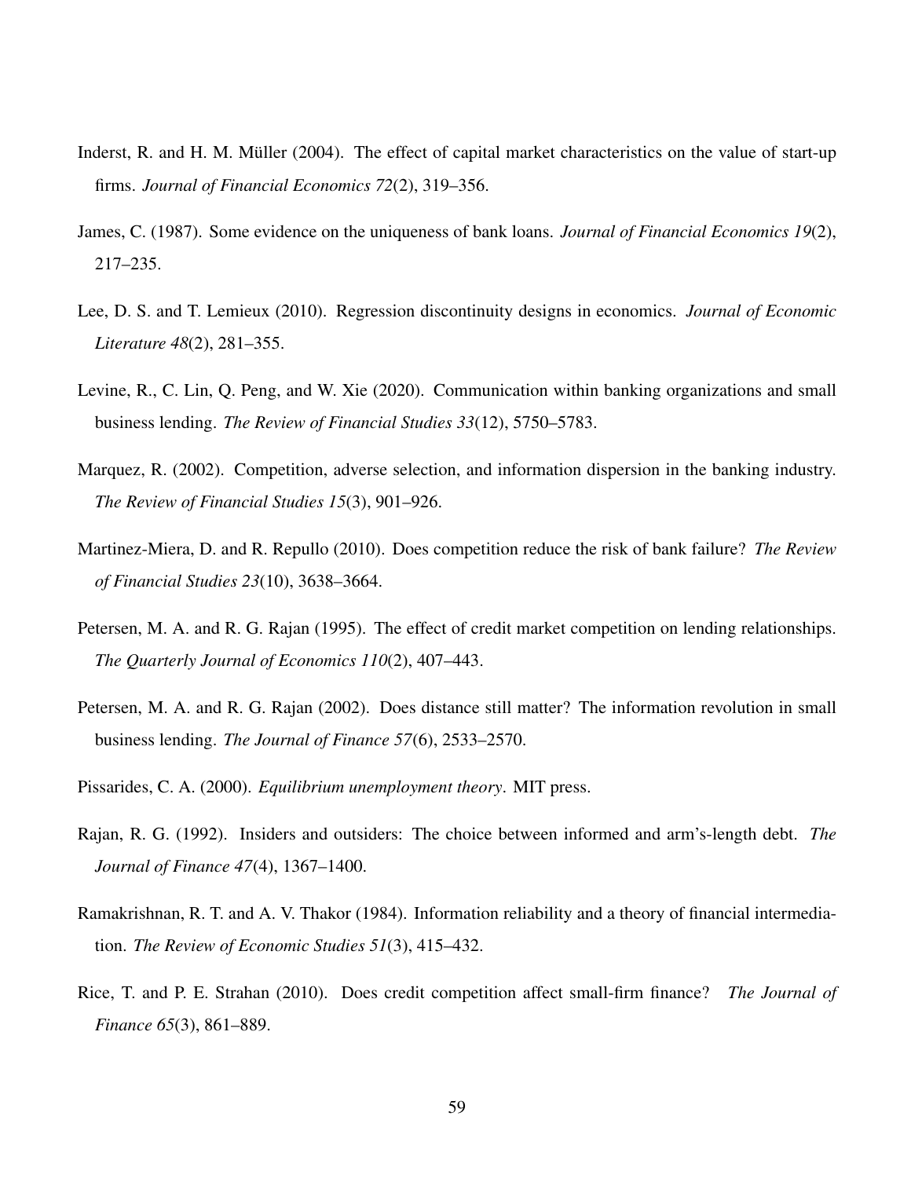Inderst, R. and H. M. Müller (2004). The effect of capital market characteristics on the value of start-up firms. *Journal of Financial Economics 72*(2), 319–356.

James, C. (1987). Some evidence on the uniqueness of bank loans. *Journal of Financial Economics 19*(2), 217–235.

Lee, D. S. and T. Lemieux (2010). Regression discontinuity designs in economics. *Journal of Economic Literature 48*(2), 281–355.

Levine, R., C. Lin, Q. Peng, and W. Xie (2020). Communication within banking organizations and small business lending. *The Review of Financial Studies 33*(12), 5750–5783.

Marquez, R. (2002). Competition, adverse selection, and information dispersion in the banking industry. *The Review of Financial Studies 15*(3), 901–926.

Martinez-Miera, D. and R. Repullo (2010). Does competition reduce the risk of bank failure? *The Review of Financial Studies 23*(10), 3638–3664.

Petersen, M. A. and R. G. Rajan (1995). The effect of credit market competition on lending relationships. *The Quarterly Journal of Economics 110*(2), 407–443.

Petersen, M. A. and R. G. Rajan (2002). Does distance still matter? The information revolution in small business lending. *The Journal of Finance 57*(6), 2533–2570.

Pissarides, C. A. (2000). *Equilibrium unemployment theory*. MIT press.

Rajan, R. G. (1992). Insiders and outsiders: The choice between informed and arm's-length debt. *The Journal of Finance 47*(4), 1367–1400.

Ramakrishnan, R. T. and A. V. Thakor (1984). Information reliability and a theory of financial intermediation. *The Review of Economic Studies 51*(3), 415–432.

Rice, T. and P. E. Strahan (2010). Does credit competition affect small-firm finance? *The Journal of Finance 65*(3), 861–889.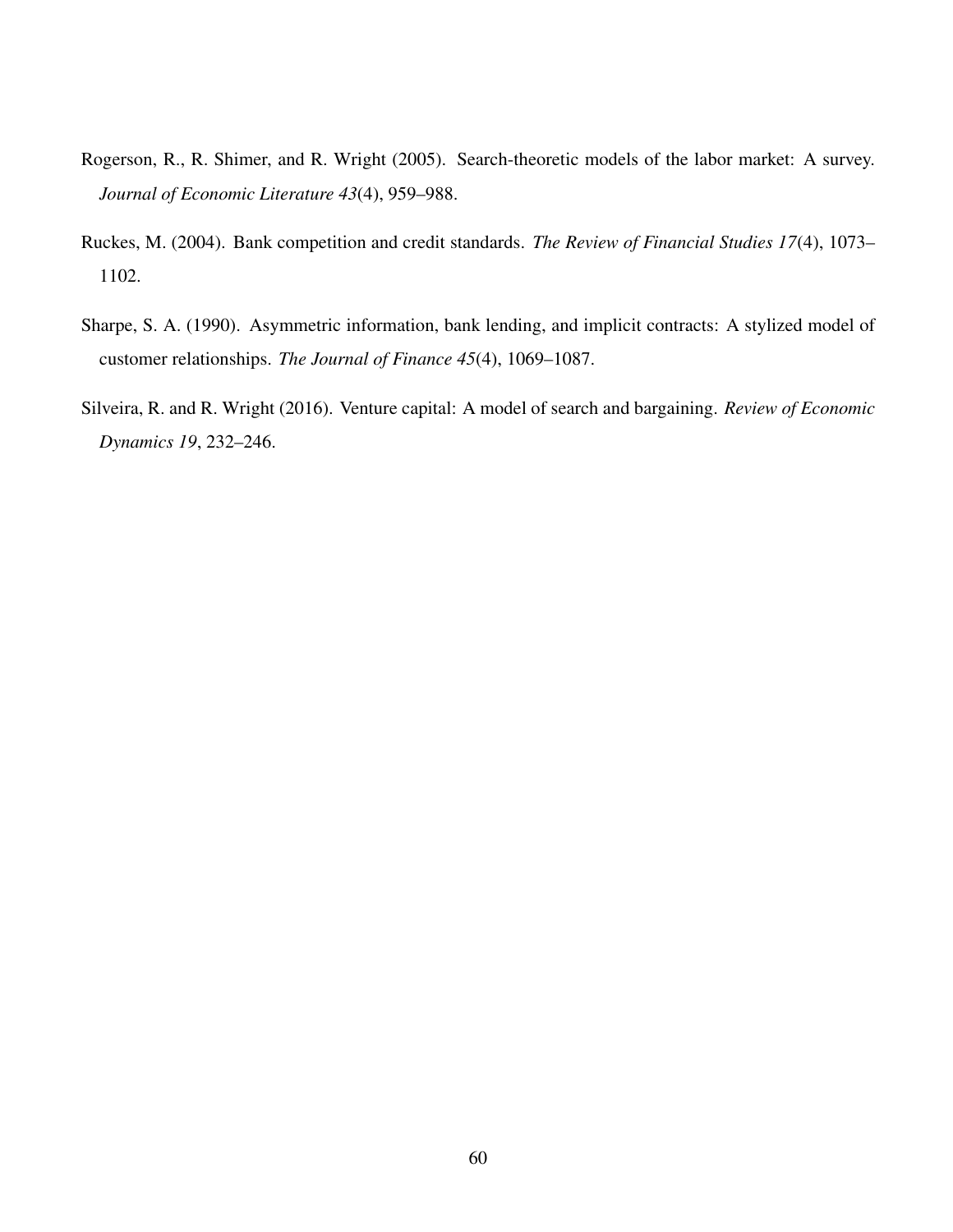Rogerson, R., R. Shimer, and R. Wright (2005). Search-theoretic models of the labor market: A survey. *Journal of Economic Literature 43*(4), 959–988.

Ruckes, M. (2004). Bank competition and credit standards. *The Review of Financial Studies 17*(4), 1073–1102.

Sharpe, S. A. (1990). Asymmetric information, bank lending, and implicit contracts: A stylized model of customer relationships. *The Journal of Finance 45*(4), 1069–1087.

Silveira, R. and R. Wright (2016). Venture capital: A model of search and bargaining. *Review of Economic Dynamics 19*, 232–246.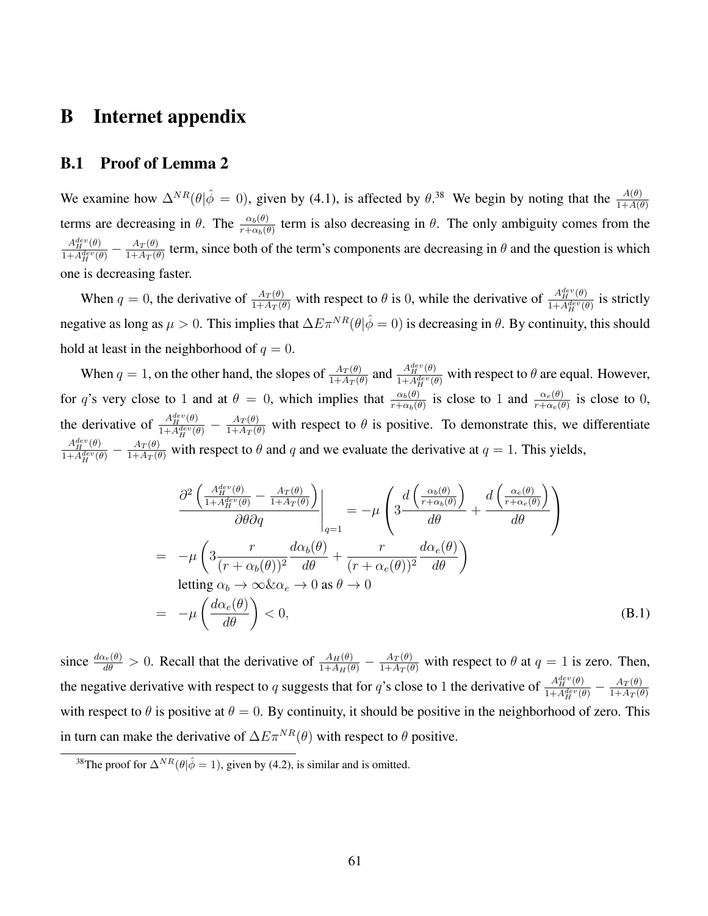# B Internet appendix

## B.1 Proof of Lemma 2

We examine how $\Delta^{NR}(\theta|\hat{\phi} = 0)$, given by (4.1), is affected by $\theta$.[38] We begin by noting that the $\frac{A(\theta)}{1+A(\theta)}$ terms are decreasing in $\theta$. The $\frac{\alpha_b(\theta)}{r+\alpha_b(\theta)}$ term is also decreasing in $\theta$. The only ambiguity comes from the $\frac{A_H^{dev}(\theta)}{1+A_H^{dev}(\theta)} - \frac{A_T(\theta)}{1+A_T(\theta)}$ term, since both of the term's components are decreasing in $\theta$ and the question is which one is decreasing faster.

When $q = 0$, the derivative of $\frac{A_T(\theta)}{1+A_T(\theta)}$ with respect to $\theta$ is 0, while the derivative of $\frac{A_H^{dev}(\theta)}{1+A_H^{dev}(\theta)}$ is strictly negative as long as $\mu > 0$. This implies that $\Delta E\pi^{NR}(\theta|\hat{\phi} = 0)$ is decreasing in $\theta$. By continuity, this should hold at least in the neighborhood of $q = 0$.

When $q = 1$, on the other hand, the slopes of $\frac{A_T(\theta)}{1+A_T(\theta)}$ and $\frac{A_H^{dev}(\theta)}{1+A_H^{dev}(\theta)}$ with respect to $\theta$ are equal. However, for $q$'s very close to 1 and at $\theta = 0$, which implies that $\frac{\alpha_b(\theta)}{r+\alpha_b(\theta)}$ is close to 1 and $\frac{\alpha_e(\theta)}{r+\alpha_e(\theta)}$ is close to 0, the derivative of $\frac{A_H^{dev}(\theta)}{1+A_H^{dev}(\theta)} - \frac{A_T(\theta)}{1+A_T(\theta)}$ with respect to $\theta$ is positive. To demonstrate this, we differentiate $\frac{A_H^{dev}(\theta)}{1+A_H^{dev}(\theta)} - \frac{A_T(\theta)}{1+A_T(\theta)}$ with respect to $\theta$ and $q$ and we evaluate the derivative at $q = 1$. This yields,

$$
\begin{aligned}
& \left.\frac{\partial^2\left(\frac{A_H^{dev}(\theta)}{1+A_H^{dev}(\theta)} - \frac{A_T(\theta)}{1+A_T(\theta)}\right)}{\partial\theta\partial q}\right|_{q=1} = -\mu\left(3\frac{d\left(\frac{\alpha_b(\theta)}{r+\alpha_b(\theta)}\right)}{d\theta} + \frac{d\left(\frac{\alpha_e(\theta)}{r+\alpha_e(\theta)}\right)}{d\theta}\right) \\
= & -\mu\left(3\frac{r}{(r+\alpha_b(\theta))^2}\frac{d\alpha_b(\theta)}{d\theta} + \frac{r}{(r+\alpha_e(\theta))^2}\frac{d\alpha_e(\theta)}{d\theta}\right) \\
& \text{letting } \alpha_b \to \infty \,\&\, \alpha_e \to 0 \text{ as } \theta \to 0 \\
= & -\mu\left(\frac{d\alpha_e(\theta)}{d\theta}\right) < 0, \qquad \text{(B.1)}
\end{aligned}
$$

since $\frac{d\alpha_e(\theta)}{d\theta} > 0$. Recall that the derivative of $\frac{A_H(\theta)}{1+A_H(\theta)} - \frac{A_T(\theta)}{1+A_T(\theta)}$ with respect to $\theta$ at $q = 1$ is zero. Then, the negative derivative with respect to $q$ suggests that for $q$'s close to 1 the derivative of $\frac{A_H^{dev}(\theta)}{1+A_H^{dev}(\theta)} - \frac{A_T(\theta)}{1+A_T(\theta)}$ with respect to $\theta$ is positive at $\theta = 0$. By continuity, it should be positive in the neighborhood of zero. This in turn can make the derivative of $\Delta E\pi^{NR}(\theta)$ with respect to $\theta$ positive.

[38] The proof for $\Delta^{NR}(\theta|\hat{\phi} = 1)$, given by (4.2), is similar and is omitted.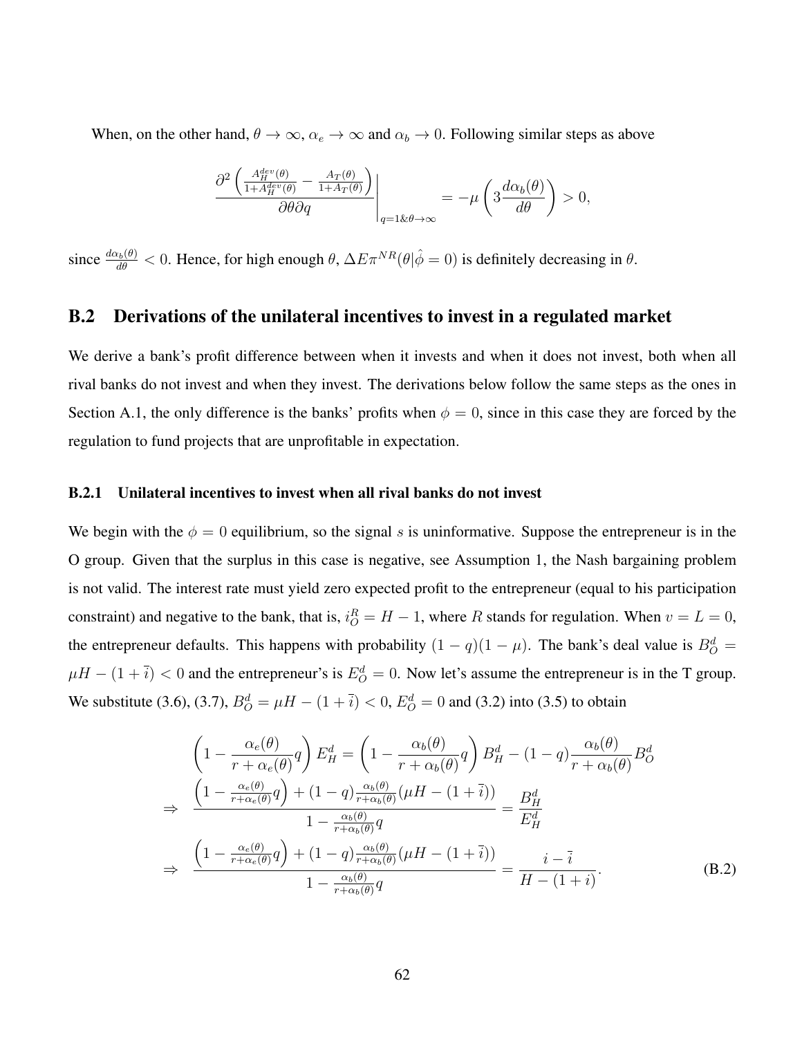When, on the other hand, $\theta \to \infty$, $\alpha_e \to \infty$ and $\alpha_b \to 0$. Following similar steps as above

$$\left.\frac{\partial^2\left(\frac{A_H^{dev}(\theta)}{1+A_H^{dev}(\theta)} - \frac{A_T(\theta)}{1+A_T(\theta)}\right)}{\partial\theta\partial q}\right|_{q=1\&\theta\to\infty} = -\mu\left(3\frac{d\alpha_b(\theta)}{d\theta}\right) > 0,$$

since $\frac{d\alpha_b(\theta)}{d\theta} < 0$. Hence, for high enough $\theta$, $\Delta E\pi^{NR}(\theta|\hat{\phi}=0)$ is definitely decreasing in $\theta$.

## B.2 Derivations of the unilateral incentives to invest in a regulated market

We derive a bank's profit difference between when it invests and when it does not invest, both when all rival banks do not invest and when they invest. The derivations below follow the same steps as the ones in Section A.1, the only difference is the banks' profits when $\phi = 0$, since in this case they are forced by the regulation to fund projects that are unprofitable in expectation.

### B.2.1 Unilateral incentives to invest when all rival banks do not invest

We begin with the $\phi = 0$ equilibrium, so the signal $s$ is uninformative. Suppose the entrepreneur is in the O group. Given that the surplus in this case is negative, see Assumption 1, the Nash bargaining problem is not valid. The interest rate must yield zero expected profit to the entrepreneur (equal to his participation constraint) and negative to the bank, that is, $i_O^R = H - 1$, where $R$ stands for regulation. When $v = L = 0$, the entrepreneur defaults. This happens with probability $(1-q)(1-\mu)$. The bank's deal value is $B_O^d = \mu H - (1+\bar{i}) < 0$ and the entrepreneur's is $E_O^d = 0$. Now let's assume the entrepreneur is in the T group. We substitute (3.6), (3.7), $B_O^d = \mu H - (1+\bar{i}) < 0$, $E_O^d = 0$ and (3.2) into (3.5) to obtain

$$\begin{aligned}
&\left(1 - \frac{\alpha_e(\theta)}{r+\alpha_e(\theta)}q\right)E_H^d = \left(1 - \frac{\alpha_b(\theta)}{r+\alpha_b(\theta)}q\right)B_H^d - (1-q)\frac{\alpha_b(\theta)}{r+\alpha_b(\theta)}B_O^d \\
\Rightarrow\quad &\frac{\left(1 - \frac{\alpha_e(\theta)}{r+\alpha_e(\theta)}q\right) + (1-q)\frac{\alpha_b(\theta)}{r+\alpha_b(\theta)}(\mu H - (1+\bar{i}))}{1 - \frac{\alpha_b(\theta)}{r+\alpha_b(\theta)}q} = \frac{B_H^d}{E_H^d} \\
\Rightarrow\quad &\frac{\left(1 - \frac{\alpha_e(\theta)}{r+\alpha_e(\theta)}q\right) + (1-q)\frac{\alpha_b(\theta)}{r+\alpha_b(\theta)}(\mu H - (1+\bar{i}))}{1 - \frac{\alpha_b(\theta)}{r+\alpha_b(\theta)}q} = \frac{i - \bar{i}}{H - (1+i)}.
\end{aligned} \tag{B.2}$$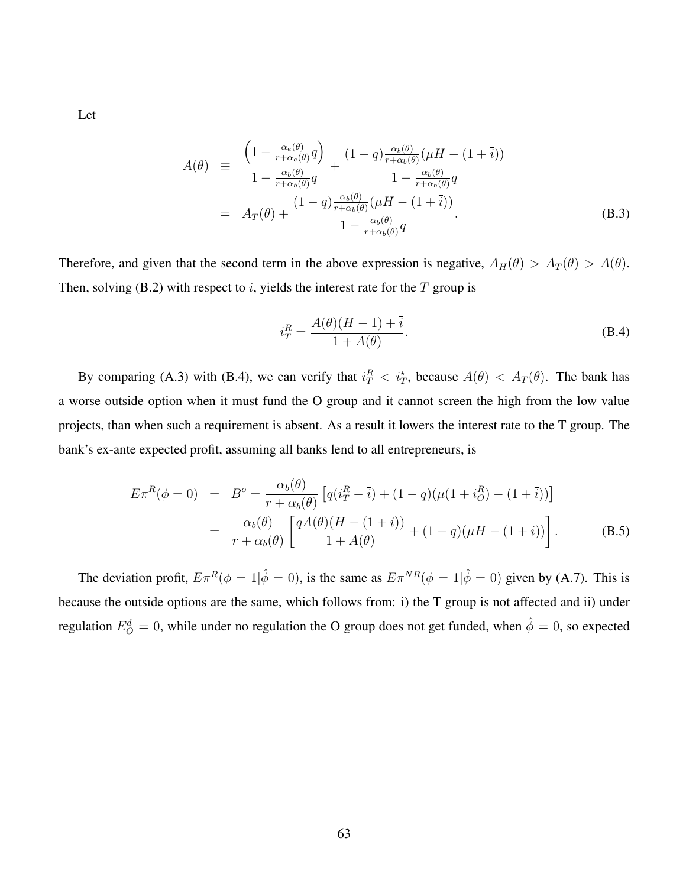Let

$$
\begin{aligned}
A(\theta) &\equiv \frac{\left(1 - \frac{\alpha_e(\theta)}{r+\alpha_e(\theta)}q\right)}{1 - \frac{\alpha_b(\theta)}{r+\alpha_b(\theta)}q} + \frac{(1-q)\frac{\alpha_b(\theta)}{r+\alpha_b(\theta)}(\mu H - (1+\bar{i}))}{1 - \frac{\alpha_b(\theta)}{r+\alpha_b(\theta)}q} \\
&= A_T(\theta) + \frac{(1-q)\frac{\alpha_b(\theta)}{r+\alpha_b(\theta)}(\mu H - (1+\bar{i}))}{1 - \frac{\alpha_b(\theta)}{r+\alpha_b(\theta)}q}. \qquad \text{(B.3)}
\end{aligned}
$$

Therefore, and given that the second term in the above expression is negative, $A_H(\theta) > A_T(\theta) > A(\theta)$. Then, solving (B.2) with respect to $i$, yields the interest rate for the $T$ group is

$$
i_T^R = \frac{A(\theta)(H-1) + \bar{i}}{1 + A(\theta)}. \qquad \text{(B.4)}
$$

By comparing (A.3) with (B.4), we can verify that $i_T^R < i_T^\star$, because $A(\theta) < A_T(\theta)$. The bank has a worse outside option when it must fund the O group and it cannot screen the high from the low value projects, than when such a requirement is absent. As a result it lowers the interest rate to the T group. The bank's ex-ante expected profit, assuming all banks lend to all entrepreneurs, is

$$
\begin{aligned}
E\pi^R(\phi = 0) &= B^o = \frac{\alpha_b(\theta)}{r+\alpha_b(\theta)}\left[q(i_T^R - \bar{i}) + (1-q)(\mu(1+i_O^R) - (1+\bar{i}))\right] \\
&= \frac{\alpha_b(\theta)}{r+\alpha_b(\theta)}\left[\frac{qA(\theta)(H-(1+\bar{i}))}{1+A(\theta)} + (1-q)(\mu H - (1+\bar{i}))\right]. \qquad \text{(B.5)}
\end{aligned}
$$

The deviation profit, $E\pi^R(\phi = 1|\hat{\phi} = 0)$, is the same as $E\pi^{NR}(\phi = 1|\hat{\phi} = 0)$ given by (A.7). This is because the outside options are the same, which follows from: i) the T group is not affected and ii) under regulation $E_O^d = 0$, while under no regulation the O group does not get funded, when $\hat{\phi} = 0$, so expected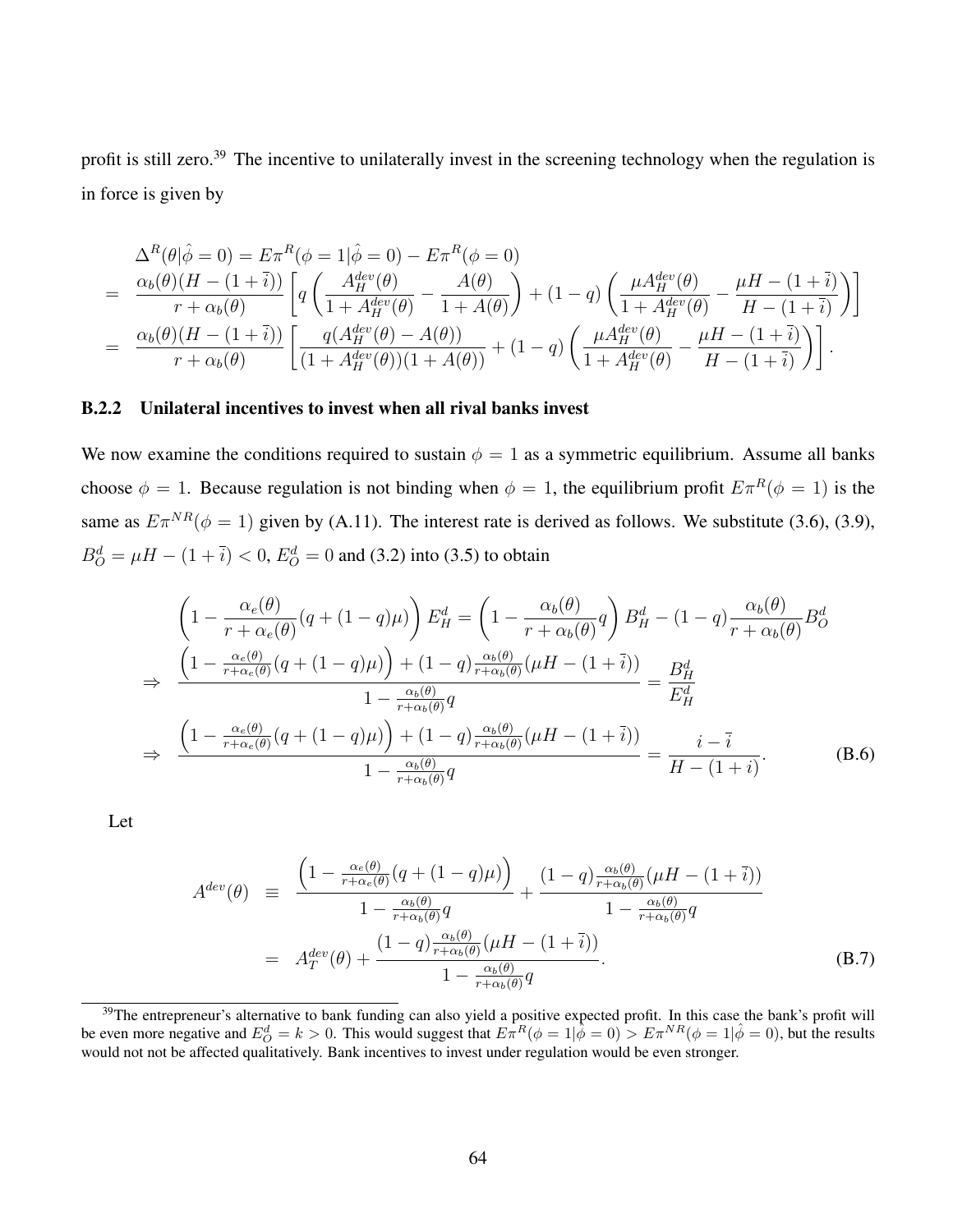profit is still zero.[39] The incentive to unilaterally invest in the screening technology when the regulation is in force is given by

$$
\begin{aligned}
&\Delta^R(\theta|\hat{\phi}=0) = E\pi^R(\phi=1|\hat{\phi}=0) - E\pi^R(\phi=0) \\
=\ & \frac{\alpha_b(\theta)(H-(1+\bar{i}))}{r+\alpha_b(\theta)}\left[q\left(\frac{A_H^{dev}(\theta)}{1+A_H^{dev}(\theta)} - \frac{A(\theta)}{1+A(\theta)}\right) + (1-q)\left(\frac{\mu A_H^{dev}(\theta)}{1+A_H^{dev}(\theta)} - \frac{\mu H-(1+\bar{i})}{H-(1+\bar{i})}\right)\right] \\
=\ & \frac{\alpha_b(\theta)(H-(1+\bar{i}))}{r+\alpha_b(\theta)}\left[\frac{q(A_H^{dev}(\theta)-A(\theta))}{(1+A_H^{dev}(\theta))(1+A(\theta))} + (1-q)\left(\frac{\mu A_H^{dev}(\theta)}{1+A_H^{dev}(\theta)} - \frac{\mu H-(1+\bar{i})}{H-(1+\bar{i})}\right)\right].
\end{aligned}
$$

### B.2.2 Unilateral incentives to invest when all rival banks invest

We now examine the conditions required to sustain $\phi = 1$ as a symmetric equilibrium. Assume all banks choose $\phi = 1$. Because regulation is not binding when $\phi = 1$, the equilibrium profit $E\pi^R(\phi = 1)$ is the same as $E\pi^{NR}(\phi = 1)$ given by (A.11). The interest rate is derived as follows. We substitute (3.6), (3.9), $B_O^d = \mu H - (1+\bar{i}) < 0$, $E_O^d = 0$ and (3.2) into (3.5) to obtain

$$
\begin{aligned}
&\left(1-\frac{\alpha_e(\theta)}{r+\alpha_e(\theta)}(q+(1-q)\mu)\right)E_H^d = \left(1-\frac{\alpha_b(\theta)}{r+\alpha_b(\theta)}q\right)B_H^d - (1-q)\frac{\alpha_b(\theta)}{r+\alpha_b(\theta)}B_O^d \\
\Rightarrow\ & \frac{\left(1-\frac{\alpha_e(\theta)}{r+\alpha_e(\theta)}(q+(1-q)\mu)\right) + (1-q)\frac{\alpha_b(\theta)}{r+\alpha_b(\theta)}(\mu H-(1+\bar{i}))}{1-\frac{\alpha_b(\theta)}{r+\alpha_b(\theta)}q} = \frac{B_H^d}{E_H^d} \\
\Rightarrow\ & \frac{\left(1-\frac{\alpha_e(\theta)}{r+\alpha_e(\theta)}(q+(1-q)\mu)\right) + (1-q)\frac{\alpha_b(\theta)}{r+\alpha_b(\theta)}(\mu H-(1+\bar{i}))}{1-\frac{\alpha_b(\theta)}{r+\alpha_b(\theta)}q} = \frac{i-\bar{i}}{H-(1+i)}. \qquad \text{(B.6)}
\end{aligned}
$$

Let

$$
\begin{aligned}
A^{dev}(\theta) &\equiv \frac{\left(1-\frac{\alpha_e(\theta)}{r+\alpha_e(\theta)}(q+(1-q)\mu)\right)}{1-\frac{\alpha_b(\theta)}{r+\alpha_b(\theta)}q} + \frac{(1-q)\frac{\alpha_b(\theta)}{r+\alpha_b(\theta)}(\mu H-(1+\bar{i}))}{1-\frac{\alpha_b(\theta)}{r+\alpha_b(\theta)}q} \\
&= A_T^{dev}(\theta) + \frac{(1-q)\frac{\alpha_b(\theta)}{r+\alpha_b(\theta)}(\mu H-(1+\bar{i}))}{1-\frac{\alpha_b(\theta)}{r+\alpha_b(\theta)}q}. \qquad \text{(B.7)}
\end{aligned}
$$

[39] The entrepreneur's alternative to bank funding can also yield a positive expected profit. In this case the bank's profit will be even more negative and $E_O^d = k > 0$. This would suggest that $E\pi^R(\phi = 1|\hat{\phi} = 0) > E\pi^{NR}(\phi = 1|\hat{\phi} = 0)$, but the results would not not be affected qualitatively. Bank incentives to invest under regulation would be even stronger.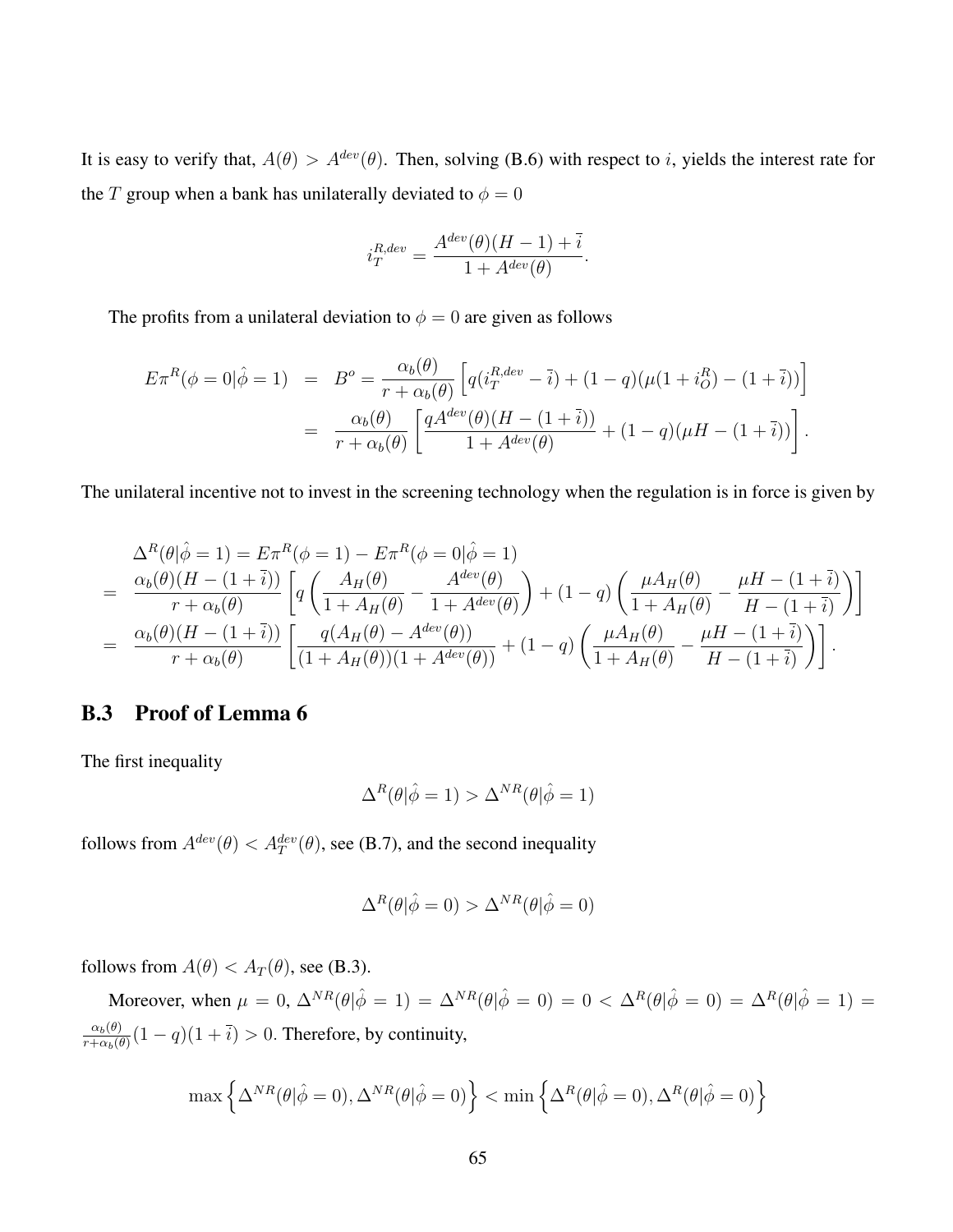It is easy to verify that, $A(\theta) > A^{dev}(\theta)$. Then, solving (B.6) with respect to $i$, yields the interest rate for the $T$ group when a bank has unilaterally deviated to $\phi = 0$

$$i_T^{R,dev} = \frac{A^{dev}(\theta)(H-1) + \bar{i}}{1 + A^{dev}(\theta)}.$$

The profits from a unilateral deviation to $\phi = 0$ are given as follows

$$\begin{aligned} E\pi^R(\phi = 0|\hat{\phi} = 1) &= B^o = \frac{\alpha_b(\theta)}{r + \alpha_b(\theta)} \left[ q(i_T^{R,dev} - \bar{i}) + (1-q)(\mu(1 + i_O^R) - (1 + \bar{i})) \right] \\ &= \frac{\alpha_b(\theta)}{r + \alpha_b(\theta)} \left[ \frac{qA^{dev}(\theta)(H - (1 + \bar{i}))}{1 + A^{dev}(\theta)} + (1-q)(\mu H - (1 + \bar{i})) \right]. \end{aligned}$$

The unilateral incentive not to invest in the screening technology when the regulation is in force is given by

$$\begin{aligned} &\Delta^R(\theta|\hat{\phi} = 1) = E\pi^R(\phi = 1) - E\pi^R(\phi = 0|\hat{\phi} = 1) \\ = \; & \frac{\alpha_b(\theta)(H - (1 + \bar{i}))}{r + \alpha_b(\theta)} \left[ q \left( \frac{A_H(\theta)}{1 + A_H(\theta)} - \frac{A^{dev}(\theta)}{1 + A^{dev}(\theta)} \right) + (1-q) \left( \frac{\mu A_H(\theta)}{1 + A_H(\theta)} - \frac{\mu H - (1 + \bar{i})}{H - (1 + \bar{i})} \right) \right] \\ = \; & \frac{\alpha_b(\theta)(H - (1 + \bar{i}))}{r + \alpha_b(\theta)} \left[ \frac{q(A_H(\theta) - A^{dev}(\theta))}{(1 + A_H(\theta))(1 + A^{dev}(\theta))} + (1-q) \left( \frac{\mu A_H(\theta)}{1 + A_H(\theta)} - \frac{\mu H - (1 + \bar{i})}{H - (1 + \bar{i})} \right) \right]. \end{aligned}$$

## B.3 Proof of Lemma 6

The first inequality

$$\Delta^R(\theta|\hat{\phi} = 1) > \Delta^{NR}(\theta|\hat{\phi} = 1)$$

follows from $A^{dev}(\theta) < A_T^{dev}(\theta)$, see (B.7), and the second inequality

$$\Delta^R(\theta|\hat{\phi} = 0) > \Delta^{NR}(\theta|\hat{\phi} = 0)$$

follows from $A(\theta) < A_T(\theta)$, see (B.3).

Moreover, when $\mu = 0$, $\Delta^{NR}(\theta|\hat{\phi} = 1) = \Delta^{NR}(\theta|\hat{\phi} = 0) = 0 < \Delta^R(\theta|\hat{\phi} = 0) = \Delta^R(\theta|\hat{\phi} = 1) = \frac{\alpha_b(\theta)}{r + \alpha_b(\theta)}(1-q)(1 + \bar{i}) > 0$. Therefore, by continuity,

$$\max\left\{ \Delta^{NR}(\theta|\hat{\phi} = 0), \Delta^{NR}(\theta|\hat{\phi} = 0) \right\} < \min\left\{ \Delta^R(\theta|\hat{\phi} = 0), \Delta^R(\theta|\hat{\phi} = 0) \right\}$$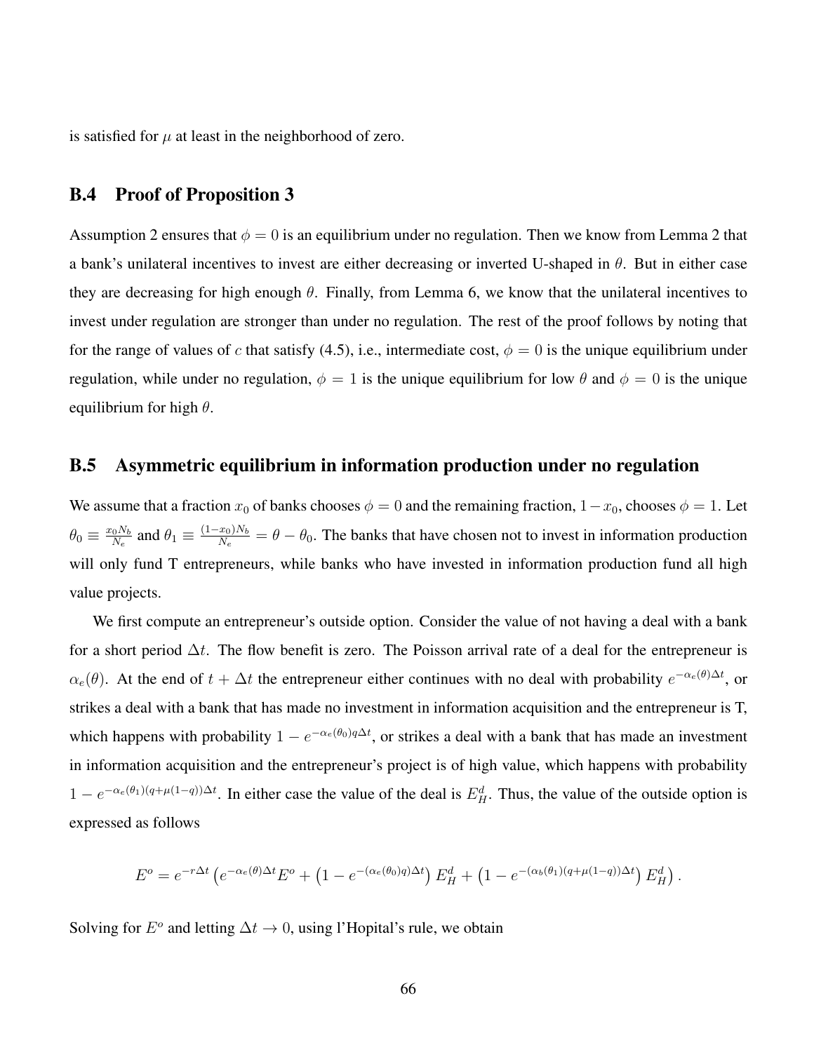is satisfied for $\mu$ at least in the neighborhood of zero.

## B.4 Proof of Proposition 3

Assumption 2 ensures that $\phi = 0$ is an equilibrium under no regulation. Then we know from Lemma 2 that a bank's unilateral incentives to invest are either decreasing or inverted U-shaped in $\theta$. But in either case they are decreasing for high enough $\theta$. Finally, from Lemma 6, we know that the unilateral incentives to invest under regulation are stronger than under no regulation. The rest of the proof follows by noting that for the range of values of $c$ that satisfy (4.5), i.e., intermediate cost, $\phi = 0$ is the unique equilibrium under regulation, while under no regulation, $\phi = 1$ is the unique equilibrium for low $\theta$ and $\phi = 0$ is the unique equilibrium for high $\theta$.

## B.5 Asymmetric equilibrium in information production under no regulation

We assume that a fraction $x_0$ of banks chooses $\phi = 0$ and the remaining fraction, $1 - x_0$, chooses $\phi = 1$. Let $\theta_0 \equiv \frac{x_0 N_b}{N_e}$ and $\theta_1 \equiv \frac{(1-x_0)N_b}{N_e} = \theta - \theta_0$. The banks that have chosen not to invest in information production will only fund T entrepreneurs, while banks who have invested in information production fund all high value projects.

We first compute an entrepreneur's outside option. Consider the value of not having a deal with a bank for a short period $\Delta t$. The flow benefit is zero. The Poisson arrival rate of a deal for the entrepreneur is $\alpha_e(\theta)$. At the end of $t + \Delta t$ the entrepreneur either continues with no deal with probability $e^{-\alpha_e(\theta)\Delta t}$, or strikes a deal with a bank that has made no investment in information acquisition and the entrepreneur is T, which happens with probability $1 - e^{-\alpha_e(\theta_0)q\Delta t}$, or strikes a deal with a bank that has made an investment in information acquisition and the entrepreneur's project is of high value, which happens with probability $1 - e^{-\alpha_e(\theta_1)(q+\mu(1-q))\Delta t}$. In either case the value of the deal is $E_H^d$. Thus, the value of the outside option is expressed as follows

$$E^o = e^{-r\Delta t}\left(e^{-\alpha_e(\theta)\Delta t}E^o + \left(1 - e^{-(\alpha_e(\theta_0)q\Delta t)}\right)E_H^d + \left(1 - e^{-(\alpha_b(\theta_1)(q+\mu(1-q))\Delta t)}\right)E_H^d\right).$$

Solving for $E^o$ and letting $\Delta t \to 0$, using l'Hopital's rule, we obtain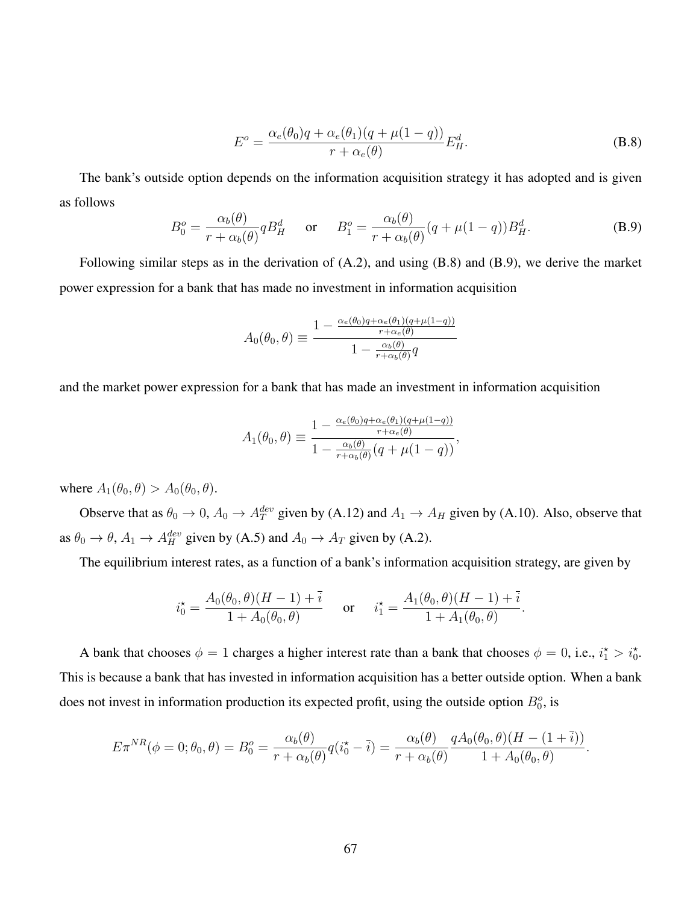$$E^o = \frac{\alpha_e(\theta_0)q + \alpha_e(\theta_1)(q + \mu(1-q))}{r + \alpha_e(\theta)} E_H^d. \tag{B.8}$$

The bank's outside option depends on the information acquisition strategy it has adopted and is given as follows

$$B_0^o = \frac{\alpha_b(\theta)}{r + \alpha_b(\theta)} q B_H^d \quad \text{or} \quad B_1^o = \frac{\alpha_b(\theta)}{r + \alpha_b(\theta)} (q + \mu(1-q)) B_H^d. \tag{B.9}$$

Following similar steps as in the derivation of (A.2), and using (B.8) and (B.9), we derive the market power expression for a bank that has made no investment in information acquisition

$$A_0(\theta_0, \theta) \equiv \frac{1 - \frac{\alpha_e(\theta_0)q + \alpha_e(\theta_1)(q + \mu(1-q))}{r + \alpha_e(\theta)}}{1 - \frac{\alpha_b(\theta)}{r + \alpha_b(\theta)} q}$$

and the market power expression for a bank that has made an investment in information acquisition

$$A_1(\theta_0, \theta) \equiv \frac{1 - \frac{\alpha_e(\theta_0)q + \alpha_e(\theta_1)(q + \mu(1-q))}{r + \alpha_e(\theta)}}{1 - \frac{\alpha_b(\theta)}{r + \alpha_b(\theta)} (q + \mu(1-q))},$$

where $A_1(\theta_0, \theta) > A_0(\theta_0, \theta)$.

Observe that as $\theta_0 \to 0$, $A_0 \to A_T^{dev}$ given by (A.12) and $A_1 \to A_H$ given by (A.10). Also, observe that as $\theta_0 \to \theta$, $A_1 \to A_H^{dev}$ given by (A.5) and $A_0 \to A_T$ given by (A.2).

The equilibrium interest rates, as a function of a bank's information acquisition strategy, are given by

$$i_0^\star = \frac{A_0(\theta_0, \theta)(H-1) + \bar{i}}{1 + A_0(\theta_0, \theta)} \quad \text{or} \quad i_1^\star = \frac{A_1(\theta_0, \theta)(H-1) + \bar{i}}{1 + A_1(\theta_0, \theta)}.$$

A bank that chooses $\phi = 1$ charges a higher interest rate than a bank that chooses $\phi = 0$, i.e., $i_1^\star > i_0^\star$. This is because a bank that has invested in information acquisition has a better outside option. When a bank does not invest in information production its expected profit, using the outside option $B_0^o$, is

$$E\pi^{NR}(\phi = 0; \theta_0, \theta) = B_0^o = \frac{\alpha_b(\theta)}{r + \alpha_b(\theta)} q(i_0^\star - \bar{i}) = \frac{\alpha_b(\theta)}{r + \alpha_b(\theta)} \frac{q A_0(\theta_0, \theta)(H - (1 + \bar{i}))}{1 + A_0(\theta_0, \theta)}.$$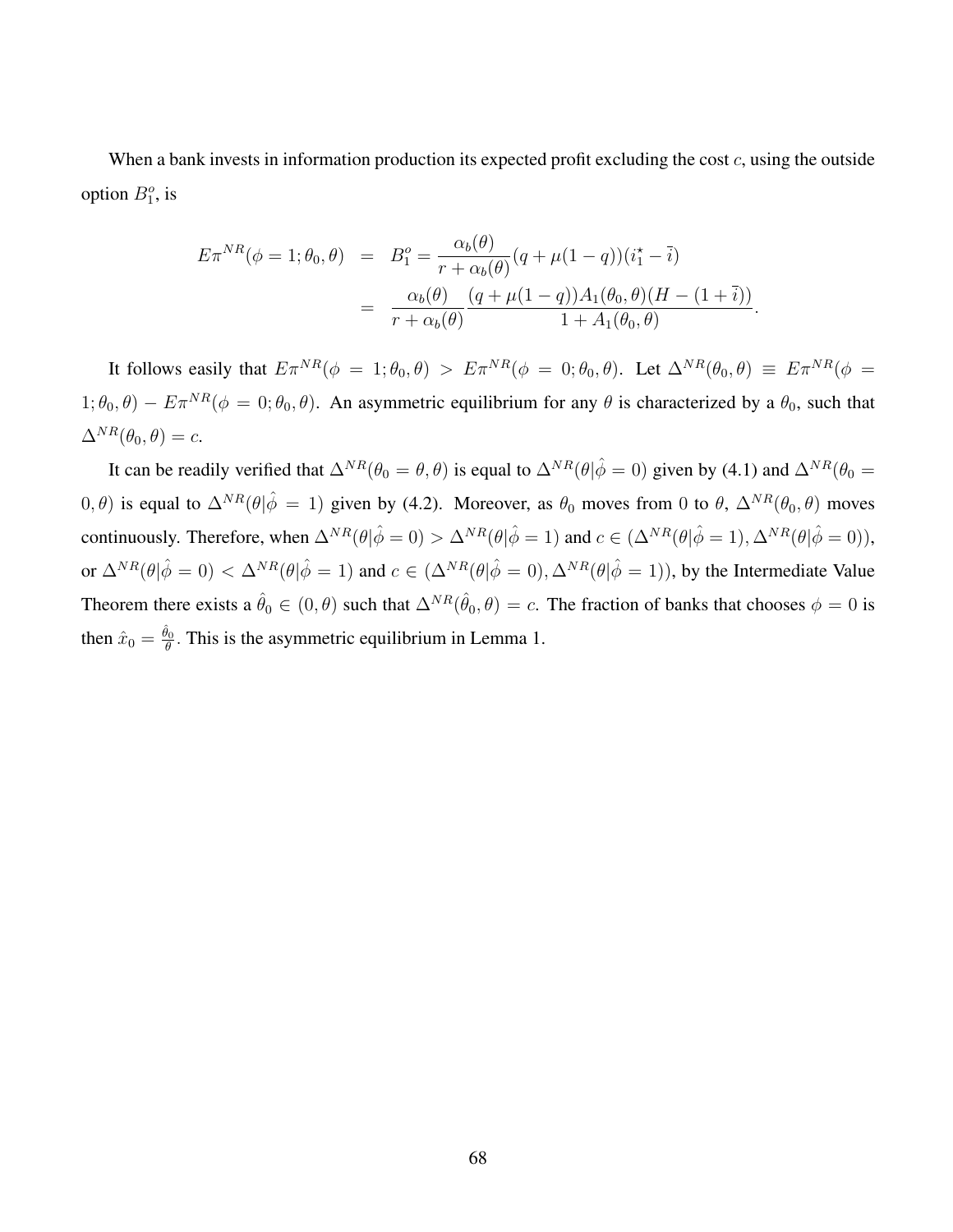When a bank invests in information production its expected profit excluding the cost $c$, using the outside option $B_1^o$, is

$$
\begin{aligned}
E\pi^{NR}(\phi = 1; \theta_0, \theta) &= B_1^o = \frac{\alpha_b(\theta)}{r + \alpha_b(\theta)}(q + \mu(1-q))(i_1^\star - \bar{i}) \\
&= \frac{\alpha_b(\theta)}{r + \alpha_b(\theta)} \frac{(q + \mu(1-q))A_1(\theta_0, \theta)(H - (1+\bar{i}))}{1 + A_1(\theta_0, \theta)}.
\end{aligned}
$$

It follows easily that $E\pi^{NR}(\phi = 1; \theta_0, \theta) > E\pi^{NR}(\phi = 0; \theta_0, \theta)$. Let $\Delta^{NR}(\theta_0, \theta) \equiv E\pi^{NR}(\phi = 1; \theta_0, \theta) - E\pi^{NR}(\phi = 0; \theta_0, \theta)$. An asymmetric equilibrium for any $\theta$ is characterized by a $\theta_0$, such that $\Delta^{NR}(\theta_0, \theta) = c$.

It can be readily verified that $\Delta^{NR}(\theta_0 = \theta, \theta)$ is equal to $\Delta^{NR}(\theta|\hat{\phi} = 0)$ given by (4.1) and $\Delta^{NR}(\theta_0 = 0, \theta)$ is equal to $\Delta^{NR}(\theta|\hat{\phi} = 1)$ given by (4.2). Moreover, as $\theta_0$ moves from $0$ to $\theta$, $\Delta^{NR}(\theta_0, \theta)$ moves continuously. Therefore, when $\Delta^{NR}(\theta|\hat{\phi} = 0) > \Delta^{NR}(\theta|\hat{\phi} = 1)$ and $c \in (\Delta^{NR}(\theta|\hat{\phi} = 1), \Delta^{NR}(\theta|\hat{\phi} = 0))$, or $\Delta^{NR}(\theta|\hat{\phi} = 0) < \Delta^{NR}(\theta|\hat{\phi} = 1)$ and $c \in (\Delta^{NR}(\theta|\hat{\phi} = 0), \Delta^{NR}(\theta|\hat{\phi} = 1))$, by the Intermediate Value Theorem there exists a $\hat{\theta}_0 \in (0, \theta)$ such that $\Delta^{NR}(\hat{\theta}_0, \theta) = c$. The fraction of banks that chooses $\phi = 0$ is then $\hat{x}_0 = \frac{\hat{\theta}_0}{\theta}$. This is the asymmetric equilibrium in Lemma 1.